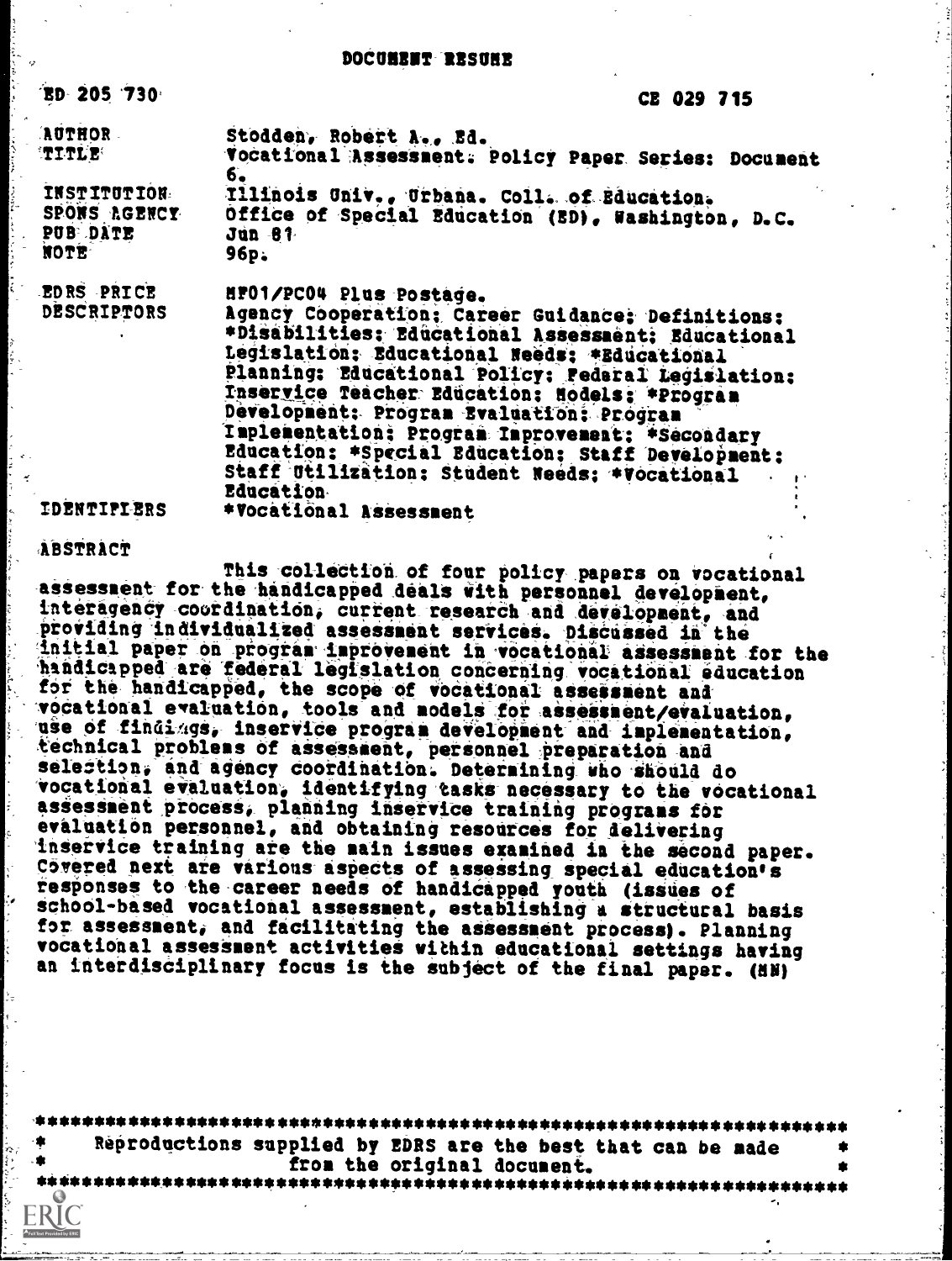# DOCUMENT RESUME

| | |
|---|---|
| ED 205 730 | CE 029 715 |
| AUTHOR | Stodden, Robert A., Ed. |
| TITLE | Vocational Assessment. Policy Paper Series: Document 6. |
| INSTITUTION | Illinois Univ., Urbana. Coll. of Education. |
| SPONS AGENCY | Office of Special Education (ED), Washington, D.C. |
| PUB DATE | Jun 81 |
| NOTE | 96p. |
| EDRS PRICE | MF01/PC04 Plus Postage. |
| DESCRIPTORS | Agency Cooperation; Career Guidance; Definitions; *Disabilities; Educational Assessment; Educational Legislation; Educational Needs; *Educational Planning; Educational Policy; Federal Legislation; Inservice Teacher Education; Models; *Program Development; Program Evaluation; Program Implementation; Program Improvement; *Secondary Education; *Special Education; Staff Development; Staff Utilization; Student Needs; *Vocational Education |
| IDENTIFIERS | *Vocational Assessment |

ABSTRACT

This collection of four policy papers on vocational assessment for the handicapped deals with personnel development, interagency coordination, current research and development, and providing individualized assessment services. Discussed in the initial paper on program improvement in vocational assessment for the handicapped are federal legislation concerning vocational education for the handicapped, the scope of vocational assessment and vocational evaluation, tools and models for assessment/evaluation, use of findings, inservice program development and implementation, technical problems of assessment, personnel preparation and selection, and agency coordination. Determining who should do vocational evaluation, identifying tasks necessary to the vocational assessment process, planning inservice training programs for evaluation personnel, and obtaining resources for delivering inservice training are the main issues examined in the second paper. Covered next are various aspects of assessing special education's responses to the career needs of handicapped youth (issues of school-based vocational assessment, establishing a structural basis for assessment, and facilitating the assessment process). Planning vocational assessment activities within educational settings having an interdisciplinary focus is the subject of the final paper. (MN)

---

Reproductions supplied by EDRS are the best that can be made from the original document.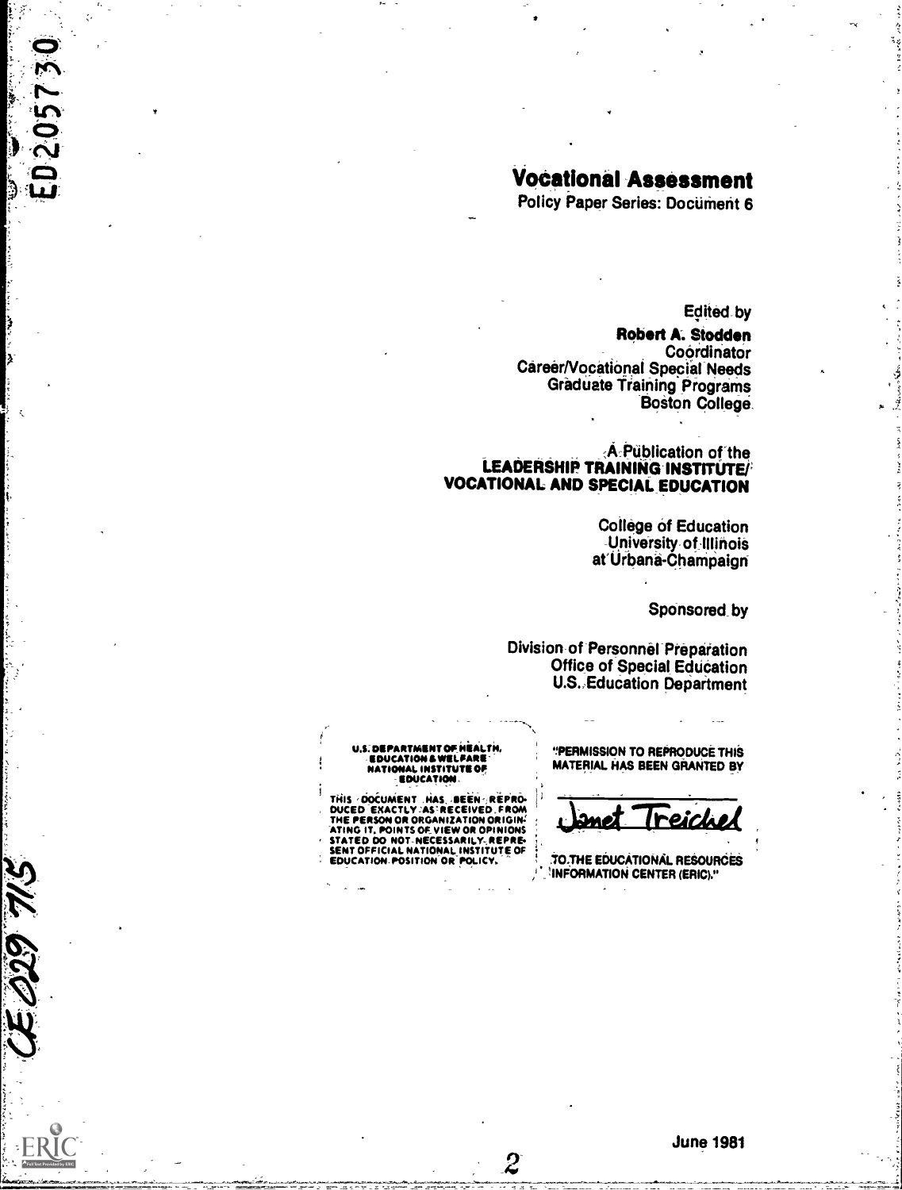# Vocational Assessment

Policy Paper Series: Document 6

Edited by

**Robert A. Stodden**
Coordinator
Career/Vocational Special Needs
Graduate Training Programs
Boston College

A Publication of the
**LEADERSHIP TRAINING INSTITUTE/ VOCATIONAL AND SPECIAL EDUCATION**

College of Education
University of Illinois
at Urbana-Champaign

Sponsored by

Division of Personnel Preparation
Office of Special Education
U.S. Education Department

U.S. DEPARTMENT OF HEALTH, EDUCATION & WELFARE NATIONAL INSTITUTE OF EDUCATION

THIS DOCUMENT HAS BEEN REPRODUCED EXACTLY AS RECEIVED FROM THE PERSON OR ORGANIZATION ORIGINATING IT. POINTS OF VIEW OR OPINIONS STATED DO NOT NECESSARILY REPRESENT OFFICIAL NATIONAL INSTITUTE OF EDUCATION POSITION OR POLICY.

"PERMISSION TO REPRODUCE THIS MATERIAL HAS BEEN GRANTED BY

Janet Treichel

TO THE EDUCATIONAL RESOURCES INFORMATION CENTER (ERIC)."

June 1981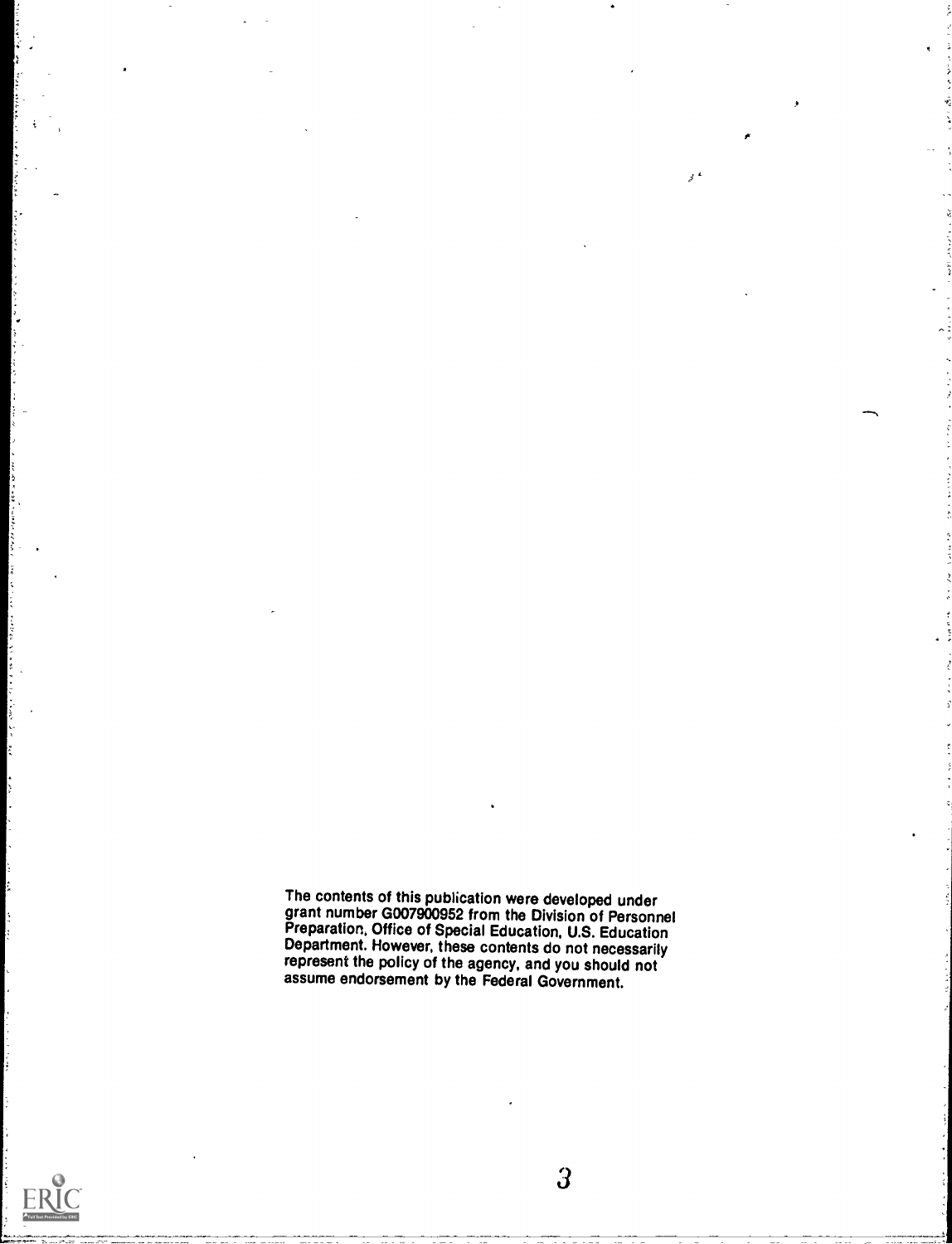The contents of this publication were developed under grant number G007900952 from the Division of Personnel Preparation, Office of Special Education, U.S. Education Department. However, these contents do not necessarily represent the policy of the agency, and you should not assume endorsement by the Federal Government.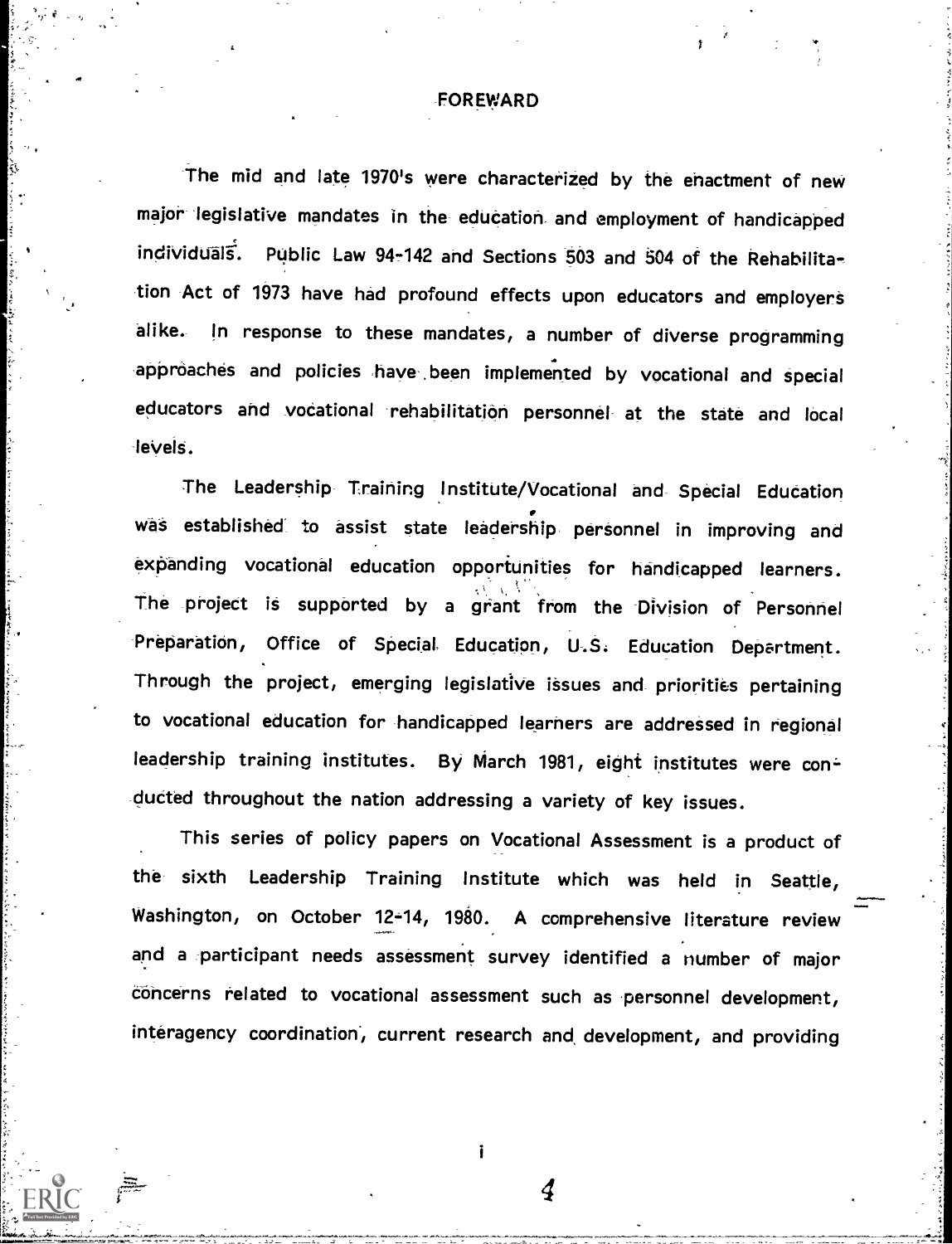# FOREWARD

The mid and late 1970's were characterized by the enactment of new major legislative mandates in the education and employment of handicapped individuals. Public Law 94-142 and Sections 503 and 504 of the Rehabilitation Act of 1973 have had profound effects upon educators and employers alike. In response to these mandates, a number of diverse programming approaches and policies have been implemented by vocational and special educators and vocational rehabilitation personnel at the state and local levels.

The Leadership Training Institute/Vocational and Special Education was established to assist state leadership personnel in improving and expanding vocational education opportunities for handicapped learners. The project is supported by a grant from the Division of Personnel Preparation, Office of Special Education, U.S. Education Department. Through the project, emerging legislative issues and priorities pertaining to vocational education for handicapped learners are addressed in regional leadership training institutes. By March 1981, eight institutes were conducted throughout the nation addressing a variety of key issues.

This series of policy papers on Vocational Assessment is a product of the sixth Leadership Training Institute which was held in Seattle, Washington, on October 12-14, 1980. A comprehensive literature review and a participant needs assessment survey identified a number of major concerns related to vocational assessment such as personnel development, interagency coordination, current research and development, and providing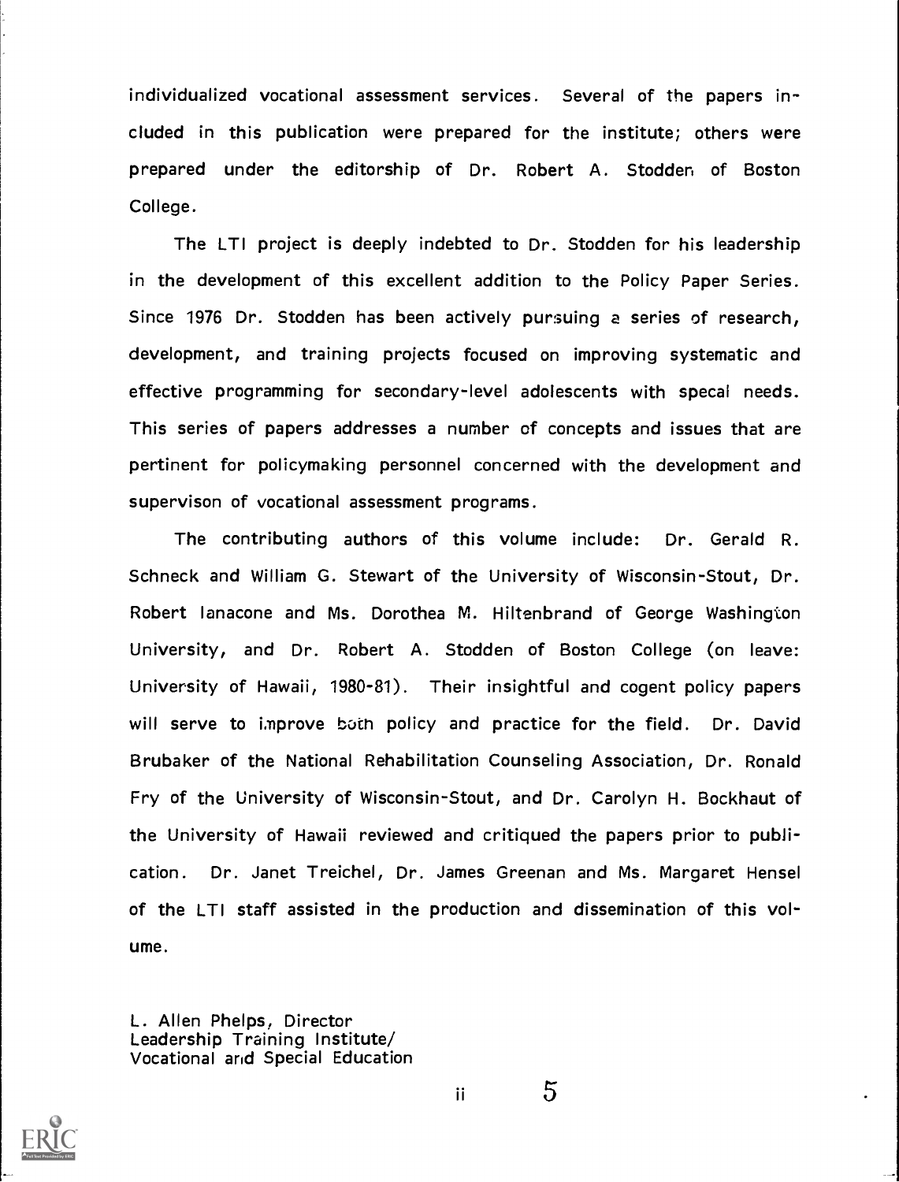individualized vocational assessment services. Several of the papers included in this publication were prepared for the institute; others were prepared under the editorship of Dr. Robert A. Stodden of Boston College.

The LTI project is deeply indebted to Dr. Stodden for his leadership in the development of this excellent addition to the Policy Paper Series. Since 1976 Dr. Stodden has been actively pursuing a series of research, development, and training projects focused on improving systematic and effective programming for secondary-level adolescents with specal needs. This series of papers addresses a number of concepts and issues that are pertinent for policymaking personnel concerned with the development and supervison of vocational assessment programs.

The contributing authors of this volume include: Dr. Gerald R. Schneck and William G. Stewart of the University of Wisconsin-Stout, Dr. Robert Ianacone and Ms. Dorothea M. Hiltenbrand of George Washington University, and Dr. Robert A. Stodden of Boston College (on leave: University of Hawaii, 1980-81). Their insightful and cogent policy papers will serve to improve both policy and practice for the field. Dr. David Brubaker of the National Rehabilitation Counseling Association, Dr. Ronald Fry of the University of Wisconsin-Stout, and Dr. Carolyn H. Bockhaut of the University of Hawaii reviewed and critiqued the papers prior to publication. Dr. Janet Treichel, Dr. James Greenan and Ms. Margaret Hensel of the LTI staff assisted in the production and dissemination of this volume.

L. Allen Phelps, Director
Leadership Training Institute/
Vocational and Special Education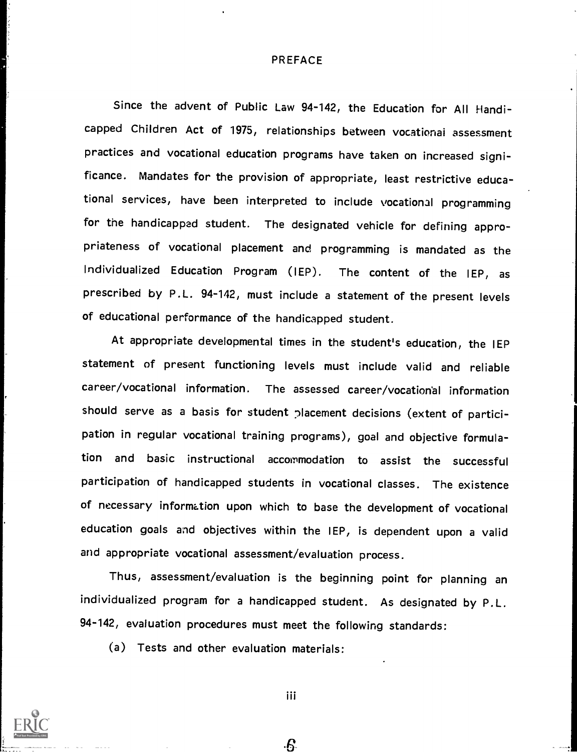# PREFACE

Since the advent of Public Law 94-142, the Education for All Handicapped Children Act of 1975, relationships between vocational assessment practices and vocational education programs have taken on increased significance. Mandates for the provision of appropriate, least restrictive educational services, have been interpreted to include vocational programming for the handicapped student. The designated vehicle for defining appropriateness of vocational placement and programming is mandated as the Individualized Education Program (IEP). The content of the IEP, as prescribed by P.L. 94-142, must include a statement of the present levels of educational performance of the handicapped student.

At appropriate developmental times in the student's education, the IEP statement of present functioning levels must include valid and reliable career/vocational information. The assessed career/vocational information should serve as a basis for student placement decisions (extent of participation in regular vocational training programs), goal and objective formulation and basic instructional accommodation to assist the successful participation of handicapped students in vocational classes. The existence of necessary information upon which to base the development of vocational education goals and objectives within the IEP, is dependent upon a valid and appropriate vocational assessment/evaluation process.

Thus, assessment/evaluation is the beginning point for planning an individualized program for a handicapped student. As designated by P.L. 94-142, evaluation procedures must meet the following standards:

(a) Tests and other evaluation materials: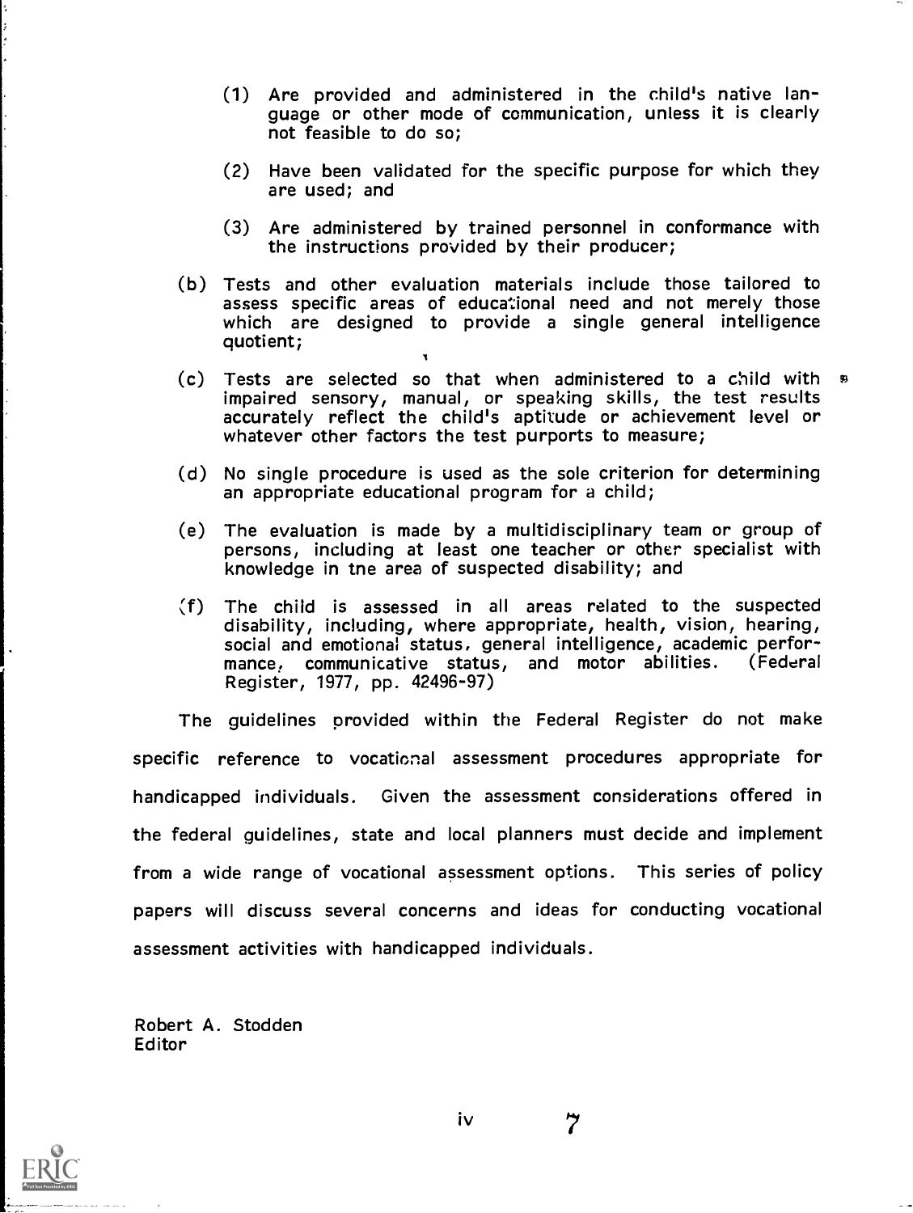(1) Are provided and administered in the child's native language or other mode of communication, unless it is clearly not feasible to do so;

(2) Have been validated for the specific purpose for which they are used; and

(3) Are administered by trained personnel in conformance with the instructions provided by their producer;

(b) Tests and other evaluation materials include those tailored to assess specific areas of educational need and not merely those which are designed to provide a single general intelligence quotient;

(c) Tests are selected so that when administered to a child with impaired sensory, manual, or speaking skills, the test results accurately reflect the child's aptitude or achievement level or whatever other factors the test purports to measure;

(d) No single procedure is used as the sole criterion for determining an appropriate educational program for a child;

(e) The evaluation is made by a multidisciplinary team or group of persons, including at least one teacher or other specialist with knowledge in the area of suspected disability; and

(f) The child is assessed in all areas related to the suspected disability, including, where appropriate, health, vision, hearing, social and emotional status, general intelligence, academic performance, communicative status, and motor abilities. (Federal Register, 1977, pp. 42496-97)

The guidelines provided within the Federal Register do not make specific reference to vocational assessment procedures appropriate for handicapped individuals. Given the assessment considerations offered in the federal guidelines, state and local planners must decide and implement from a wide range of vocational assessment options. This series of policy papers will discuss several concerns and ideas for conducting vocational assessment activities with handicapped individuals.

Robert A. Stodden
Editor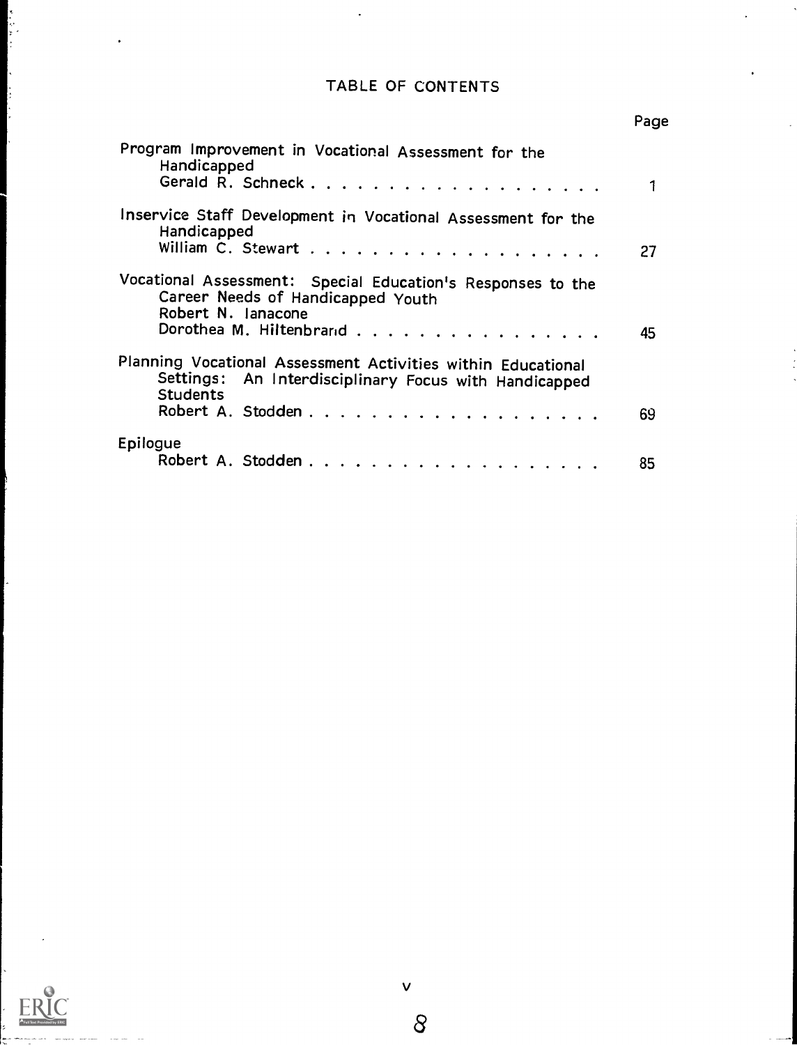# TABLE OF CONTENTS

| | Page |
|---|---|
| Program Improvement in Vocational Assessment for the Handicapped<br>Gerald R. Schneck | 1 |
| Inservice Staff Development in Vocational Assessment for the Handicapped<br>William C. Stewart | 27 |
| Vocational Assessment: Special Education's Responses to the Career Needs of Handicapped Youth<br>Robert N. Ianacone<br>Dorothea M. Hiltenbrand | 45 |
| Planning Vocational Assessment Activities within Educational Settings: An Interdisciplinary Focus with Handicapped Students<br>Robert A. Stodden | 69 |
| Epilogue<br>Robert A. Stodden | 85 |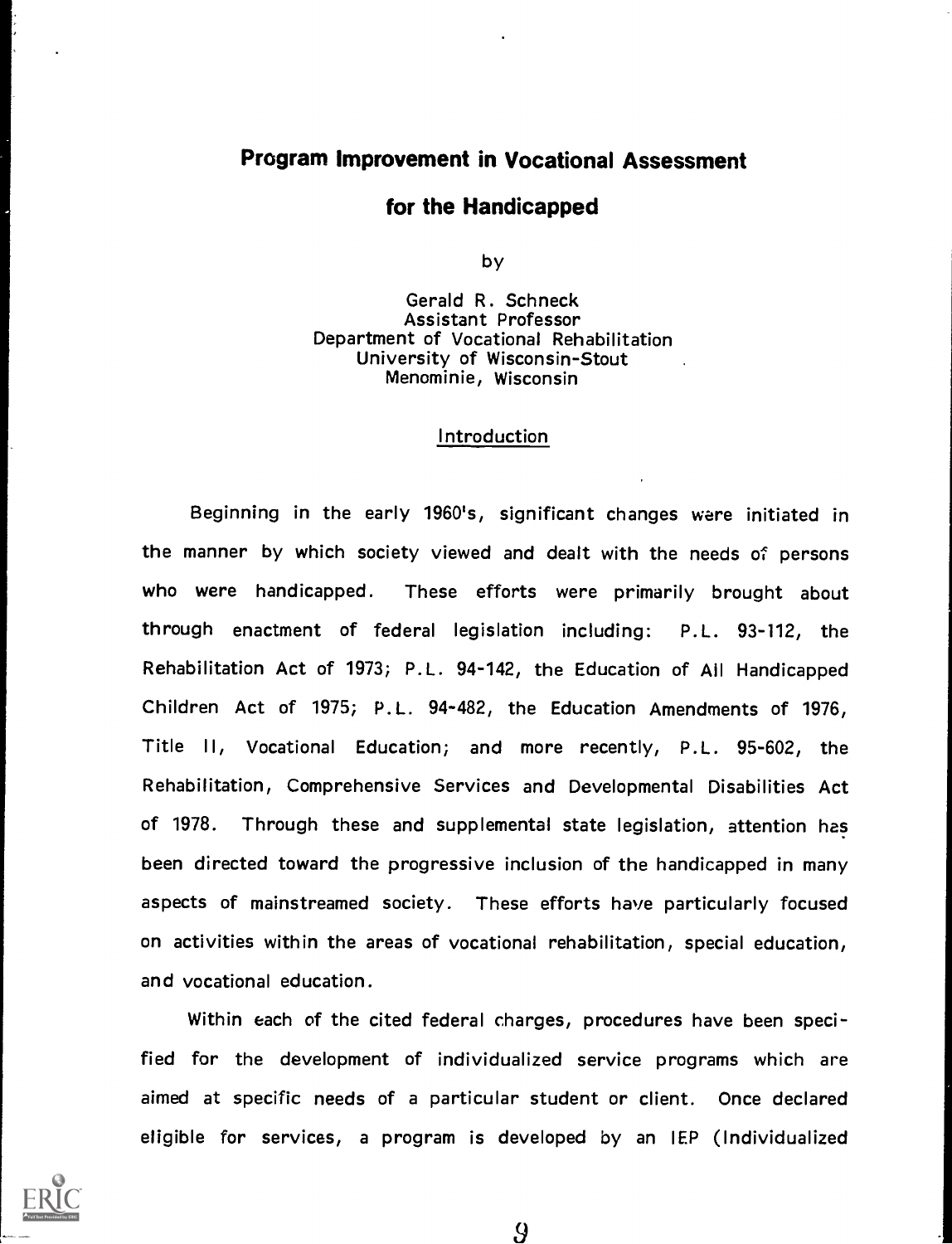# Program Improvement in Vocational Assessment for the Handicapped

by

Gerald R. Schneck
Assistant Professor
Department of Vocational Rehabilitation
University of Wisconsin-Stout
Menominie, Wisconsin

## Introduction

Beginning in the early 1960's, significant changes were initiated in the manner by which society viewed and dealt with the needs of persons who were handicapped. These efforts were primarily brought about through enactment of federal legislation including: P.L. 93-112, the Rehabilitation Act of 1973; P.L. 94-142, the Education of All Handicapped Children Act of 1975; P.L. 94-482, the Education Amendments of 1976, Title II, Vocational Education; and more recently, P.L. 95-602, the Rehabilitation, Comprehensive Services and Developmental Disabilities Act of 1978. Through these and supplemental state legislation, attention has been directed toward the progressive inclusion of the handicapped in many aspects of mainstreamed society. These efforts have particularly focused on activities within the areas of vocational rehabilitation, special education, and vocational education.

Within each of the cited federal charges, procedures have been specified for the development of individualized service programs which are aimed at specific needs of a particular student or client. Once declared eligible for services, a program is developed by an IEP (Individualized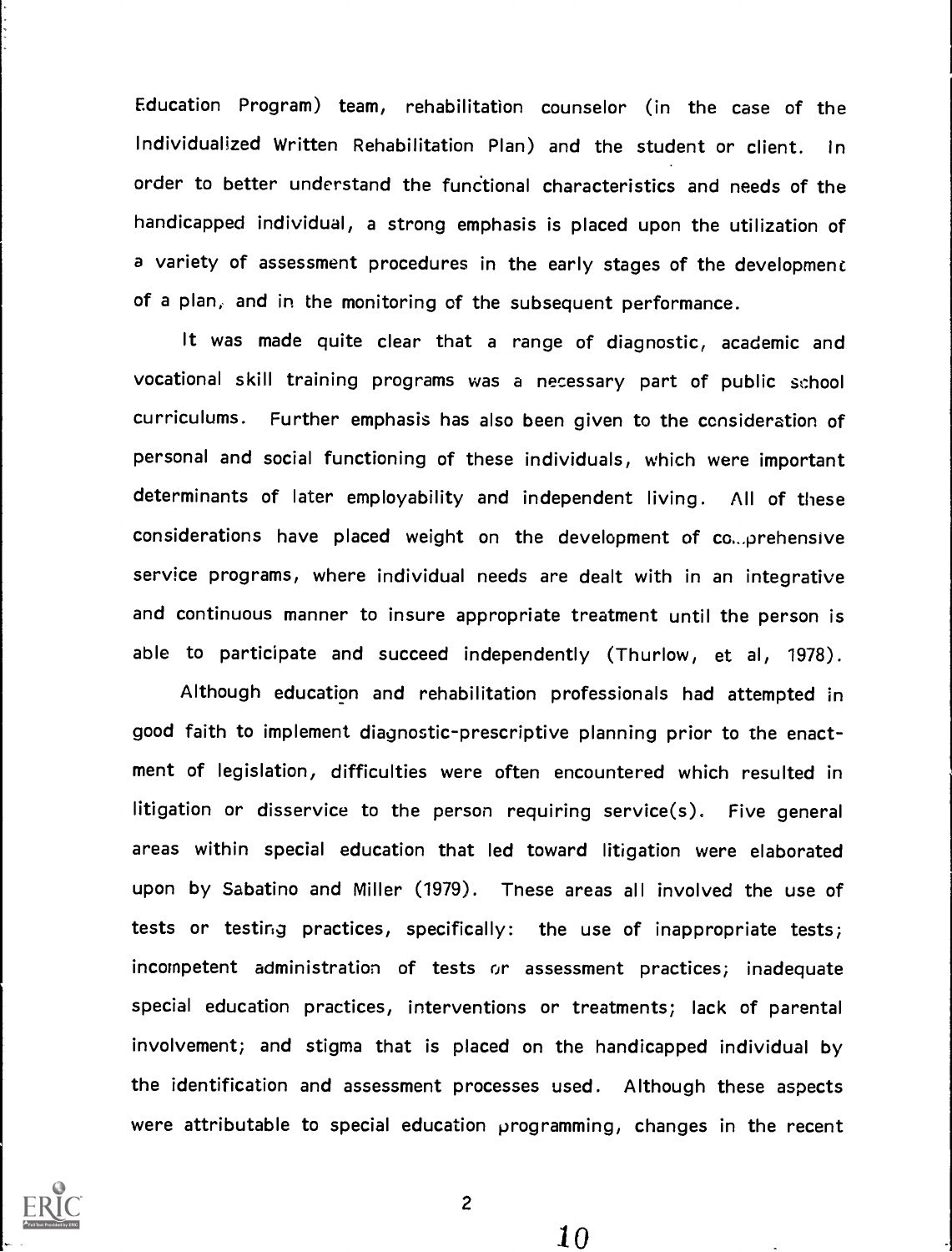Education Program) team, rehabilitation counselor (in the case of the Individualized Written Rehabilitation Plan) and the student or client. In order to better understand the functional characteristics and needs of the handicapped individual, a strong emphasis is placed upon the utilization of a variety of assessment procedures in the early stages of the development of a plan, and in the monitoring of the subsequent performance.

It was made quite clear that a range of diagnostic, academic and vocational skill training programs was a necessary part of public school curriculums. Further emphasis has also been given to the consideration of personal and social functioning of these individuals, which were important determinants of later employability and independent living. All of these considerations have placed weight on the development of comprehensive service programs, where individual needs are dealt with in an integrative and continuous manner to insure appropriate treatment until the person is able to participate and succeed independently (Thurlow, et al, 1978).

Although education and rehabilitation professionals had attempted in good faith to implement diagnostic-prescriptive planning prior to the enactment of legislation, difficulties were often encountered which resulted in litigation or disservice to the person requiring service(s). Five general areas within special education that led toward litigation were elaborated upon by Sabatino and Miller (1979). These areas all involved the use of tests or testing practices, specifically: the use of inappropriate tests; incompetent administration of tests or assessment practices; inadequate special education practices, interventions or treatments; lack of parental involvement; and stigma that is placed on the handicapped individual by the identification and assessment processes used. Although these aspects were attributable to special education programming, changes in the recent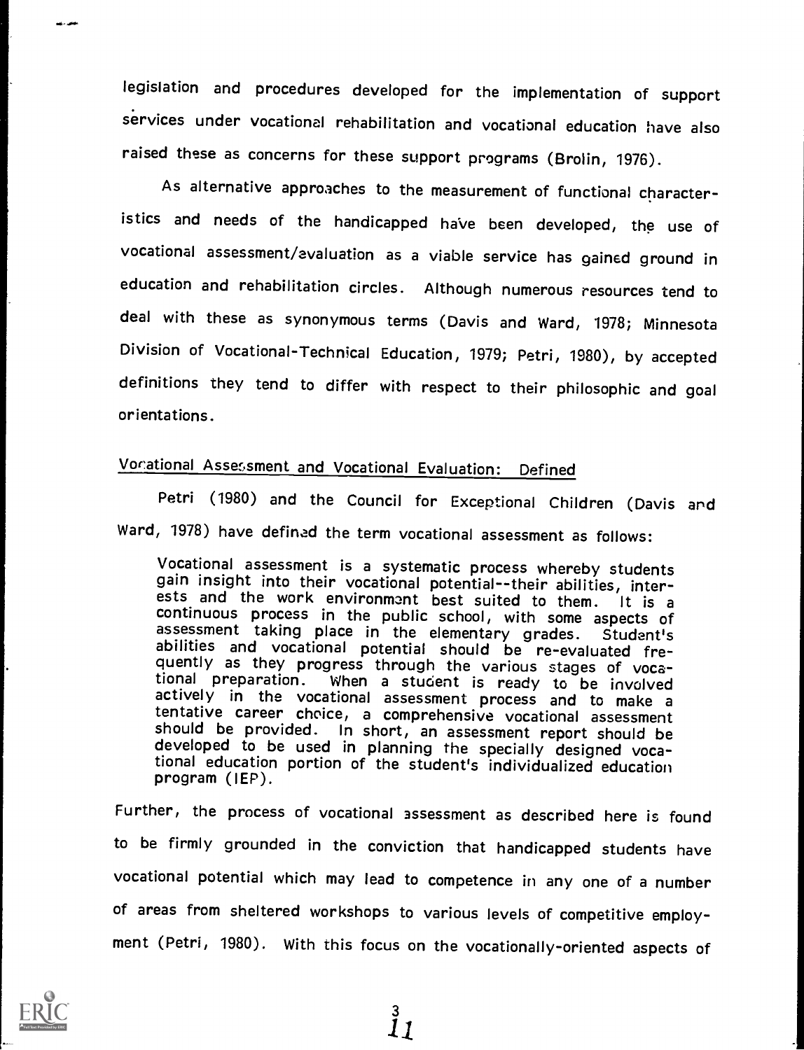legislation and procedures developed for the implementation of support services under vocational rehabilitation and vocational education have also raised these as concerns for these support programs (Brolin, 1976).

As alternative approaches to the measurement of functional characteristics and needs of the handicapped have been developed, the use of vocational assessment/evaluation as a viable service has gained ground in education and rehabilitation circles. Although numerous resources tend to deal with these as synonymous terms (Davis and Ward, 1978; Minnesota Division of Vocational-Technical Education, 1979; Petri, 1980), by accepted definitions they tend to differ with respect to their philosophic and goal orientations.

## Vocational Assessment and Vocational Evaluation: Defined

Petri (1980) and the Council for Exceptional Children (Davis and Ward, 1978) have defined the term vocational assessment as follows:

> Vocational assessment is a systematic process whereby students gain insight into their vocational potential--their abilities, interests and the work environment best suited to them. It is a continuous process in the public school, with some aspects of assessment taking place in the elementary grades. Student's abilities and vocational potential should be re-evaluated frequently as they progress through the various stages of vocational preparation. When a student is ready to be involved actively in the vocational assessment process and to make a tentative career choice, a comprehensive vocational assessment should be provided. In short, an assessment report should be developed to be used in planning the specially designed vocational education portion of the student's individualized education program (IEP).

Further, the process of vocational assessment as described here is found to be firmly grounded in the conviction that handicapped students have vocational potential which may lead to competence in any one of a number of areas from sheltered workshops to various levels of competitive employment (Petri, 1980). With this focus on the vocationally-oriented aspects of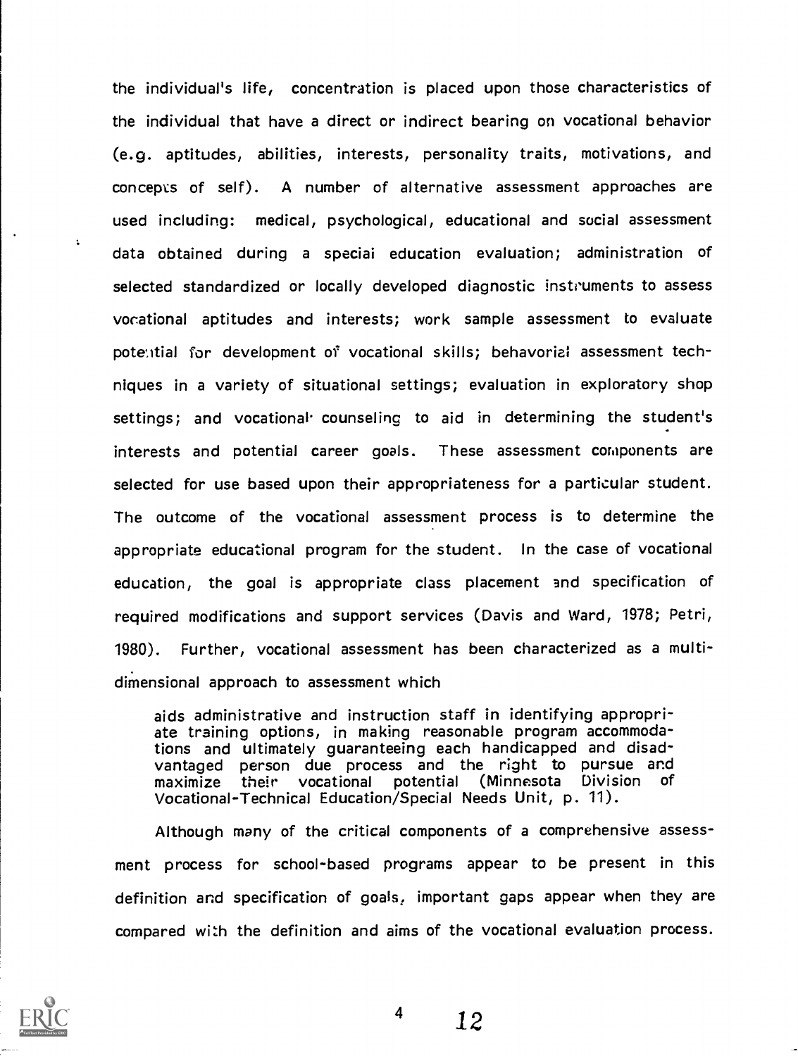the individual's life, concentration is placed upon those characteristics of the individual that have a direct or indirect bearing on vocational behavior (e.g. aptitudes, abilities, interests, personality traits, motivations, and concepts of self). A number of alternative assessment approaches are used including: medical, psychological, educational and social assessment data obtained during a special education evaluation; administration of selected standardized or locally developed diagnostic instruments to assess vocational aptitudes and interests; work sample assessment to evaluate potential for development of vocational skills; behavorial assessment techniques in a variety of situational settings; evaluation in exploratory shop settings; and vocational counseling to aid in determining the student's interests and potential career goals. These assessment components are selected for use based upon their appropriateness for a particular student. The outcome of the vocational assessment process is to determine the appropriate educational program for the student. In the case of vocational education, the goal is appropriate class placement and specification of required modifications and support services (Davis and Ward, 1978; Petri, 1980). Further, vocational assessment has been characterized as a multi-dimensional approach to assessment which

> aids administrative and instruction staff in identifying appropriate training options, in making reasonable program accommodations and ultimately guaranteeing each handicapped and disadvantaged person due process and the right to pursue and maximize their vocational potential (Minnesota Division of Vocational-Technical Education/Special Needs Unit, p. 11).

Although many of the critical components of a comprehensive assessment process for school-based programs appear to be present in this definition and specification of goals, important gaps appear when they are compared with the definition and aims of the vocational evaluation process.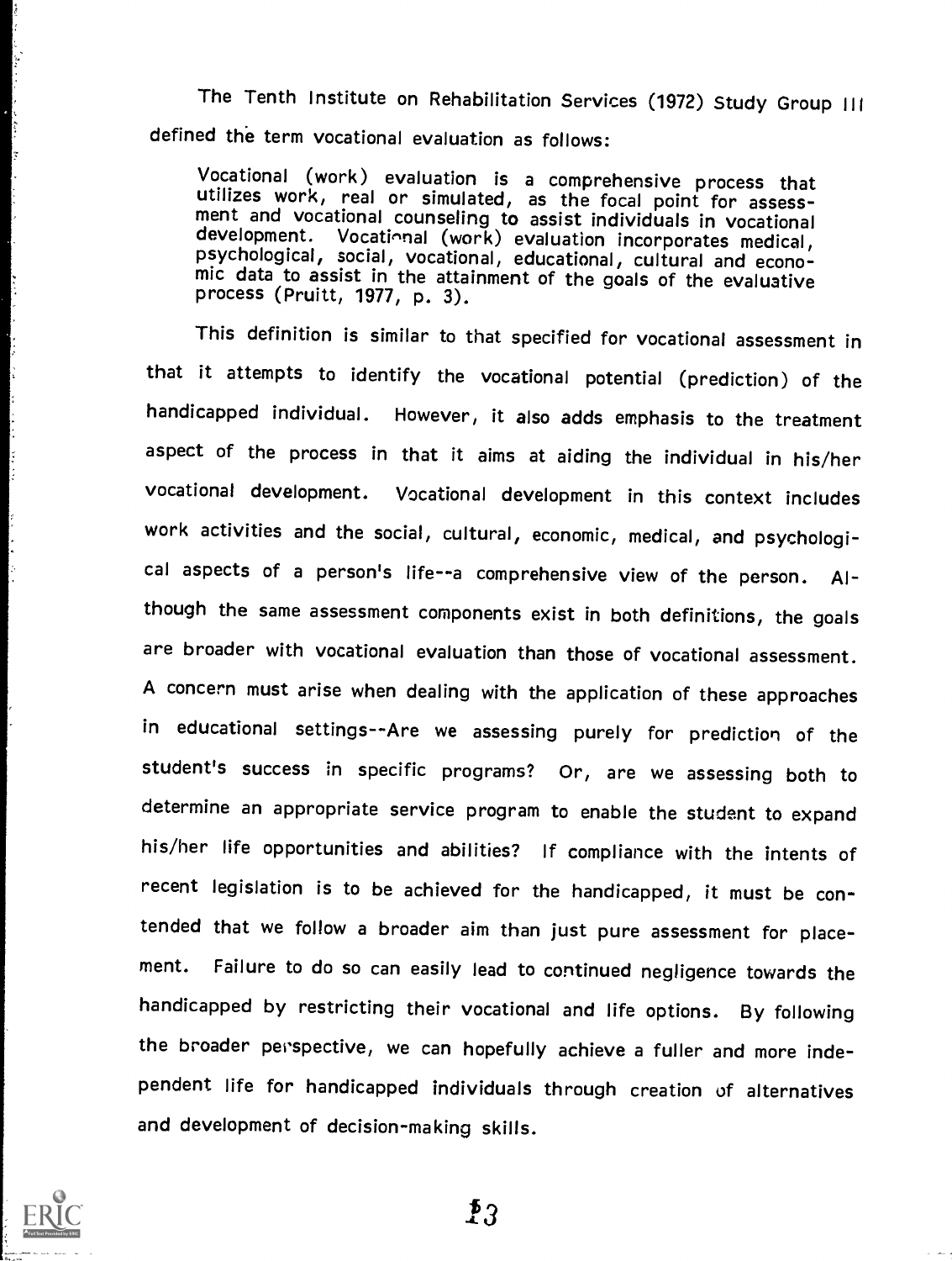The Tenth Institute on Rehabilitation Services (1972) Study Group III defined the term vocational evaluation as follows:

> Vocational (work) evaluation is a comprehensive process that utilizes work, real or simulated, as the focal point for assessment and vocational counseling to assist individuals in vocational development. Vocational (work) evaluation incorporates medical, psychological, social, vocational, educational, cultural and economic data to assist in the attainment of the goals of the evaluative process (Pruitt, 1977, p. 3).

This definition is similar to that specified for vocational assessment in that it attempts to identify the vocational potential (prediction) of the handicapped individual. However, it also adds emphasis to the treatment aspect of the process in that it aims at aiding the individual in his/her vocational development. Vocational development in this context includes work activities and the social, cultural, economic, medical, and psychological aspects of a person's life--a comprehensive view of the person. Although the same assessment components exist in both definitions, the goals are broader with vocational evaluation than those of vocational assessment. A concern must arise when dealing with the application of these approaches in educational settings--Are we assessing purely for prediction of the student's success in specific programs? Or, are we assessing both to determine an appropriate service program to enable the student to expand his/her life opportunities and abilities? If compliance with the intents of recent legislation is to be achieved for the handicapped, it must be contended that we follow a broader aim than just pure assessment for placement. Failure to do so can easily lead to continued negligence towards the handicapped by restricting their vocational and life options. By following the broader perspective, we can hopefully achieve a fuller and more independent life for handicapped individuals through creation of alternatives and development of decision-making skills.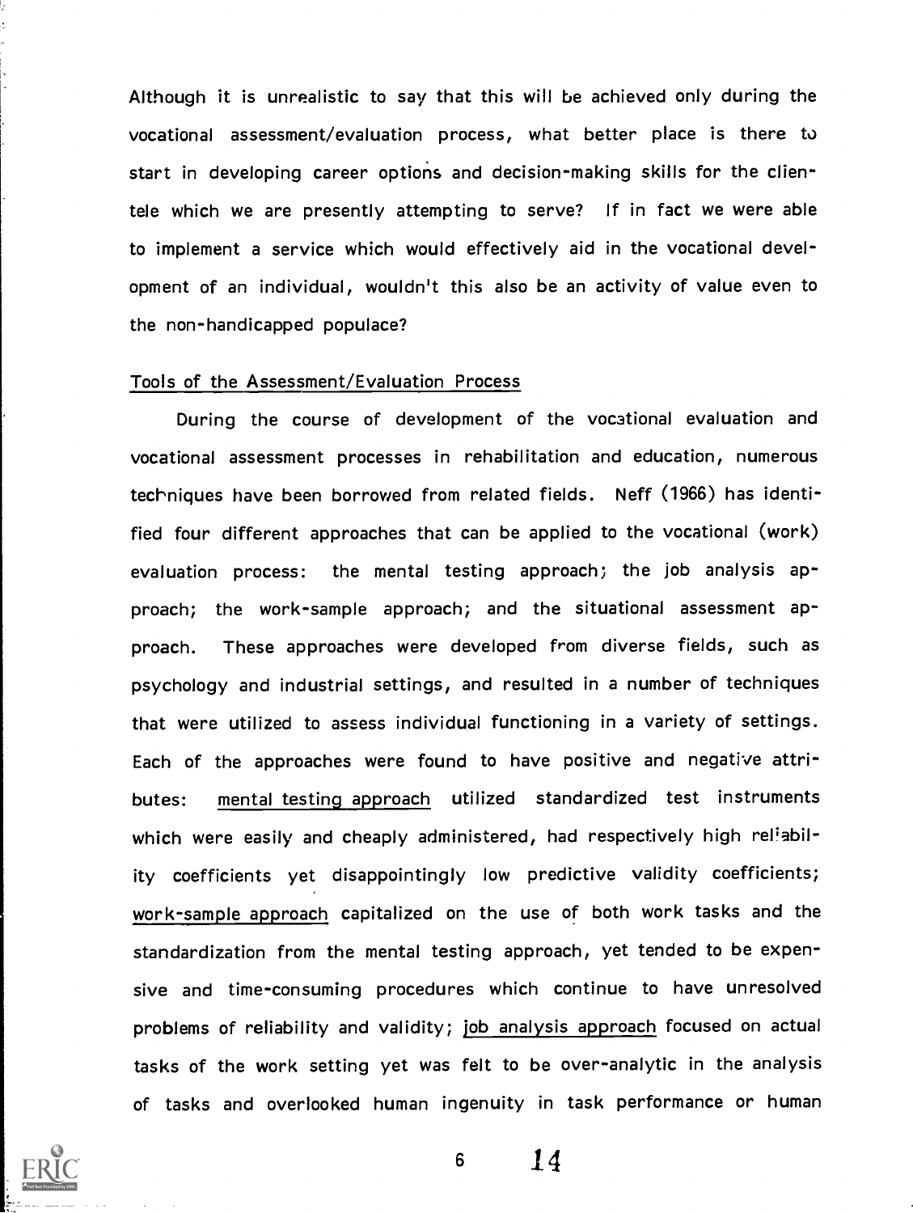Although it is unrealistic to say that this will be achieved only during the vocational assessment/evaluation process, what better place is there to start in developing career options and decision-making skills for the clientele which we are presently attempting to serve? If in fact we were able to implement a service which would effectively aid in the vocational development of an individual, wouldn't this also be an activity of value even to the non-handicapped populace?

## Tools of the Assessment/Evaluation Process

During the course of development of the vocational evaluation and vocational assessment processes in rehabilitation and education, numerous techniques have been borrowed from related fields. Neff (1966) has identified four different approaches that can be applied to the vocational (work) evaluation process: the mental testing approach; the job analysis approach; the work-sample approach; and the situational assessment approach. These approaches were developed from diverse fields, such as psychology and industrial settings, and resulted in a number of techniques that were utilized to assess individual functioning in a variety of settings. Each of the approaches were found to have positive and negative attributes: mental testing approach utilized standardized test instruments which were easily and cheaply administered, had respectively high reliability coefficients yet disappointingly low predictive validity coefficients; work-sample approach capitalized on the use of both work tasks and the standardization from the mental testing approach, yet tended to be expensive and time-consuming procedures which continue to have unresolved problems of reliability and validity; job analysis approach focused on actual tasks of the work setting yet was felt to be over-analytic in the analysis of tasks and overlooked human ingenuity in task performance or human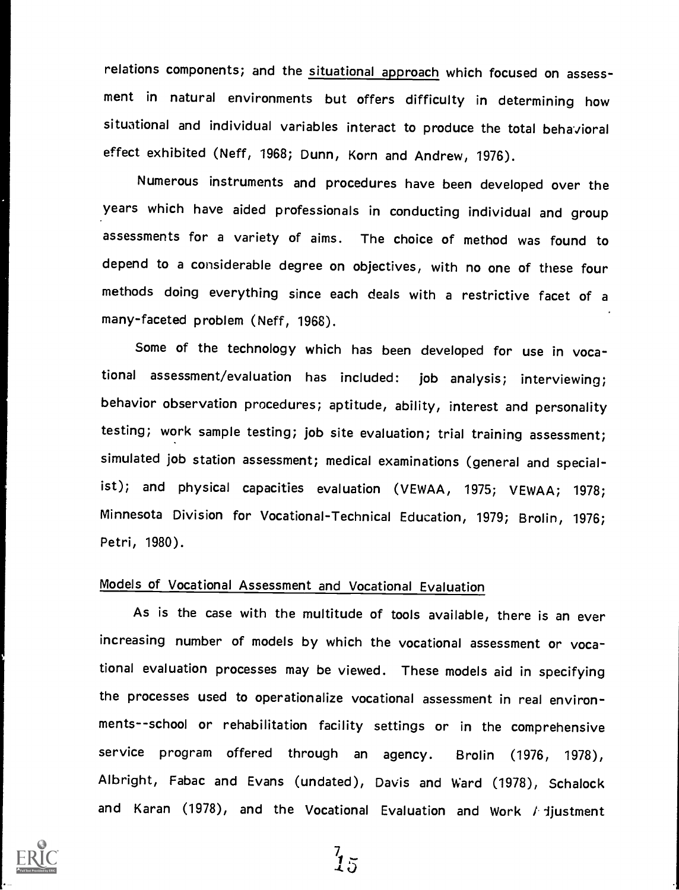relations components; and the situational approach which focused on assessment in natural environments but offers difficulty in determining how situational and individual variables interact to produce the total behavioral effect exhibited (Neff, 1968; Dunn, Korn and Andrew, 1976).

Numerous instruments and procedures have been developed over the years which have aided professionals in conducting individual and group assessments for a variety of aims. The choice of method was found to depend to a considerable degree on objectives, with no one of these four methods doing everything since each deals with a restrictive facet of a many-faceted problem (Neff, 1968).

Some of the technology which has been developed for use in vocational assessment/evaluation has included: job analysis; interviewing; behavior observation procedures; aptitude, ability, interest and personality testing; work sample testing; job site evaluation; trial training assessment; simulated job station assessment; medical examinations (general and specialist); and physical capacities evaluation (VEWAA, 1975; VEWAA; 1978; Minnesota Division for Vocational-Technical Education, 1979; Brolin, 1976; Petri, 1980).

## Models of Vocational Assessment and Vocational Evaluation

As is the case with the multitude of tools available, there is an ever increasing number of models by which the vocational assessment or vocational evaluation processes may be viewed. These models aid in specifying the processes used to operationalize vocational assessment in real environments--school or rehabilitation facility settings or in the comprehensive service program offered through an agency. Brolin (1976, 1978), Albright, Fabac and Evans (undated), Davis and Ward (1978), Schalock and Karan (1978), and the Vocational Evaluation and Work Adjustment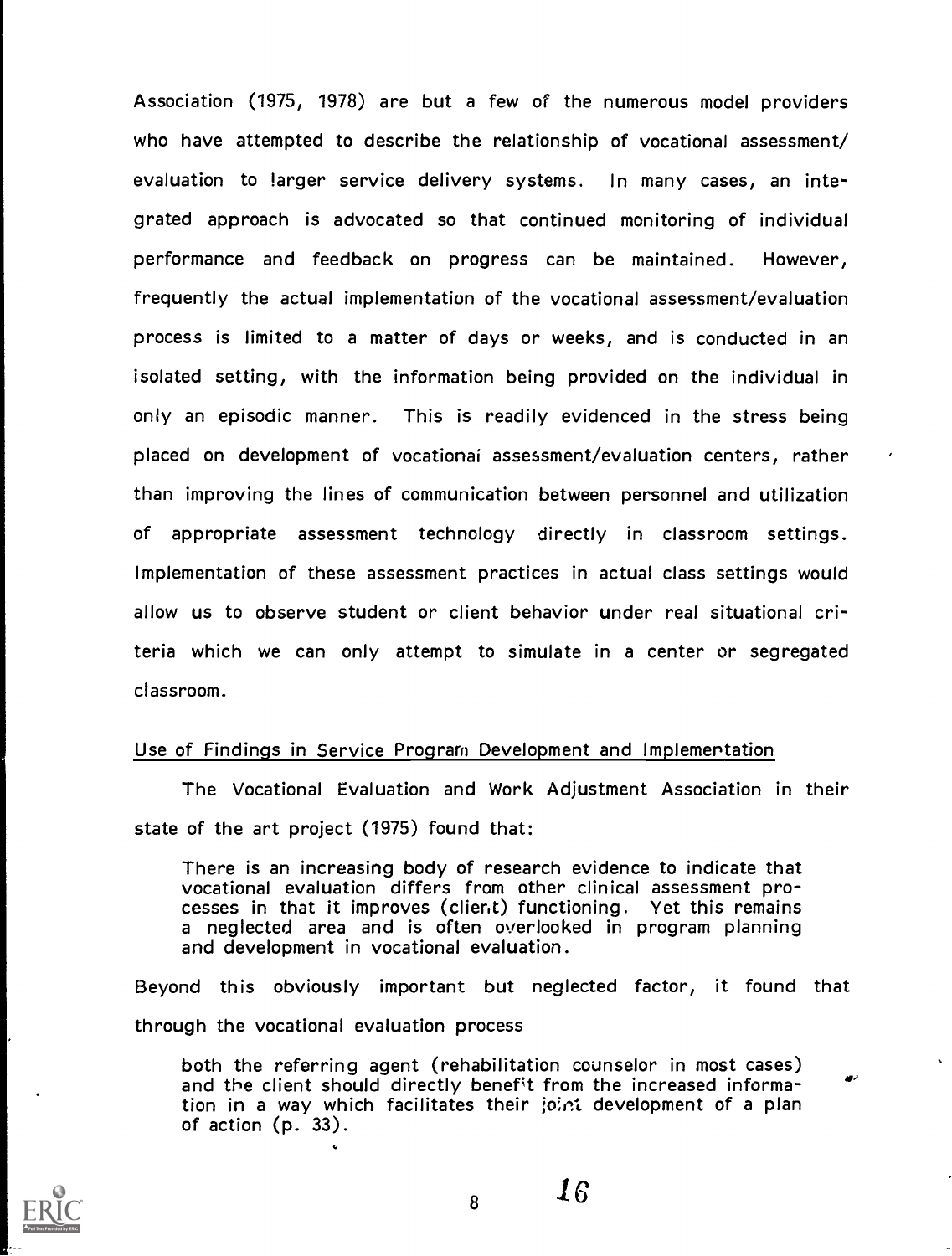Association (1975, 1978) are but a few of the numerous model providers who have attempted to describe the relationship of vocational assessment/ evaluation to larger service delivery systems. In many cases, an integrated approach is advocated so that continued monitoring of individual performance and feedback on progress can be maintained. However, frequently the actual implementation of the vocational assessment/evaluation process is limited to a matter of days or weeks, and is conducted in an isolated setting, with the information being provided on the individual in only an episodic manner. This is readily evidenced in the stress being placed on development of vocational assessment/evaluation centers, rather than improving the lines of communication between personnel and utilization of appropriate assessment technology directly in classroom settings. Implementation of these assessment practices in actual class settings would allow us to observe student or client behavior under real situational criteria which we can only attempt to simulate in a center or segregated classroom.

<u>Use of Findings in Service Program Development and Implementation</u>

The Vocational Evaluation and Work Adjustment Association in their state of the art project (1975) found that:

> There is an increasing body of research evidence to indicate that vocational evaluation differs from other clinical assessment processes in that it improves (client) functioning. Yet this remains a neglected area and is often overlooked in program planning and development in vocational evaluation.

Beyond this obviously important but neglected factor, it found that through the vocational evaluation process

> both the referring agent (rehabilitation counselor in most cases) and the client should directly benefit from the increased information in a way which facilitates their joint development of a plan of action (p. 33).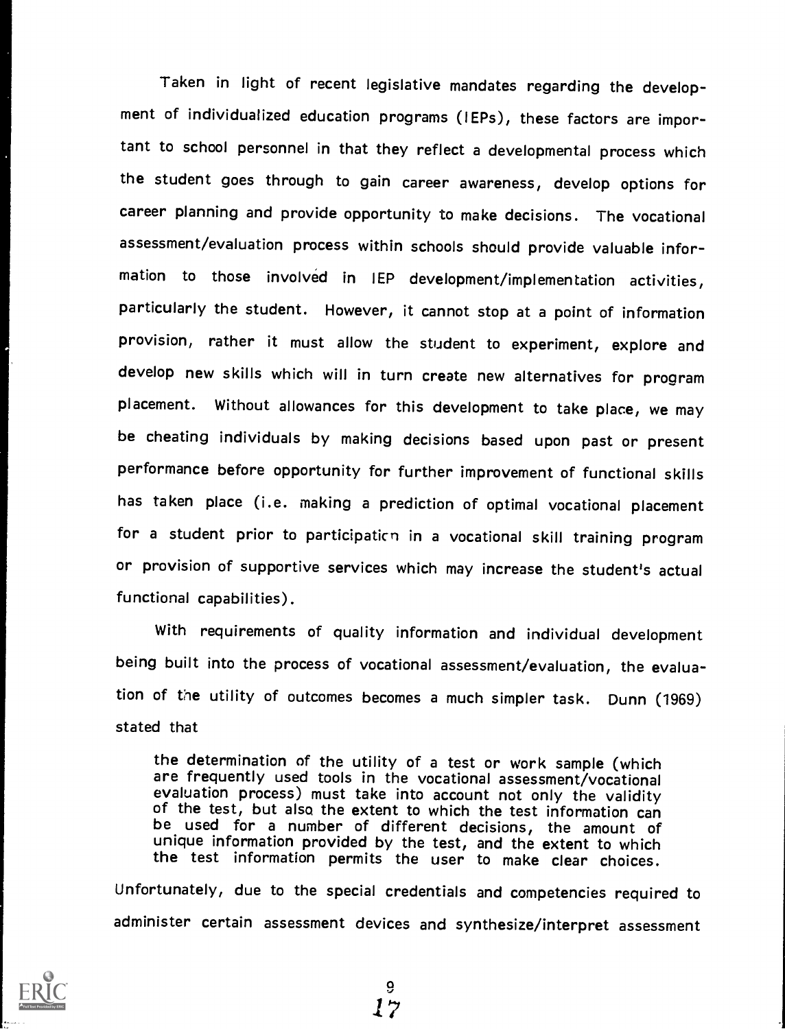Taken in light of recent legislative mandates regarding the development of individualized education programs (IEPs), these factors are important to school personnel in that they reflect a developmental process which the student goes through to gain career awareness, develop options for career planning and provide opportunity to make decisions. The vocational assessment/evaluation process within schools should provide valuable information to those involved in IEP development/implementation activities, particularly the student. However, it cannot stop at a point of information provision, rather it must allow the student to experiment, explore and develop new skills which will in turn create new alternatives for program placement. Without allowances for this development to take place, we may be cheating individuals by making decisions based upon past or present performance before opportunity for further improvement of functional skills has taken place (i.e. making a prediction of optimal vocational placement for a student prior to participation in a vocational skill training program or provision of supportive services which may increase the student's actual functional capabilities).

With requirements of quality information and individual development being built into the process of vocational assessment/evaluation, the evaluation of the utility of outcomes becomes a much simpler task. Dunn (1969) stated that

> the determination of the utility of a test or work sample (which are frequently used tools in the vocational assessment/vocational evaluation process) must take into account not only the validity of the test, but also the extent to which the test information can be used for a number of different decisions, the amount of unique information provided by the test, and the extent to which the test information permits the user to make clear choices.

Unfortunately, due to the special credentials and competencies required to administer certain assessment devices and synthesize/interpret assessment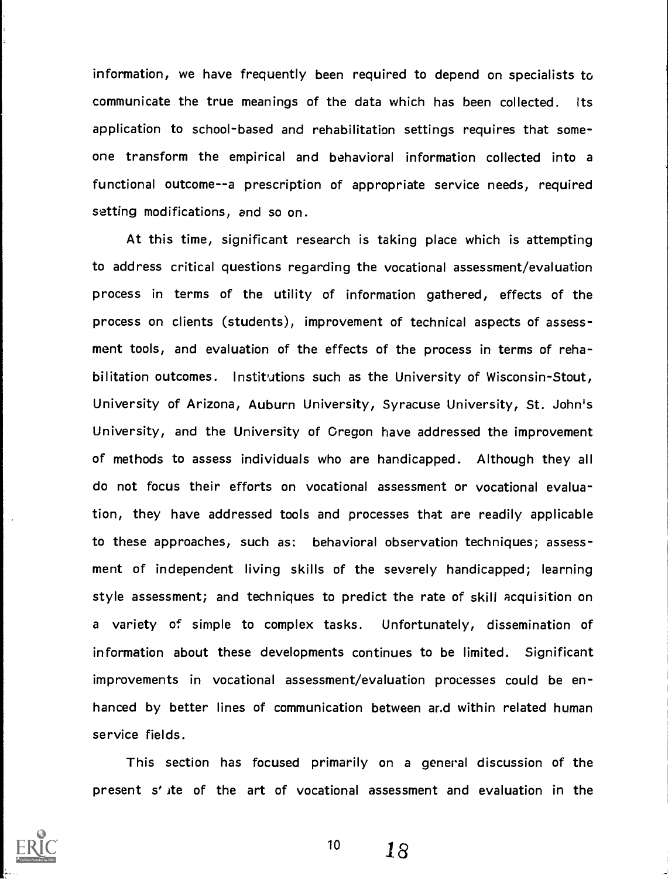information, we have frequently been required to depend on specialists to communicate the true meanings of the data which has been collected. Its application to school-based and rehabilitation settings requires that someone transform the empirical and behavioral information collected into a functional outcome--a prescription of appropriate service needs, required setting modifications, and so on.

At this time, significant research is taking place which is attempting to address critical questions regarding the vocational assessment/evaluation process in terms of the utility of information gathered, effects of the process on clients (students), improvement of technical aspects of assessment tools, and evaluation of the effects of the process in terms of rehabilitation outcomes. Institutions such as the University of Wisconsin-Stout, University of Arizona, Auburn University, Syracuse University, St. John's University, and the University of Oregon have addressed the improvement of methods to assess individuals who are handicapped. Although they all do not focus their efforts on vocational assessment or vocational evaluation, they have addressed tools and processes that are readily applicable to these approaches, such as: behavioral observation techniques; assessment of independent living skills of the severely handicapped; learning style assessment; and techniques to predict the rate of skill acquisition on a variety of simple to complex tasks. Unfortunately, dissemination of information about these developments continues to be limited. Significant improvements in vocational assessment/evaluation processes could be enhanced by better lines of communication between and within related human service fields.

This section has focused primarily on a general discussion of the present state of the art of vocational assessment and evaluation in the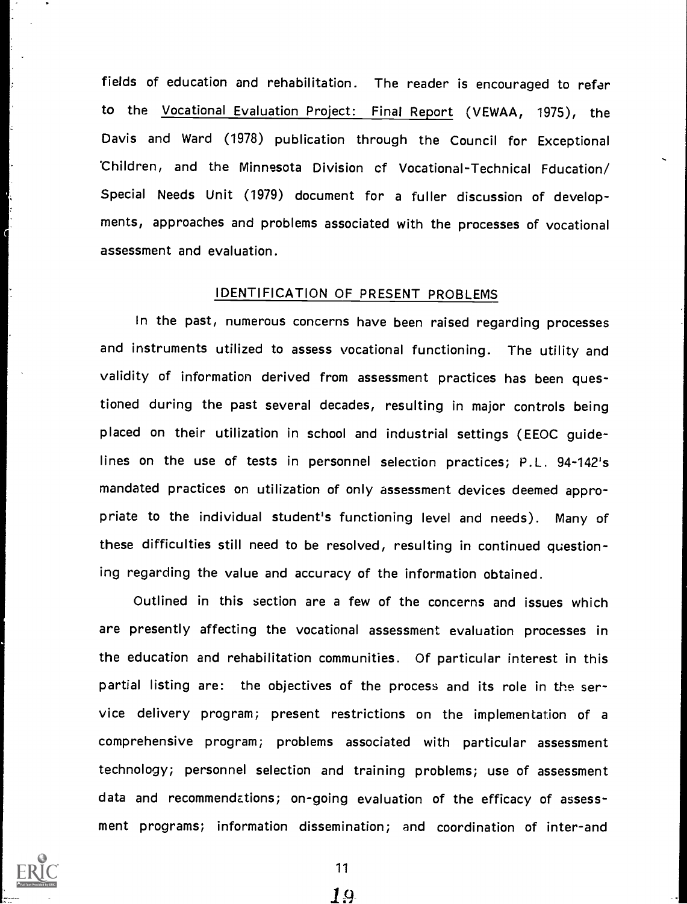fields of education and rehabilitation. The reader is encouraged to refer to the Vocational Evaluation Project: Final Report (VEWAA, 1975), the Davis and Ward (1978) publication through the Council for Exceptional Children, and the Minnesota Division of Vocational-Technical Education/ Special Needs Unit (1979) document for a fuller discussion of developments, approaches and problems associated with the processes of vocational assessment and evaluation.

## IDENTIFICATION OF PRESENT PROBLEMS

In the past, numerous concerns have been raised regarding processes and instruments utilized to assess vocational functioning. The utility and validity of information derived from assessment practices has been questioned during the past several decades, resulting in major controls being placed on their utilization in school and industrial settings (EEOC guidelines on the use of tests in personnel selection practices; P.L. 94-142's mandated practices on utilization of only assessment devices deemed appropriate to the individual student's functioning level and needs). Many of these difficulties still need to be resolved, resulting in continued questioning regarding the value and accuracy of the information obtained.

Outlined in this section are a few of the concerns and issues which are presently affecting the vocational assessment evaluation processes in the education and rehabilitation communities. Of particular interest in this partial listing are: the objectives of the process and its role in the service delivery program; present restrictions on the implementation of a comprehensive program; problems associated with particular assessment technology; personnel selection and training problems; use of assessment data and recommendations; on-going evaluation of the efficacy of assessment programs; information dissemination; and coordination of inter-and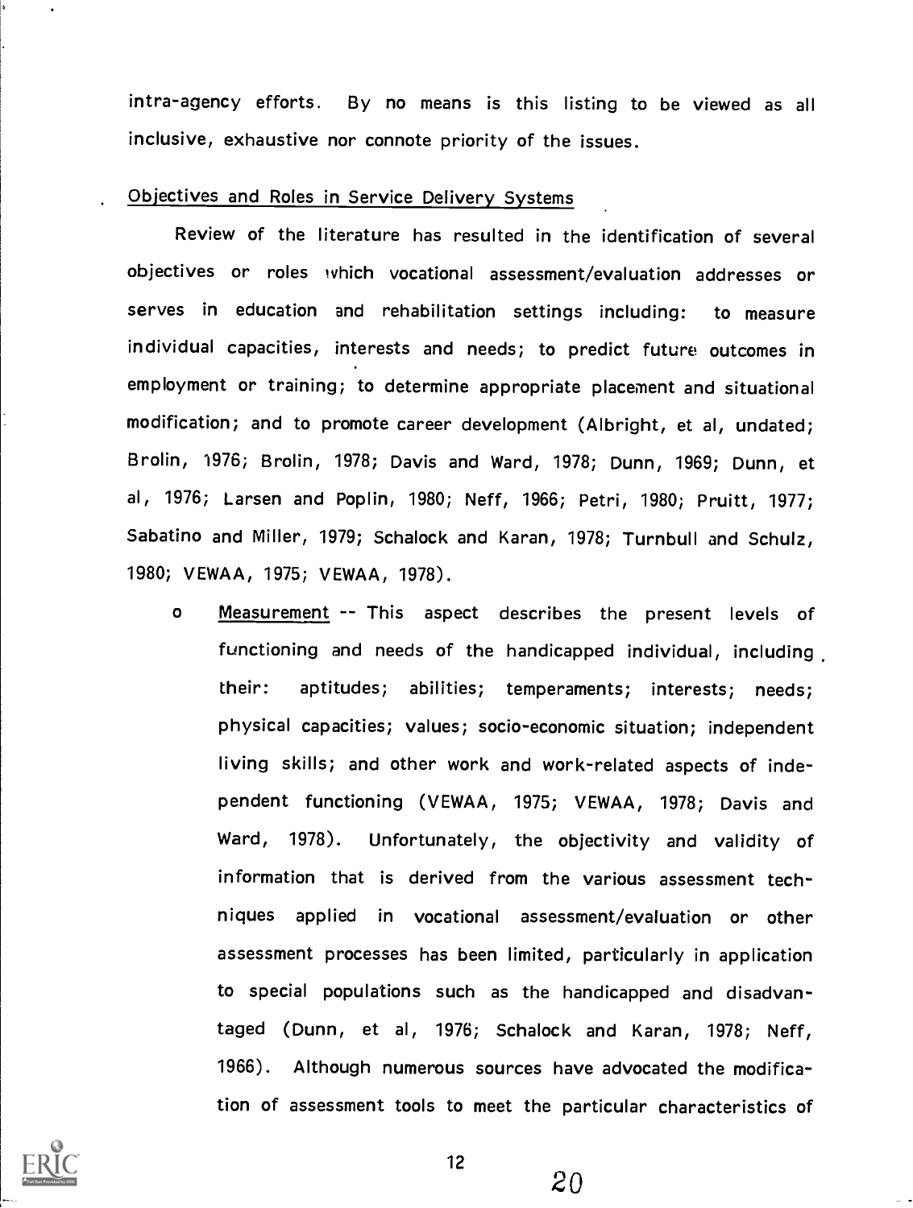intra-agency efforts. By no means is this listing to be viewed as all inclusive, exhaustive nor connote priority of the issues.

. Objectives and Roles in Service Delivery Systems

Review of the literature has resulted in the identification of several objectives or roles which vocational assessment/evaluation addresses or serves in education and rehabilitation settings including: to measure individual capacities, interests and needs; to predict future outcomes in employment or training; to determine appropriate placement and situational modification; and to promote career development (Albright, et al, undated; Brolin, 1976; Brolin, 1978; Davis and Ward, 1978; Dunn, 1969; Dunn, et al, 1976; Larsen and Poplin, 1980; Neff, 1966; Petri, 1980; Pruitt, 1977; Sabatino and Miller, 1979; Schalock and Karan, 1978; Turnbull and Schulz, 1980; VEWAA, 1975; VEWAA, 1978).

- Measurement -- This aspect describes the present levels of functioning and needs of the handicapped individual, including their: aptitudes; abilities; temperaments; interests; needs; physical capacities; values; socio-economic situation; independent living skills; and other work and work-related aspects of independent functioning (VEWAA, 1975; VEWAA, 1978; Davis and Ward, 1978). Unfortunately, the objectivity and validity of information that is derived from the various assessment techniques applied in vocational assessment/evaluation or other assessment processes has been limited, particularly in application to special populations such as the handicapped and disadvantaged (Dunn, et al, 1976; Schalock and Karan, 1978; Neff, 1966). Although numerous sources have advocated the modification of assessment tools to meet the particular characteristics of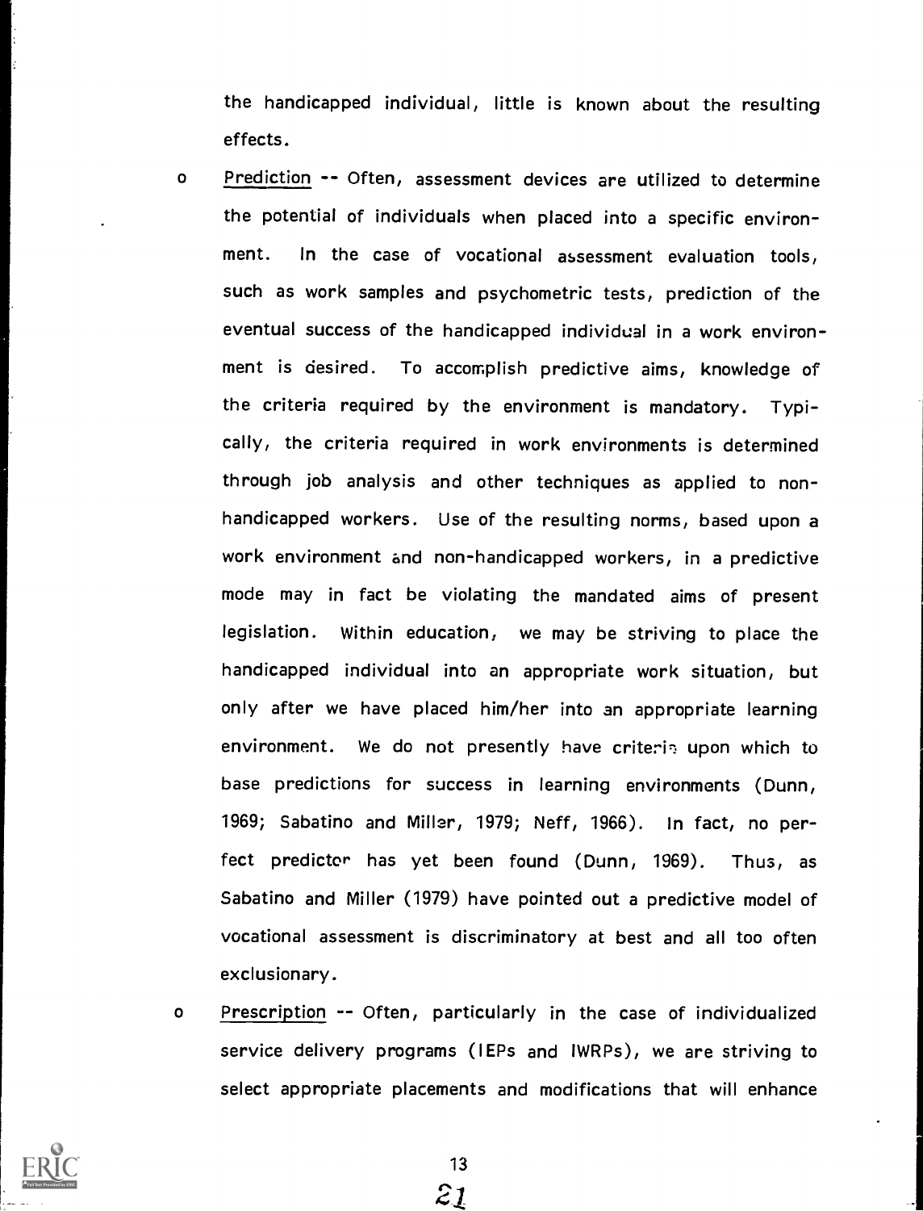the handicapped individual, little is known about the resulting effects.

- Prediction -- Often, assessment devices are utilized to determine the potential of individuals when placed into a specific environment. In the case of vocational assessment evaluation tools, such as work samples and psychometric tests, prediction of the eventual success of the handicapped individual in a work environment is desired. To accomplish predictive aims, knowledge of the criteria required by the environment is mandatory. Typically, the criteria required in work environments is determined through job analysis and other techniques as applied to non-handicapped workers. Use of the resulting norms, based upon a work environment and non-handicapped workers, in a predictive mode may in fact be violating the mandated aims of present legislation. Within education, we may be striving to place the handicapped individual into an appropriate work situation, but only after we have placed him/her into an appropriate learning environment. We do not presently have criteria upon which to base predictions for success in learning environments (Dunn, 1969; Sabatino and Miller, 1979; Neff, 1966). In fact, no perfect predictor has yet been found (Dunn, 1969). Thus, as Sabatino and Miller (1979) have pointed out a predictive model of vocational assessment is discriminatory at best and all too often exclusionary.

- Prescription -- Often, particularly in the case of individualized service delivery programs (IEPs and IWRPs), we are striving to select appropriate placements and modifications that will enhance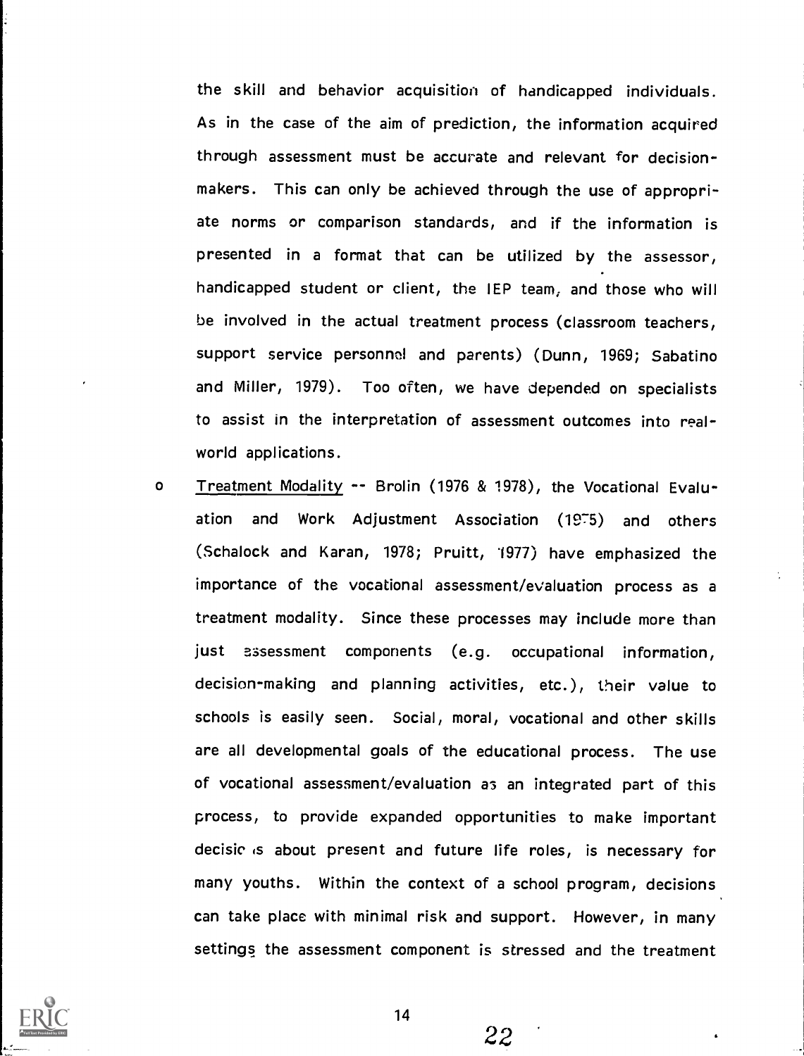the skill and behavior acquisition of handicapped individuals. As in the case of the aim of prediction, the information acquired through assessment must be accurate and relevant for decision-makers. This can only be achieved through the use of appropriate norms or comparison standards, and if the information is presented in a format that can be utilized by the assessor, handicapped student or client, the IEP team, and those who will be involved in the actual treatment process (classroom teachers, support service personnel and parents) (Dunn, 1969; Sabatino and Miller, 1979). Too often, we have depended on specialists to assist in the interpretation of assessment outcomes into real-world applications.

- Treatment Modality -- Brolin (1976 & 1978), the Vocational Evaluation and Work Adjustment Association (1975) and others (Schalock and Karan, 1978; Pruitt, 1977) have emphasized the importance of the vocational assessment/evaluation process as a treatment modality. Since these processes may include more than just assessment components (e.g. occupational information, decision-making and planning activities, etc.), their value to schools is easily seen. Social, moral, vocational and other skills are all developmental goals of the educational process. The use of vocational assessment/evaluation as an integrated part of this process, to provide expanded opportunities to make important decisions about present and future life roles, is necessary for many youths. Within the context of a school program, decisions can take place with minimal risk and support. However, in many settings the assessment component is stressed and the treatment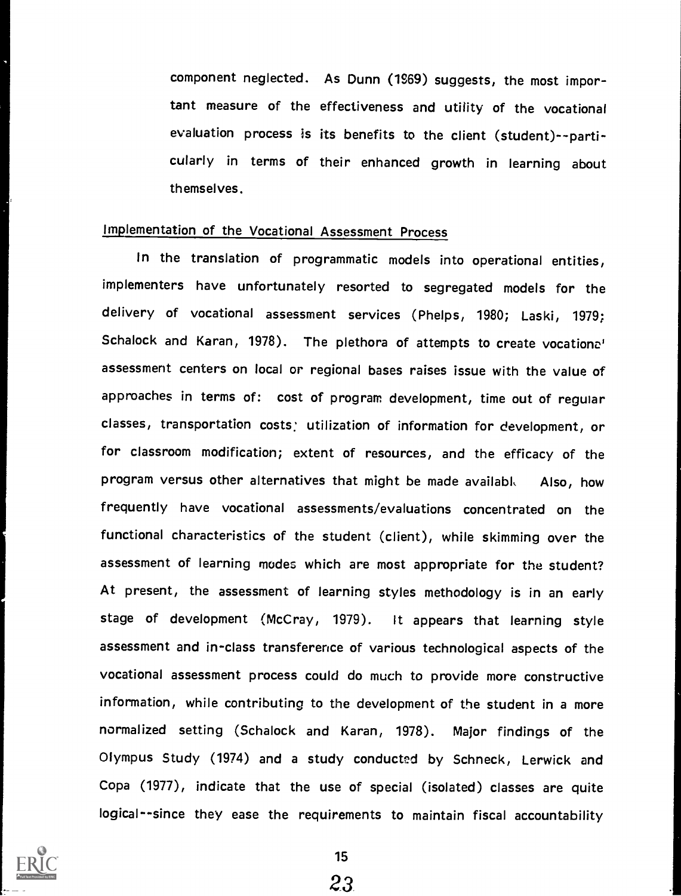component neglected. As Dunn (1969) suggests, the most important measure of the effectiveness and utility of the vocational evaluation process is its benefits to the client (student)--particularly in terms of their enhanced growth in learning about themselves.

## Implementation of the Vocational Assessment Process

In the translation of programmatic models into operational entities, implementers have unfortunately resorted to segregated models for the delivery of vocational assessment services (Phelps, 1980; Laski, 1979; Schalock and Karan, 1978). The plethora of attempts to create vocational assessment centers on local or regional bases raises issue with the value of approaches in terms of: cost of program development, time out of regular classes, transportation costs; utilization of information for development, or for classroom modification; extent of resources, and the efficacy of the program versus other alternatives that might be made available. Also, how frequently have vocational assessments/evaluations concentrated on the functional characteristics of the student (client), while skimming over the assessment of learning modes which are most appropriate for the student? At present, the assessment of learning styles methodology is in an early stage of development (McCray, 1979). It appears that learning style assessment and in-class transference of various technological aspects of the vocational assessment process could do much to provide more constructive information, while contributing to the development of the student in a more normalized setting (Schalock and Karan, 1978). Major findings of the Olympus Study (1974) and a study conducted by Schneck, Lerwick and Copa (1977), indicate that the use of special (isolated) classes are quite logical--since they ease the requirements to maintain fiscal accountability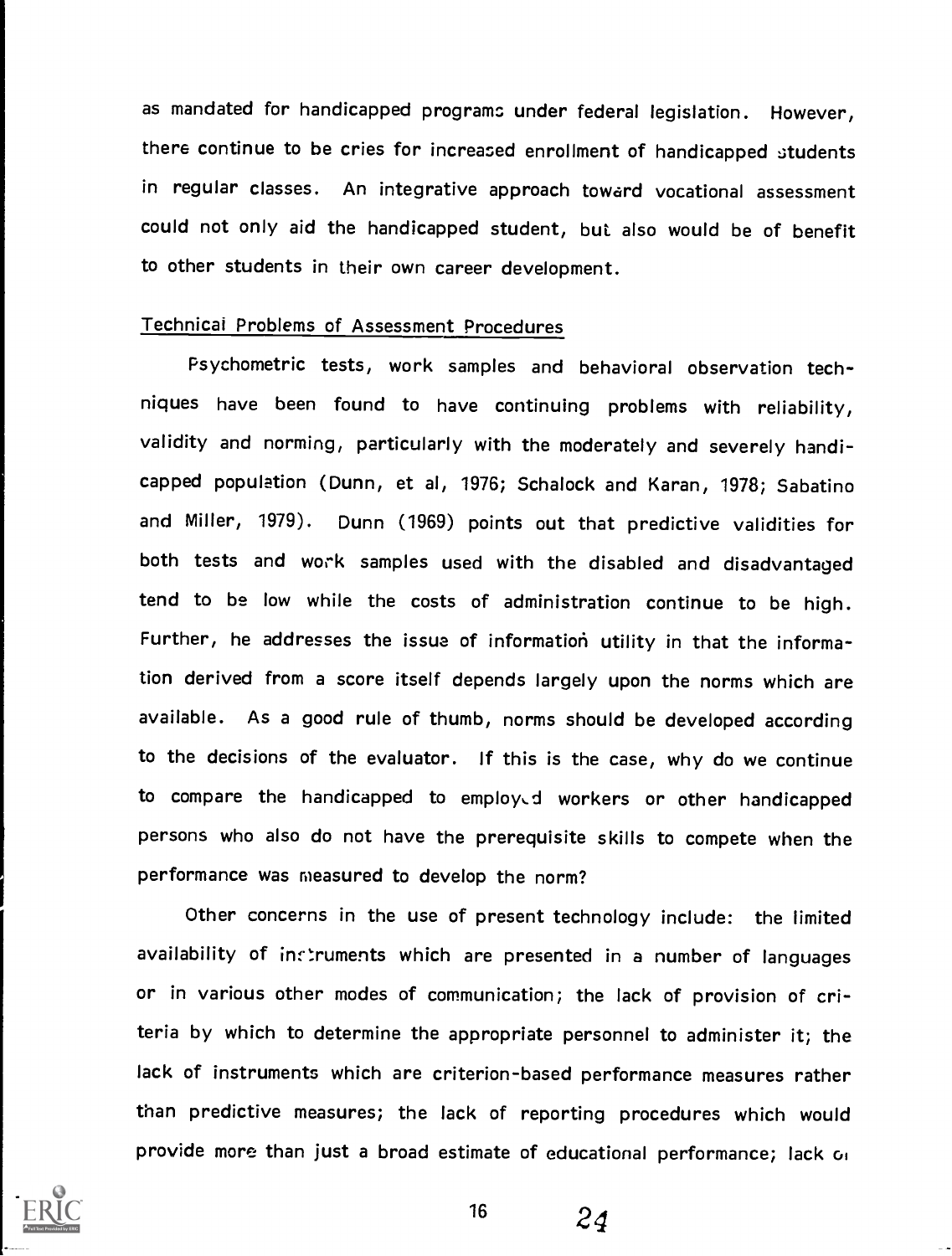as mandated for handicapped programs under federal legislation. However, there continue to be cries for increased enrollment of handicapped students in regular classes. An integrative approach toward vocational assessment could not only aid the handicapped student, but also would be of benefit to other students in their own career development.

## Technical Problems of Assessment Procedures

Psychometric tests, work samples and behavioral observation techniques have been found to have continuing problems with reliability, validity and norming, particularly with the moderately and severely handicapped population (Dunn, et al, 1976; Schalock and Karan, 1978; Sabatino and Miller, 1979). Dunn (1969) points out that predictive validities for both tests and work samples used with the disabled and disadvantaged tend to be low while the costs of administration continue to be high. Further, he addresses the issue of information utility in that the information derived from a score itself depends largely upon the norms which are available. As a good rule of thumb, norms should be developed according to the decisions of the evaluator. If this is the case, why do we continue to compare the handicapped to employed workers or other handicapped persons who also do not have the prerequisite skills to compete when the performance was measured to develop the norm?

Other concerns in the use of present technology include: the limited availability of instruments which are presented in a number of languages or in various other modes of communication; the lack of provision of criteria by which to determine the appropriate personnel to administer it; the lack of instruments which are criterion-based performance measures rather than predictive measures; the lack of reporting procedures which would provide more than just a broad estimate of educational performance; lack of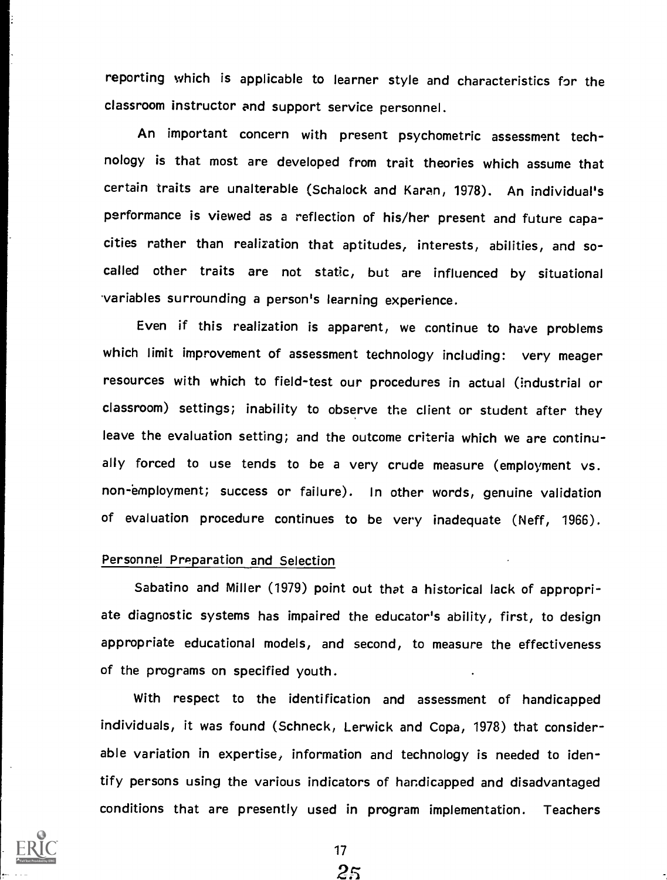reporting which is applicable to learner style and characteristics for the classroom instructor and support service personnel.

An important concern with present psychometric assessment technology is that most are developed from trait theories which assume that certain traits are unalterable (Schalock and Karan, 1978). An individual's performance is viewed as a reflection of his/her present and future capacities rather than realization that aptitudes, interests, abilities, and so-called other traits are not static, but are influenced by situational variables surrounding a person's learning experience.

Even if this realization is apparent, we continue to have problems which limit improvement of assessment technology including: very meager resources with which to field-test our procedures in actual (industrial or classroom) settings; inability to observe the client or student after they leave the evaluation setting; and the outcome criteria which we are continually forced to use tends to be a very crude measure (employment vs. non-employment; success or failure). In other words, genuine validation of evaluation procedure continues to be very inadequate (Neff, 1966).

## Personnel Preparation and Selection

Sabatino and Miller (1979) point out that a historical lack of appropriate diagnostic systems has impaired the educator's ability, first, to design appropriate educational models, and second, to measure the effectiveness of the programs on specified youth.

With respect to the identification and assessment of handicapped individuals, it was found (Schneck, Lerwick and Copa, 1978) that considerable variation in expertise, information and technology is needed to identify persons using the various indicators of handicapped and disadvantaged conditions that are presently used in program implementation. Teachers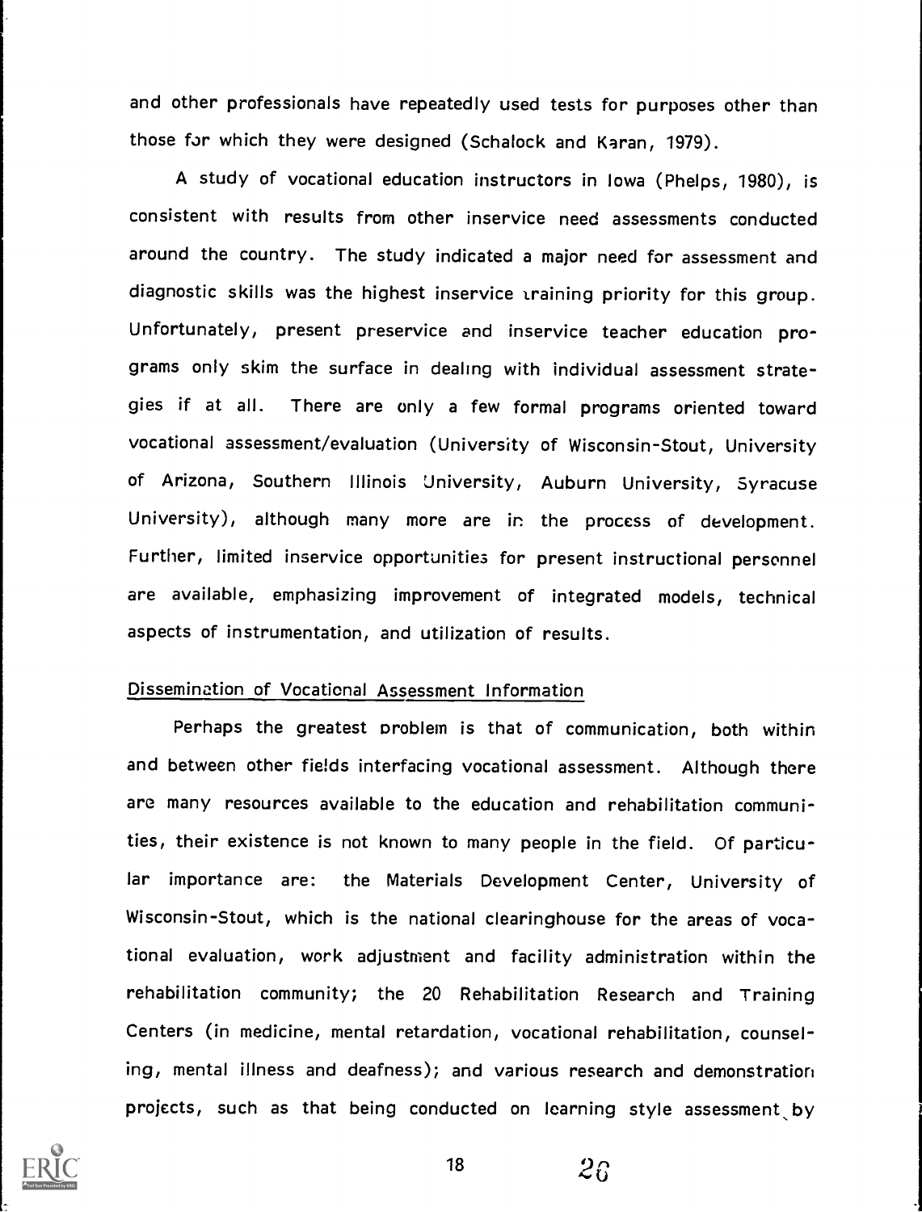and other professionals have repeatedly used tests for purposes other than those for which they were designed (Schalock and Karan, 1979).

A study of vocational education instructors in Iowa (Phelps, 1980), is consistent with results from other inservice need assessments conducted around the country. The study indicated a major need for assessment and diagnostic skills was the highest inservice training priority for this group. Unfortunately, present preservice and inservice teacher education programs only skim the surface in dealing with individual assessment strategies if at all. There are only a few formal programs oriented toward vocational assessment/evaluation (University of Wisconsin-Stout, University of Arizona, Southern Illinois University, Auburn University, Syracuse University), although many more are in the process of development. Further, limited inservice opportunities for present instructional personnel are available, emphasizing improvement of integrated models, technical aspects of instrumentation, and utilization of results.

## Dissemination of Vocational Assessment Information

Perhaps the greatest problem is that of communication, both within and between other fields interfacing vocational assessment. Although there are many resources available to the education and rehabilitation communities, their existence is not known to many people in the field. Of particular importance are: the Materials Development Center, University of Wisconsin-Stout, which is the national clearinghouse for the areas of vocational evaluation, work adjustment and facility administration within the rehabilitation community; the 20 Rehabilitation Research and Training Centers (in medicine, mental retardation, vocational rehabilitation, counseling, mental illness and deafness); and various research and demonstration projects, such as that being conducted on learning style assessment by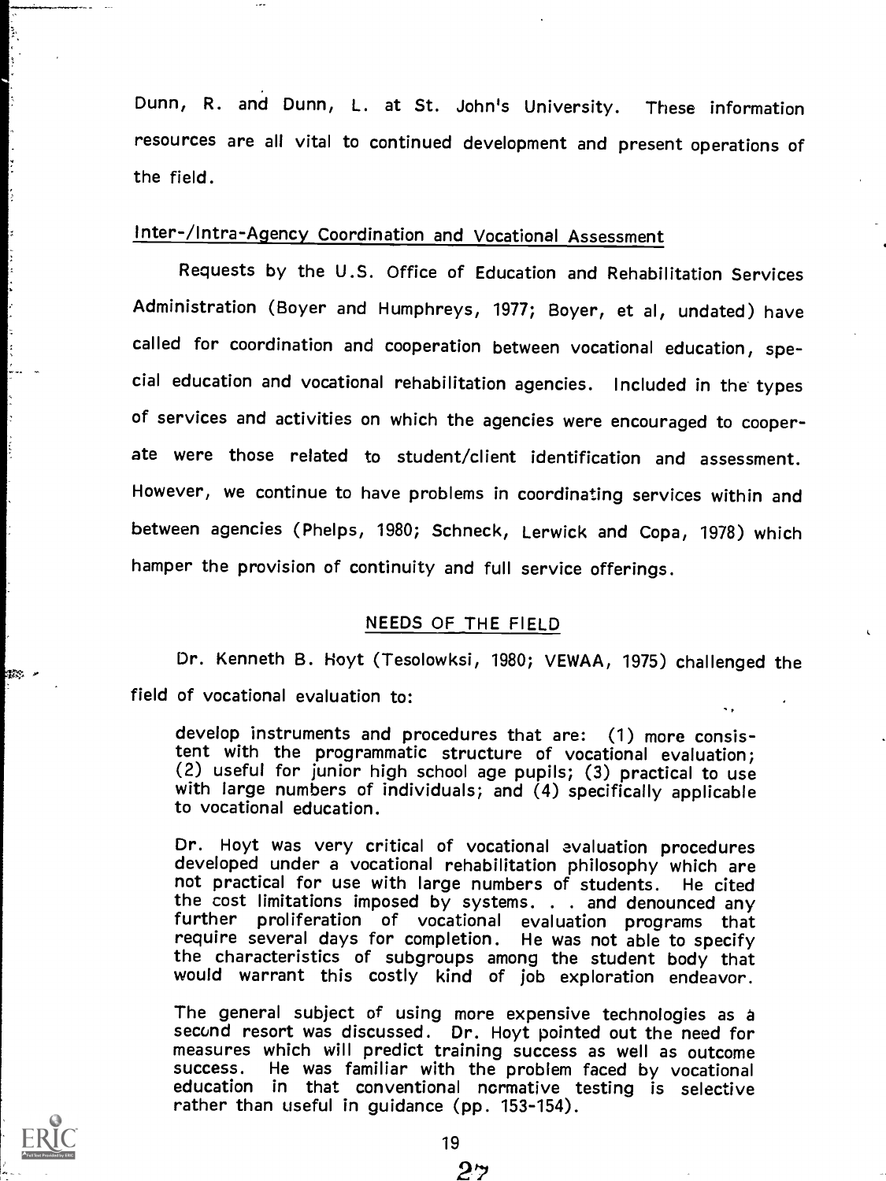Dunn, R. and Dunn, L. at St. John's University. These information resources are all vital to continued development and present operations of the field.

## Inter-/Intra-Agency Coordination and Vocational Assessment

Requests by the U.S. Office of Education and Rehabilitation Services Administration (Boyer and Humphreys, 1977; Boyer, et al, undated) have called for coordination and cooperation between vocational education, special education and vocational rehabilitation agencies. Included in the types of services and activities on which the agencies were encouraged to cooperate were those related to student/client identification and assessment. However, we continue to have problems in coordinating services within and between agencies (Phelps, 1980; Schneck, Lerwick and Copa, 1978) which hamper the provision of continuity and full service offerings.

## NEEDS OF THE FIELD

Dr. Kenneth B. Hoyt (Tesolowksi, 1980; VEWAA, 1975) challenged the field of vocational evaluation to:

> develop instruments and procedures that are: (1) more consistent with the programmatic structure of vocational evaluation; (2) useful for junior high school age pupils; (3) practical to use with large numbers of individuals; and (4) specifically applicable to vocational education.
>
> Dr. Hoyt was very critical of vocational evaluation procedures developed under a vocational rehabilitation philosophy which are not practical for use with large numbers of students. He cited the cost limitations imposed by systems. . . and denounced any further proliferation of vocational evaluation programs that require several days for completion. He was not able to specify the characteristics of subgroups among the student body that would warrant this costly kind of job exploration endeavor.
>
> The general subject of using more expensive technologies as a second resort was discussed. Dr. Hoyt pointed out the need for measures which will predict training success as well as outcome success. He was familiar with the problem faced by vocational education in that conventional normative testing is selective rather than useful in guidance (pp. 153-154).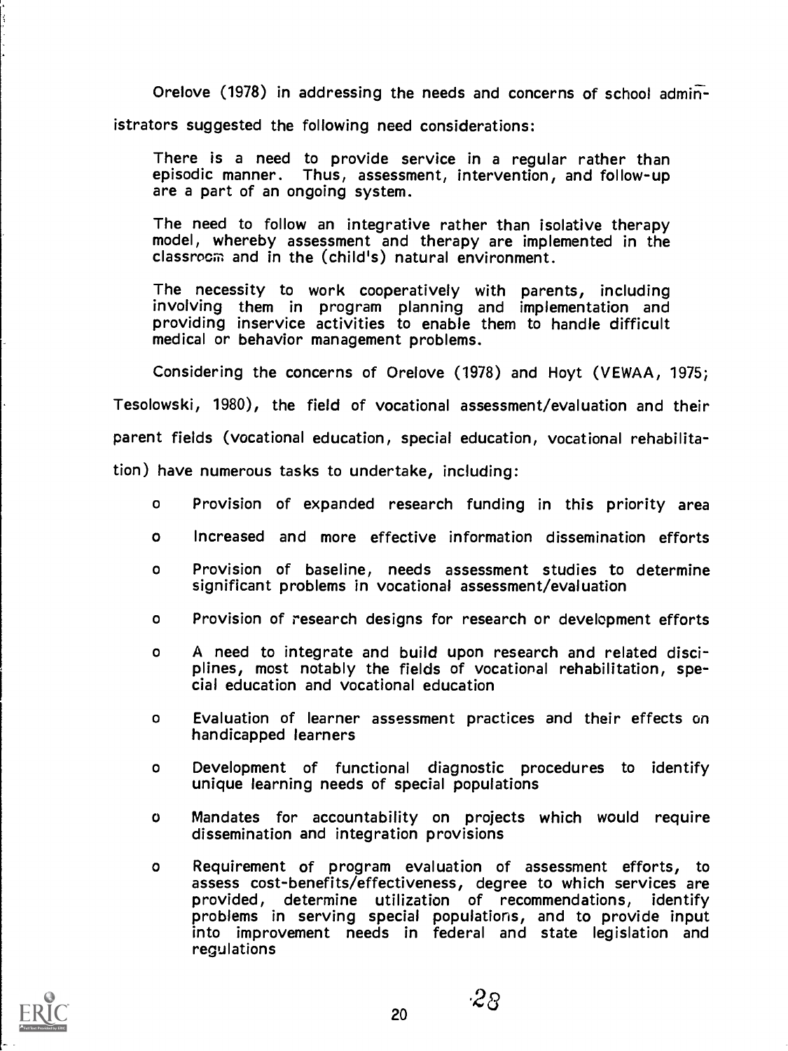Orelove (1978) in addressing the needs and concerns of school administrators suggested the following need considerations:

> There is a need to provide service in a regular rather than episodic manner. Thus, assessment, intervention, and follow-up are a part of an ongoing system.
>
> The need to follow an integrative rather than isolative therapy model, whereby assessment and therapy are implemented in the classroom and in the (child's) natural environment.
>
> The necessity to work cooperatively with parents, including involving them in program planning and implementation and providing inservice activities to enable them to handle difficult medical or behavior management problems.

Considering the concerns of Orelove (1978) and Hoyt (VEWAA, 1975; Tesolowski, 1980), the field of vocational assessment/evaluation and their parent fields (vocational education, special education, vocational rehabilitation) have numerous tasks to undertake, including:

- Provision of expanded research funding in this priority area
- Increased and more effective information dissemination efforts
- Provision of baseline, needs assessment studies to determine significant problems in vocational assessment/evaluation
- Provision of research designs for research or development efforts
- A need to integrate and build upon research and related disciplines, most notably the fields of vocational rehabilitation, special education and vocational education
- Evaluation of learner assessment practices and their effects on handicapped learners
- Development of functional diagnostic procedures to identify unique learning needs of special populations
- Mandates for accountability on projects which would require dissemination and integration provisions
- Requirement of program evaluation of assessment efforts, to assess cost-benefits/effectiveness, degree to which services are provided, determine utilization of recommendations, identify problems in serving special populations, and to provide input into improvement needs in federal and state legislation and regulations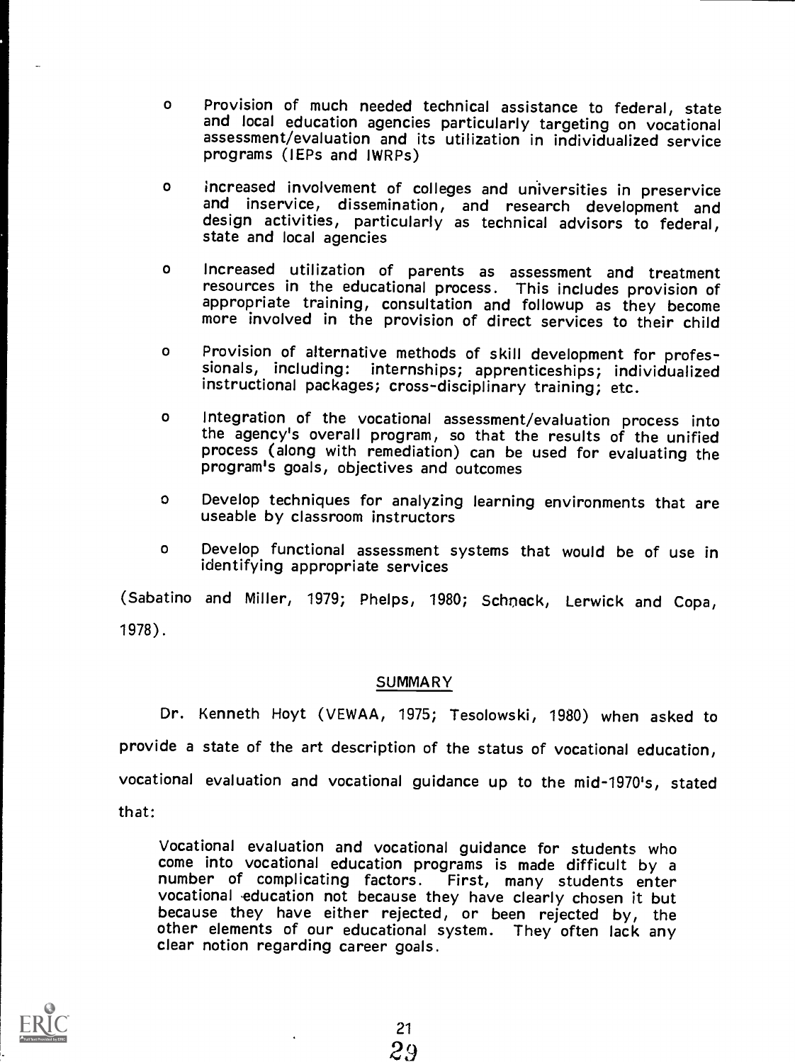- Provision of much needed technical assistance to federal, state and local education agencies particularly targeting on vocational assessment/evaluation and its utilization in individualized service programs (IEPs and IWRPs)

- increased involvement of colleges and universities in preservice and inservice, dissemination, and research development and design activities, particularly as technical advisors to federal, state and local agencies

- Increased utilization of parents as assessment and treatment resources in the educational process. This includes provision of appropriate training, consultation and followup as they become more involved in the provision of direct services to their child

- Provision of alternative methods of skill development for professionals, including: internships; apprenticeships; individualized instructional packages; cross-disciplinary training; etc.

- Integration of the vocational assessment/evaluation process into the agency's overall program, so that the results of the unified process (along with remediation) can be used for evaluating the program's goals, objectives and outcomes

- Develop techniques for analyzing learning environments that are useable by classroom instructors

- Develop functional assessment systems that would be of use in identifying appropriate services

(Sabatino and Miller, 1979; Phelps, 1980; Schneck, Lerwick and Copa, 1978).

## SUMMARY

Dr. Kenneth Hoyt (VEWAA, 1975; Tesolowski, 1980) when asked to provide a state of the art description of the status of vocational education, vocational evaluation and vocational guidance up to the mid-1970's, stated that:

> Vocational evaluation and vocational guidance for students who come into vocational education programs is made difficult by a number of complicating factors. First, many students enter vocational education not because they have clearly chosen it but because they have either rejected, or been rejected by, the other elements of our educational system. They often lack any clear notion regarding career goals.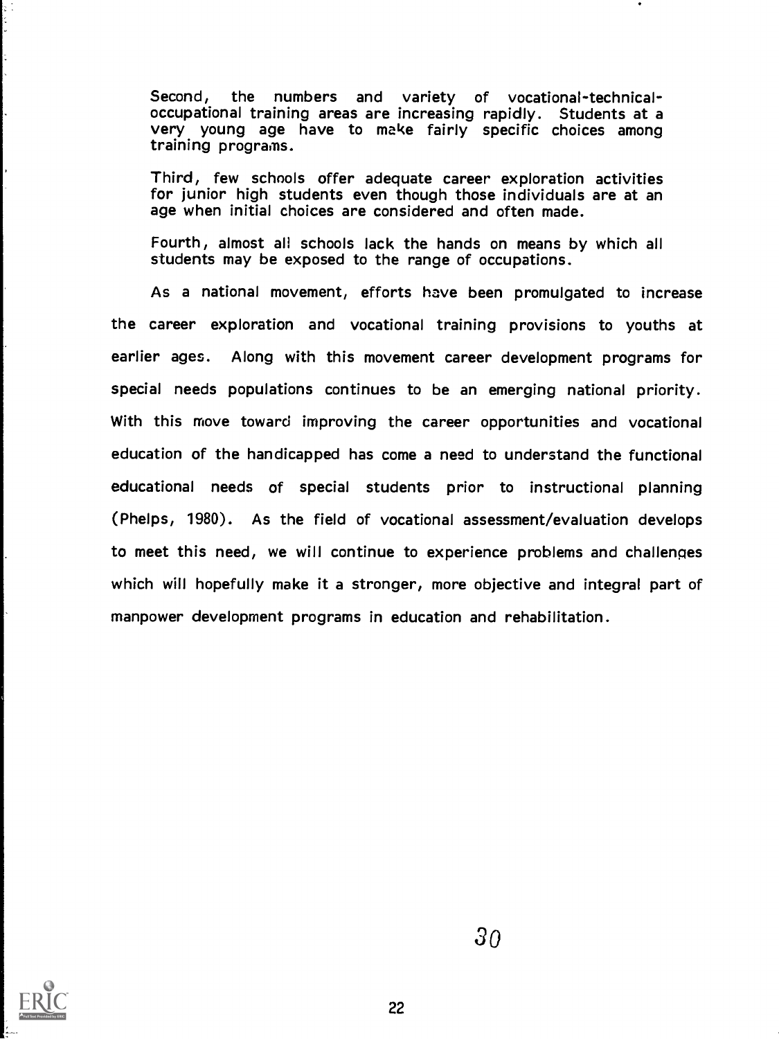Second, the numbers and variety of vocational-technical-occupational training areas are increasing rapidly. Students at a very young age have to make fairly specific choices among training programs.

Third, few schools offer adequate career exploration activities for junior high students even though those individuals are at an age when initial choices are considered and often made.

Fourth, almost all schools lack the hands on means by which all students may be exposed to the range of occupations.

As a national movement, efforts have been promulgated to increase the career exploration and vocational training provisions to youths at earlier ages. Along with this movement career development programs for special needs populations continues to be an emerging national priority. With this move toward improving the career opportunities and vocational education of the handicapped has come a need to understand the functional educational needs of special students prior to instructional planning (Phelps, 1980). As the field of vocational assessment/evaluation develops to meet this need, we will continue to experience problems and challenges which will hopefully make it a stronger, more objective and integral part of manpower development programs in education and rehabilitation.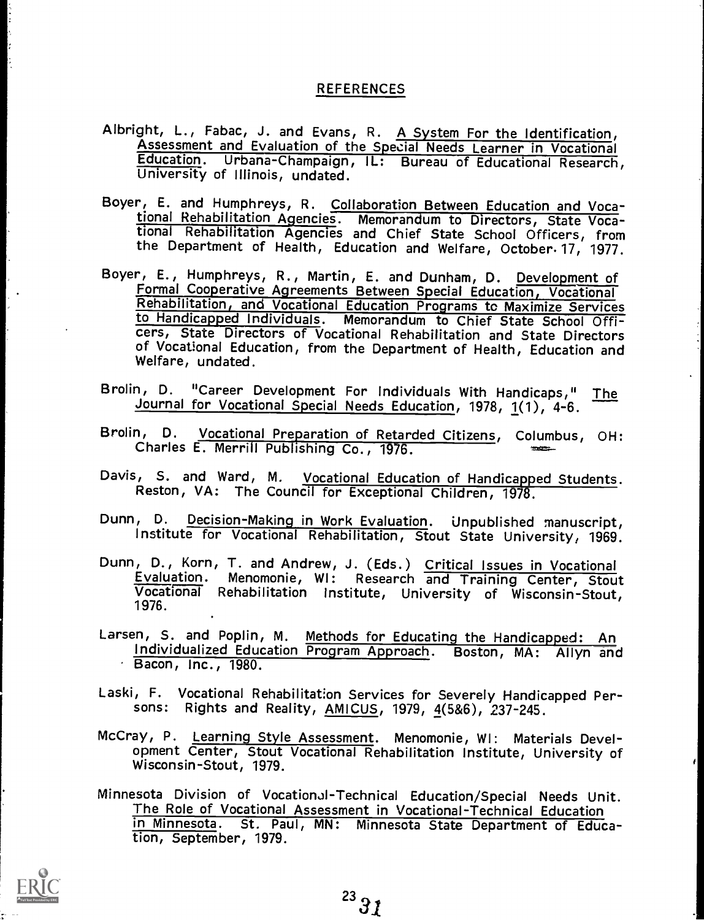## REFERENCES

Albright, L., Fabac, J. and Evans, R. A System For the Identification, Assessment and Evaluation of the Special Needs Learner in Vocational Education. Urbana-Champaign, IL: Bureau of Educational Research, University of Illinois, undated.

Boyer, E. and Humphreys, R. Collaboration Between Education and Vocational Rehabilitation Agencies. Memorandum to Directors, State Vocational Rehabilitation Agencies and Chief State School Officers, from the Department of Health, Education and Welfare, October 17, 1977.

Boyer, E., Humphreys, R., Martin, E. and Dunham, D. Development of Formal Cooperative Agreements Between Special Education, Vocational Rehabilitation, and Vocational Education Programs to Maximize Services to Handicapped Individuals. Memorandum to Chief State School Officers, State Directors of Vocational Rehabilitation and State Directors of Vocational Education, from the Department of Health, Education and Welfare, undated.

Brolin, D. "Career Development For Individuals With Handicaps," The Journal for Vocational Special Needs Education, 1978, 1(1), 4-6.

Brolin, D. Vocational Preparation of Retarded Citizens, Columbus, OH: Charles E. Merrill Publishing Co., 1976.

Davis, S. and Ward, M. Vocational Education of Handicapped Students. Reston, VA: The Council for Exceptional Children, 1978.

Dunn, D. Decision-Making in Work Evaluation. Unpublished manuscript, Institute for Vocational Rehabilitation, Stout State University, 1969.

Dunn, D., Korn, T. and Andrew, J. (Eds.) Critical Issues in Vocational Evaluation. Menomonie, WI: Research and Training Center, Stout Vocational Rehabilitation Institute, University of Wisconsin-Stout, 1976.

Larsen, S. and Poplin, M. Methods for Educating the Handicapped: An Individualized Education Program Approach. Boston, MA: Allyn and Bacon, Inc., 1980.

Laski, F. Vocational Rehabilitation Services for Severely Handicapped Persons: Rights and Reality, AMICUS, 1979, 4(5&6), 237-245.

McCray, P. Learning Style Assessment. Menomonie, WI: Materials Development Center, Stout Vocational Rehabilitation Institute, University of Wisconsin-Stout, 1979.

Minnesota Division of Vocational-Technical Education/Special Needs Unit. The Role of Vocational Assessment in Vocational-Technical Education in Minnesota. St. Paul, MN: Minnesota State Department of Education, September, 1979.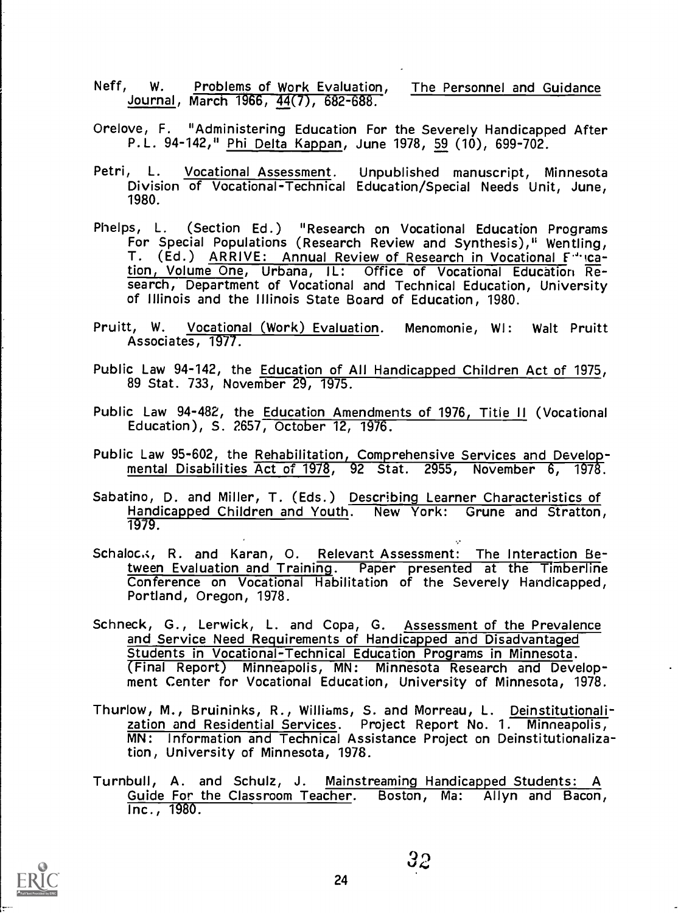Neff, W. Problems of Work Evaluation, The Personnel and Guidance Journal, March 1966, 44(7), 682-688.

Orelove, F. "Administering Education For the Severely Handicapped After P.L. 94-142," Phi Delta Kappan, June 1978, 59 (10), 699-702.

Petri, L. Vocational Assessment. Unpublished manuscript, Minnesota Division of Vocational-Technical Education/Special Needs Unit, June, 1980.

Phelps, L. (Section Ed.) "Research on Vocational Education Programs For Special Populations (Research Review and Synthesis)," Wentling, T. (Ed.) ARRIVE: Annual Review of Research in Vocational Education, Volume One, Urbana, IL: Office of Vocational Education Research, Department of Vocational and Technical Education, University of Illinois and the Illinois State Board of Education, 1980.

Pruitt, W. Vocational (Work) Evaluation. Menomonie, WI: Walt Pruitt Associates, 1977.

Public Law 94-142, the Education of All Handicapped Children Act of 1975, 89 Stat. 733, November 29, 1975.

Public Law 94-482, the Education Amendments of 1976, Title II (Vocational Education), S. 2657, October 12, 1976.

Public Law 95-602, the Rehabilitation, Comprehensive Services and Developmental Disabilities Act of 1978, 92 Stat. 2955, November 6, 1978.

Sabatino, D. and Miller, T. (Eds.) Describing Learner Characteristics of Handicapped Children and Youth. New York: Grune and Stratton, 1979.

Schalock, R. and Karan, O. Relevant Assessment: The Interaction Between Evaluation and Training. Paper presented at the Timberline Conference on Vocational Habilitation of the Severely Handicapped, Portland, Oregon, 1978.

Schneck, G., Lerwick, L. and Copa, G. Assessment of the Prevalence and Service Need Requirements of Handicapped and Disadvantaged Students in Vocational-Technical Education Programs in Minnesota. (Final Report) Minneapolis, MN: Minnesota Research and Development Center for Vocational Education, University of Minnesota, 1978.

Thurlow, M., Bruininks, R., Williams, S. and Morreau, L. Deinstitutionalization and Residential Services. Project Report No. 1. Minneapolis, MN: Information and Technical Assistance Project on Deinstitutionalization, University of Minnesota, 1978.

Turnbull, A. and Schulz, J. Mainstreaming Handicapped Students: A Guide For the Classroom Teacher. Boston, Ma: Allyn and Bacon, Inc., 1980.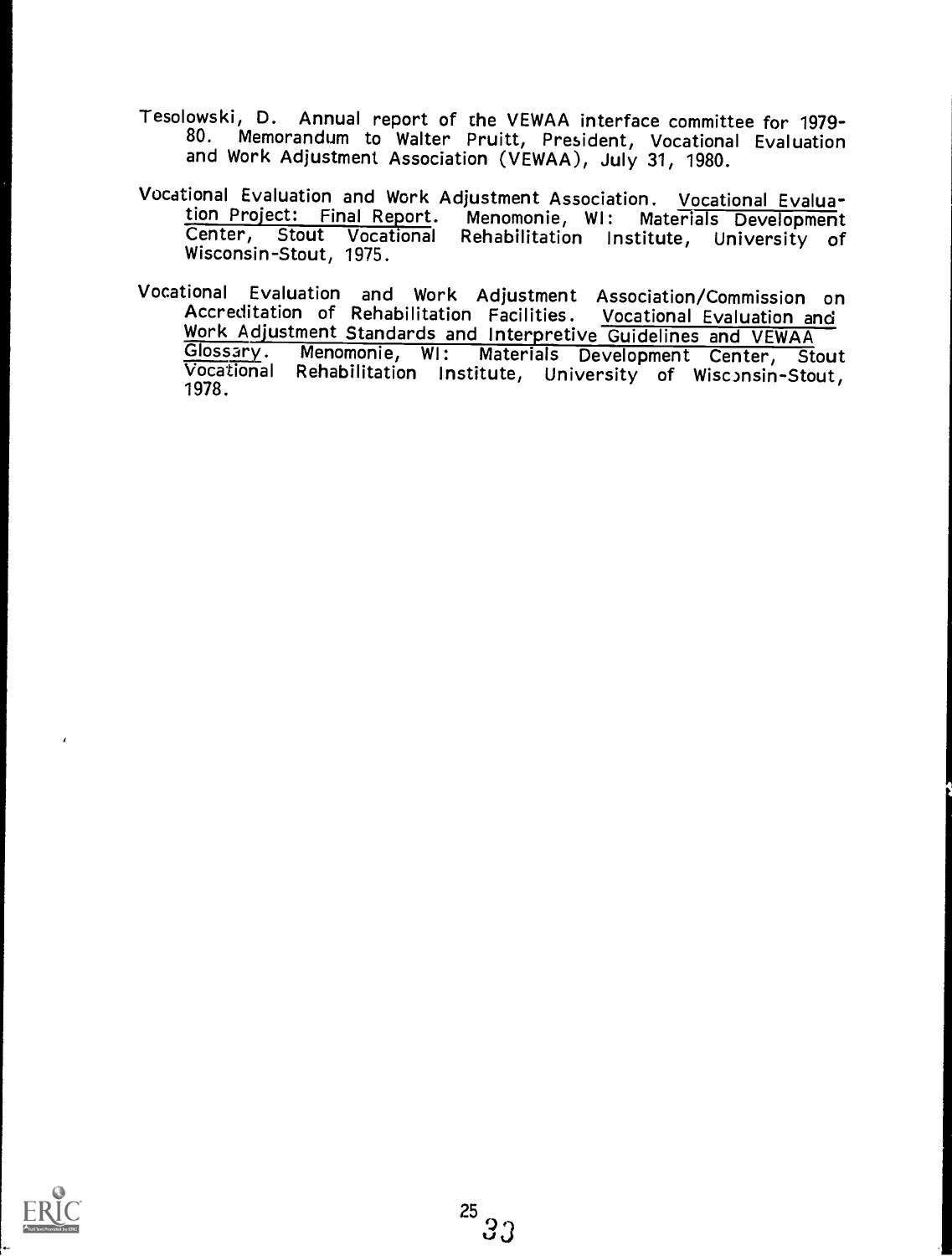Tesolowski, D. Annual report of the VEWAA interface committee for 1979-80. Memorandum to Walter Pruitt, President, Vocational Evaluation and Work Adjustment Association (VEWAA), July 31, 1980.

Vocational Evaluation and Work Adjustment Association. Vocational Evaluation Project: Final Report. Menomonie, WI: Materials Development Center, Stout Vocational Rehabilitation Institute, University of Wisconsin-Stout, 1975.

Vocational Evaluation and Work Adjustment Association/Commission on Accreditation of Rehabilitation Facilities. Vocational Evaluation and Work Adjustment Standards and Interpretive Guidelines and VEWAA Glossary. Menomonie, WI: Materials Development Center, Stout Vocational Rehabilitation Institute, University of Wisconsin-Stout, 1978.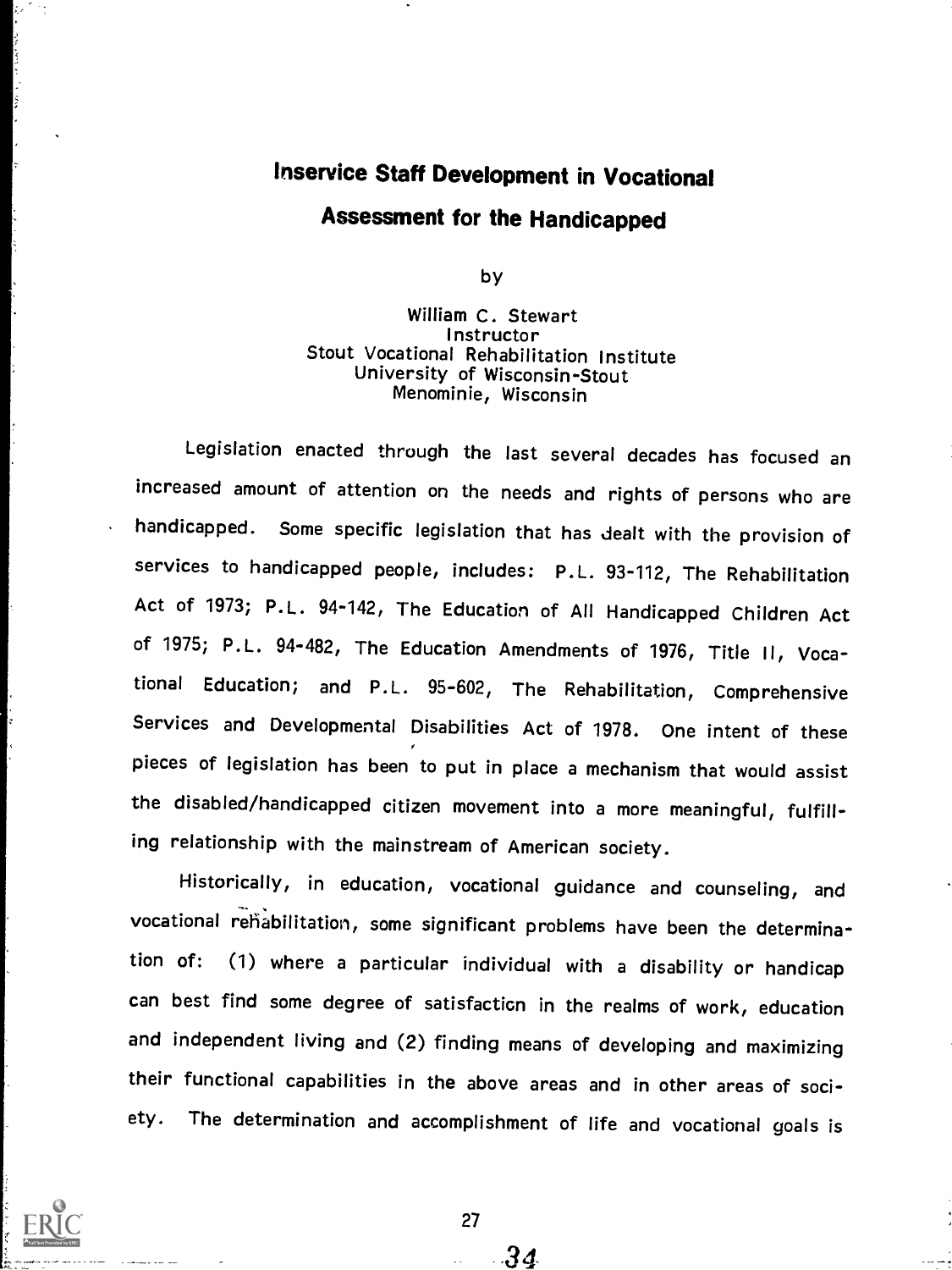# Inservice Staff Development in Vocational Assessment for the Handicapped

by

William C. Stewart
Instructor
Stout Vocational Rehabilitation Institute
University of Wisconsin-Stout
Menominie, Wisconsin

Legislation enacted through the last several decades has focused an increased amount of attention on the needs and rights of persons who are handicapped. Some specific legislation that has dealt with the provision of services to handicapped people, includes: P.L. 93-112, The Rehabilitation Act of 1973; P.L. 94-142, The Education of All Handicapped Children Act of 1975; P.L. 94-482, The Education Amendments of 1976, Title II, Vocational Education; and P.L. 95-602, The Rehabilitation, Comprehensive Services and Developmental Disabilities Act of 1978. One intent of these pieces of legislation has been to put in place a mechanism that would assist the disabled/handicapped citizen movement into a more meaningful, fulfilling relationship with the mainstream of American society.

Historically, in education, vocational guidance and counseling, and vocational rehabilitation, some significant problems have been the determination of: (1) where a particular individual with a disability or handicap can best find some degree of satisfaction in the realms of work, education and independent living and (2) finding means of developing and maximizing their functional capabilities in the above areas and in other areas of society. The determination and accomplishment of life and vocational goals is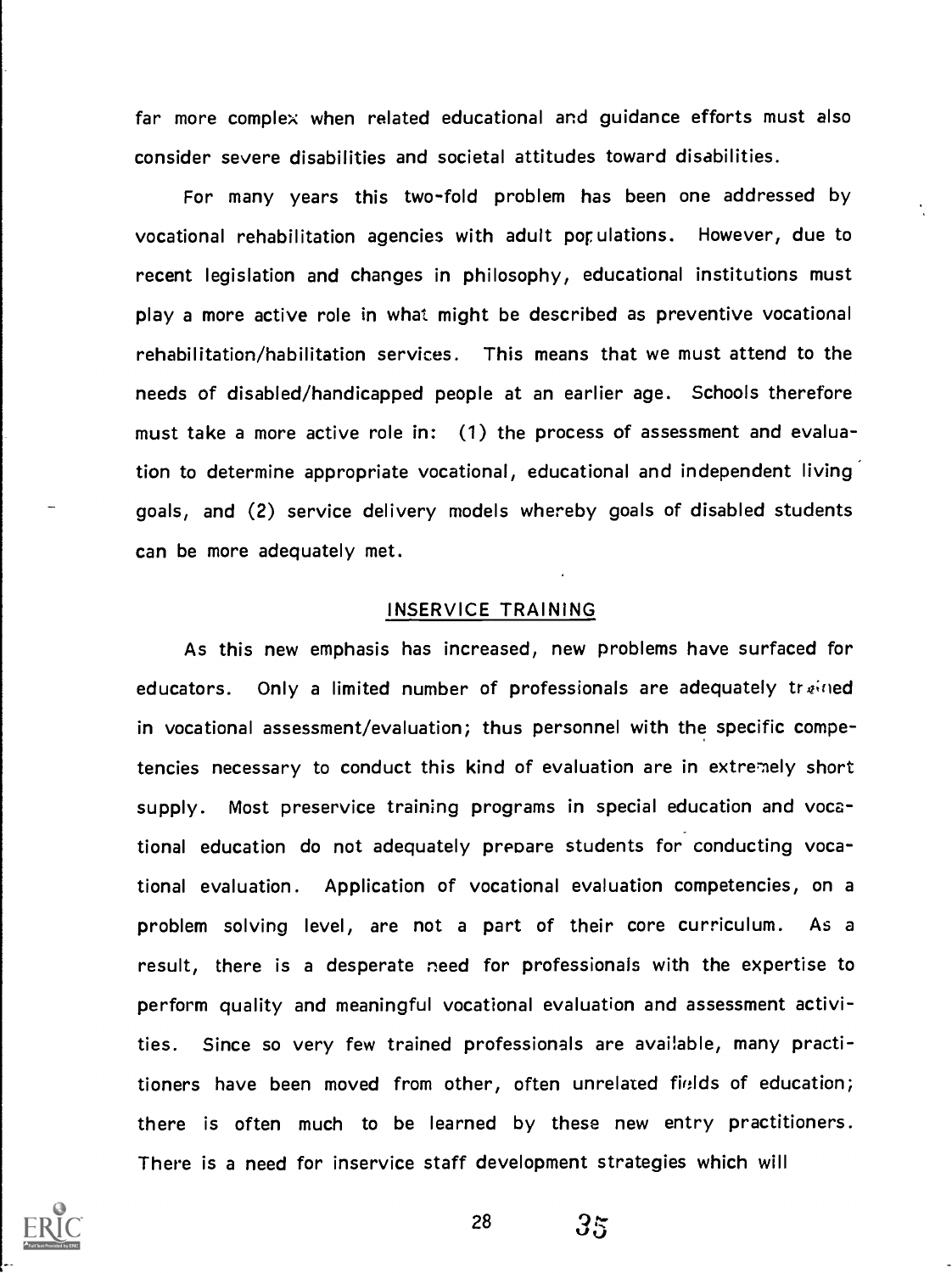far more complex when related educational and guidance efforts must also consider severe disabilities and societal attitudes toward disabilities.

For many years this two-fold problem has been one addressed by vocational rehabilitation agencies with adult populations. However, due to recent legislation and changes in philosophy, educational institutions must play a more active role in what might be described as preventive vocational rehabilitation/habilitation services. This means that we must attend to the needs of disabled/handicapped people at an earlier age. Schools therefore must take a more active role in: (1) the process of assessment and evaluation to determine appropriate vocational, educational and independent living goals, and (2) service delivery models whereby goals of disabled students can be more adequately met.

## INSERVICE TRAINING

As this new emphasis has increased, new problems have surfaced for educators. Only a limited number of professionals are adequately trained in vocational assessment/evaluation; thus personnel with the specific competencies necessary to conduct this kind of evaluation are in extremely short supply. Most preservice training programs in special education and vocational education do not adequately prepare students for conducting vocational evaluation. Application of vocational evaluation competencies, on a problem solving level, are not a part of their core curriculum. As a result, there is a desperate need for professionals with the expertise to perform quality and meaningful vocational evaluation and assessment activities. Since so very few trained professionals are available, many practitioners have been moved from other, often unrelated fields of education; there is often much to be learned by these new entry practitioners. There is a need for inservice staff development strategies which will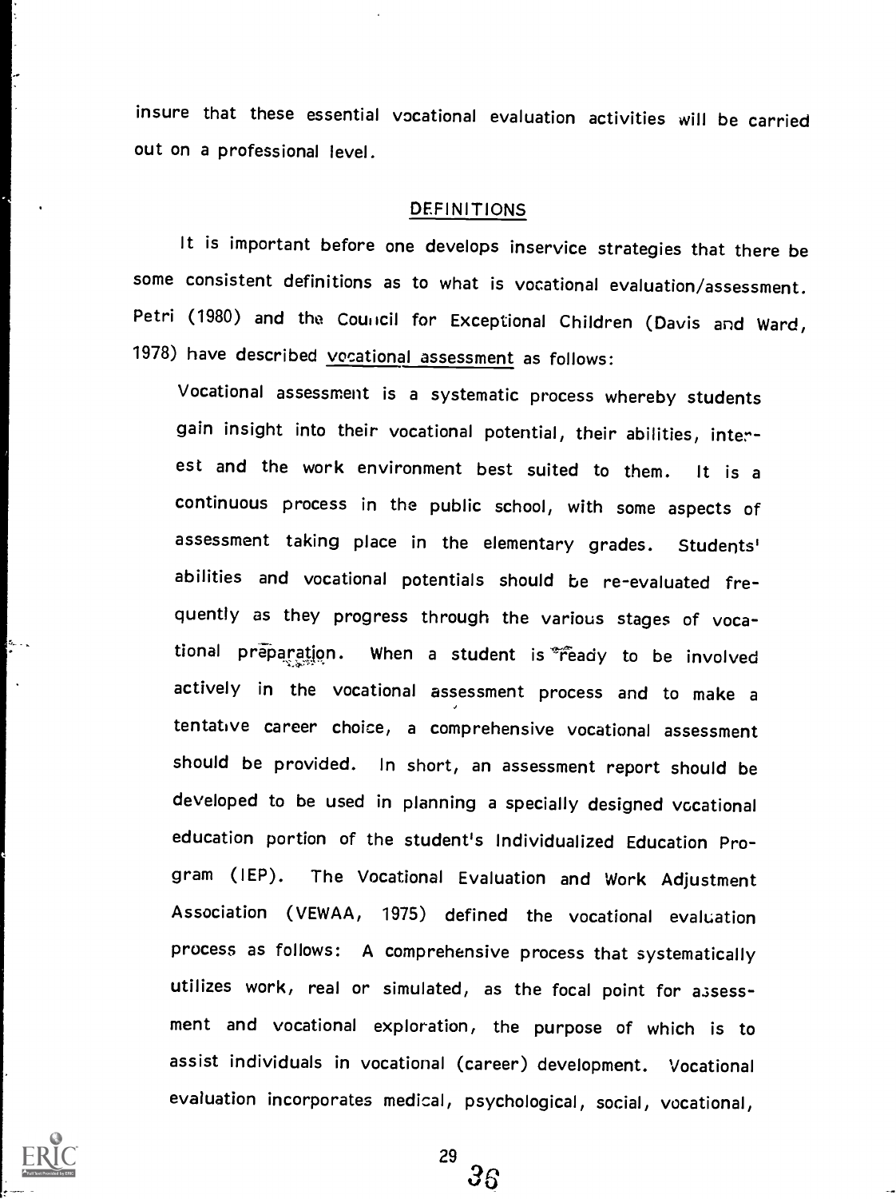insure that these essential vocational evaluation activities will be carried out on a professional level.

## DEFINITIONS

It is important before one develops inservice strategies that there be some consistent definitions as to what is vocational evaluation/assessment. Petri (1980) and the Council for Exceptional Children (Davis and Ward, 1978) have described vocational assessment as follows:

> Vocational assessment is a systematic process whereby students gain insight into their vocational potential, their abilities, interest and the work environment best suited to them. It is a continuous process in the public school, with some aspects of assessment taking place in the elementary grades. Students' abilities and vocational potentials should be re-evaluated frequently as they progress through the various stages of vocational preparation. When a student is ready to be involved actively in the vocational assessment process and to make a tentative career choice, a comprehensive vocational assessment should be provided. In short, an assessment report should be developed to be used in planning a specially designed vocational education portion of the student's Individualized Education Program (IEP). The Vocational Evaluation and Work Adjustment Association (VEWAA, 1975) defined the vocational evaluation process as follows: A comprehensive process that systematically utilizes work, real or simulated, as the focal point for assessment and vocational exploration, the purpose of which is to assist individuals in vocational (career) development. Vocational evaluation incorporates medical, psychological, social, vocational,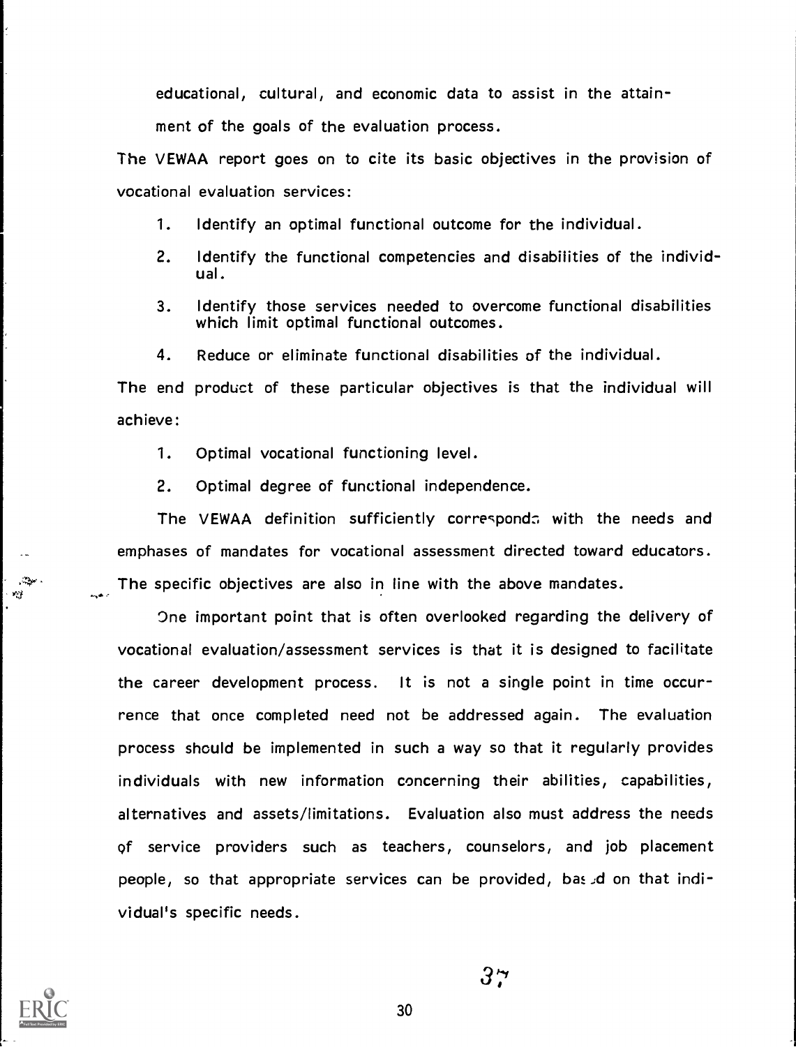educational, cultural, and economic data to assist in the attainment of the goals of the evaluation process.

The VEWAA report goes on to cite its basic objectives in the provision of vocational evaluation services:

1. Identify an optimal functional outcome for the individual.
2. Identify the functional competencies and disabilities of the individual.
3. Identify those services needed to overcome functional disabilities which limit optimal functional outcomes.
4. Reduce or eliminate functional disabilities of the individual.

The end product of these particular objectives is that the individual will achieve:

1. Optimal vocational functioning level.
2. Optimal degree of functional independence.

The VEWAA definition sufficiently corresponds with the needs and emphases of mandates for vocational assessment directed toward educators. The specific objectives are also in line with the above mandates.

One important point that is often overlooked regarding the delivery of vocational evaluation/assessment services is that it is designed to facilitate the career development process. It is not a single point in time occurrence that once completed need not be addressed again. The evaluation process should be implemented in such a way so that it regularly provides individuals with new information concerning their abilities, capabilities, alternatives and assets/limitations. Evaluation also must address the needs of service providers such as teachers, counselors, and job placement people, so that appropriate services can be provided, based on that individual's specific needs.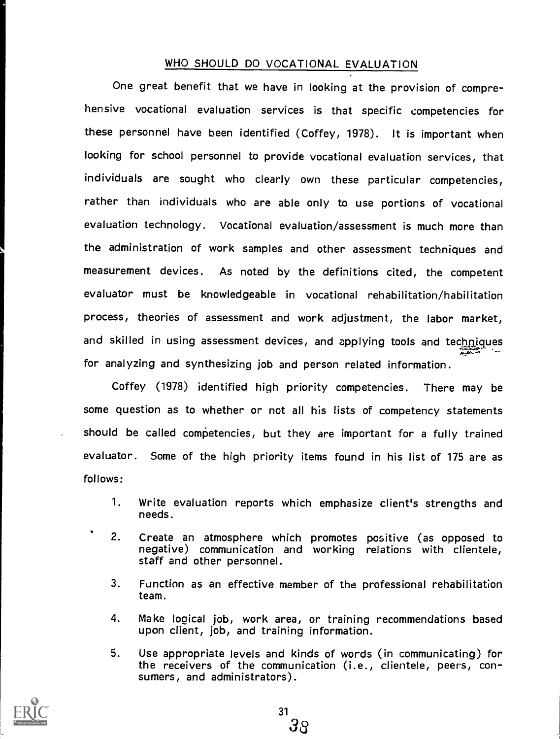## WHO SHOULD DO VOCATIONAL EVALUATION

One great benefit that we have in looking at the provision of comprehensive vocational evaluation services is that specific competencies for these personnel have been identified (Coffey, 1978). It is important when looking for school personnel to provide vocational evaluation services, that individuals are sought who clearly own these particular competencies, rather than individuals who are able only to use portions of vocational evaluation technology. Vocational evaluation/assessment is much more than the administration of work samples and other assessment techniques and measurement devices. As noted by the definitions cited, the competent evaluator must be knowledgeable in vocational rehabilitation/habilitation process, theories of assessment and work adjustment, the labor market, and skilled in using assessment devices, and applying tools and techniques for analyzing and synthesizing job and person related information.

Coffey (1978) identified high priority competencies. There may be some question as to whether or not all his lists of competency statements should be called competencies, but they are important for a fully trained evaluator. Some of the high priority items found in his list of 175 are as follows:

1. Write evaluation reports which emphasize client's strengths and needs.
2. Create an atmosphere which promotes positive (as opposed to negative) communication and working relations with clientele, staff and other personnel.
3. Function as an effective member of the professional rehabilitation team.
4. Make logical job, work area, or training recommendations based upon client, job, and training information.
5. Use appropriate levels and kinds of words (in communicating) for the receivers of the communication (i.e., clientele, peers, consumers, and administrators).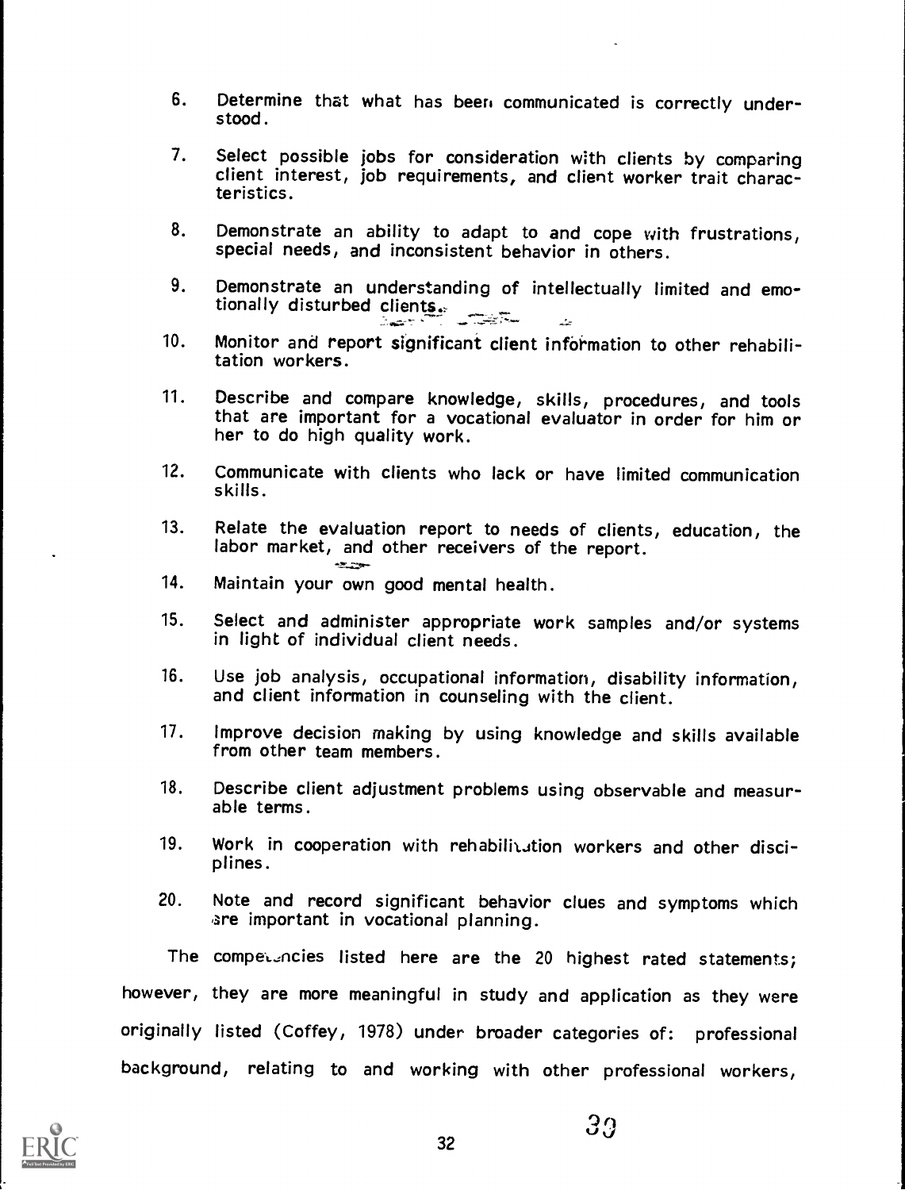6. Determine that what has been communicated is correctly understood.

7. Select possible jobs for consideration with clients by comparing client interest, job requirements, and client worker trait characteristics.

8. Demonstrate an ability to adapt to and cope with frustrations, special needs, and inconsistent behavior in others.

9. Demonstrate an understanding of intellectually limited and emotionally disturbed clients.

10. Monitor and report significant client information to other rehabilitation workers.

11. Describe and compare knowledge, skills, procedures, and tools that are important for a vocational evaluator in order for him or her to do high quality work.

12. Communicate with clients who lack or have limited communication skills.

13. Relate the evaluation report to needs of clients, education, the labor market, and other receivers of the report.

14. Maintain your own good mental health.

15. Select and administer appropriate work samples and/or systems in light of individual client needs.

16. Use job analysis, occupational information, disability information, and client information in counseling with the client.

17. Improve decision making by using knowledge and skills available from other team members.

18. Describe client adjustment problems using observable and measurable terms.

19. Work in cooperation with rehabilitation workers and other disciplines.

20. Note and record significant behavior clues and symptoms which are important in vocational planning.

The competencies listed here are the 20 highest rated statements; however, they are more meaningful in study and application as they were originally listed (Coffey, 1978) under broader categories of: professional background, relating to and working with other professional workers,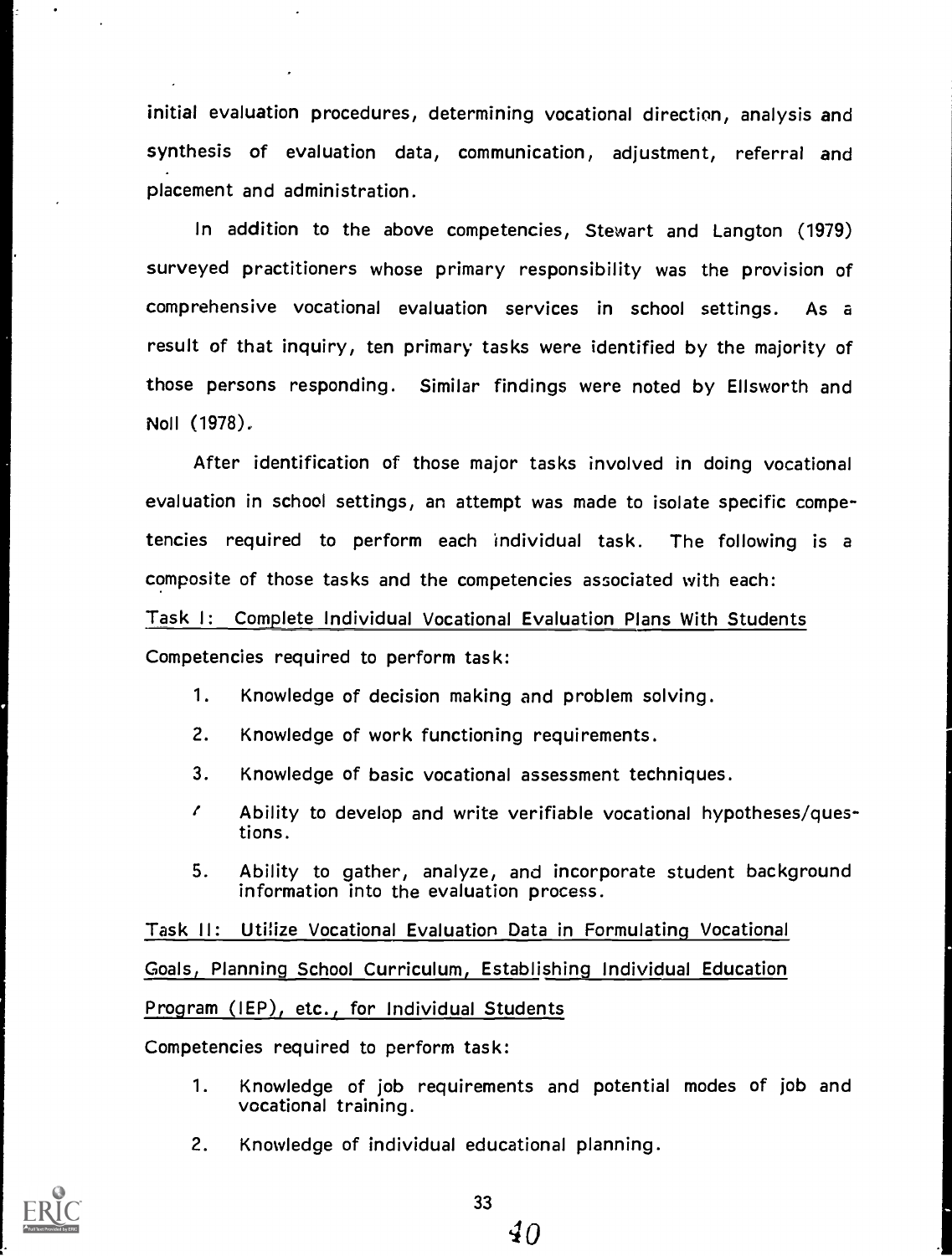initial evaluation procedures, determining vocational direction, analysis and synthesis of evaluation data, communication, adjustment, referral and placement and administration.

In addition to the above competencies, Stewart and Langton (1979) surveyed practitioners whose primary responsibility was the provision of comprehensive vocational evaluation services in school settings. As a result of that inquiry, ten primary tasks were identified by the majority of those persons responding. Similar findings were noted by Ellsworth and Noll (1978).

After identification of those major tasks involved in doing vocational evaluation in school settings, an attempt was made to isolate specific competencies required to perform each individual task. The following is a composite of those tasks and the competencies associated with each:

Task I: Complete Individual Vocational Evaluation Plans With Students

Competencies required to perform task:

1. Knowledge of decision making and problem solving.
2. Knowledge of work functioning requirements.
3. Knowledge of basic vocational assessment techniques.
4. Ability to develop and write verifiable vocational hypotheses/questions.
5. Ability to gather, analyze, and incorporate student background information into the evaluation process.

Task II: Utilize Vocational Evaluation Data in Formulating Vocational Goals, Planning School Curriculum, Establishing Individual Education Program (IEP), etc., for Individual Students

Competencies required to perform task:

1. Knowledge of job requirements and potential modes of job and vocational training.
2. Knowledge of individual educational planning.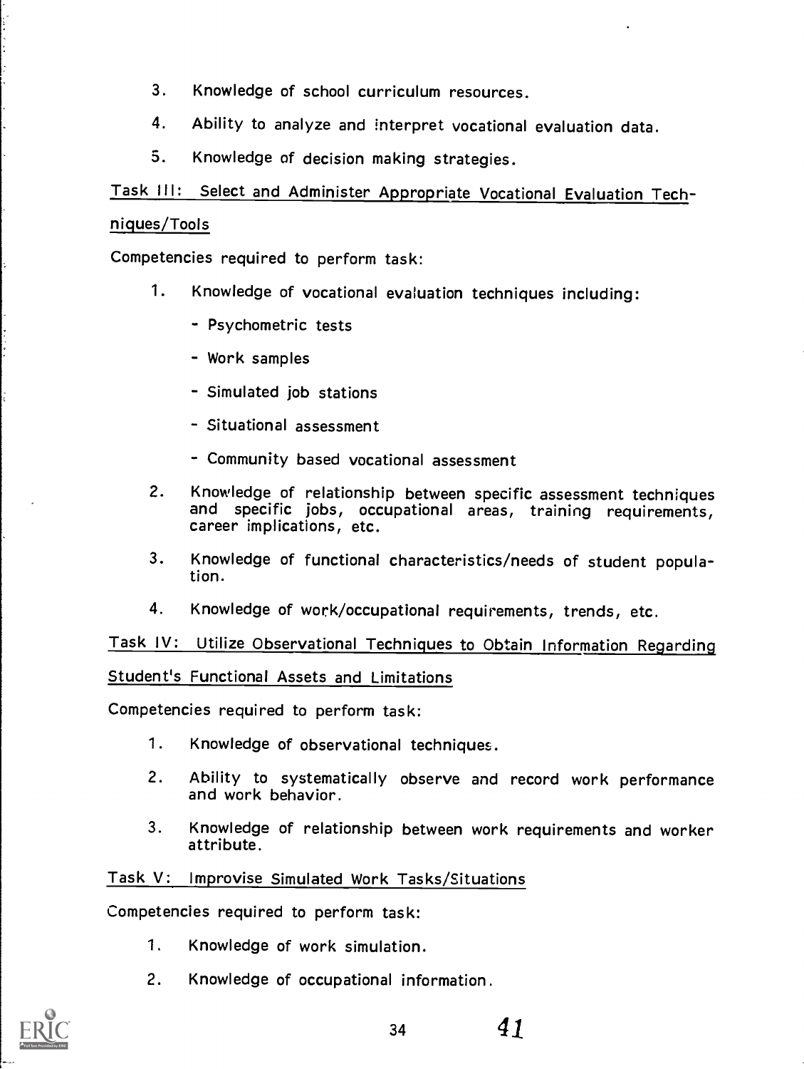3. Knowledge of school curriculum resources.

4. Ability to analyze and interpret vocational evaluation data.

5. Knowledge of decision making strategies.

Task III: Select and Administer Appropriate Vocational Evaluation Techniques/Tools

Competencies required to perform task:

1. Knowledge of vocational evaluation techniques including:
   - Psychometric tests
   - Work samples
   - Simulated job stations
   - Situational assessment
   - Community based vocational assessment

2. Knowledge of relationship between specific assessment techniques and specific jobs, occupational areas, training requirements, career implications, etc.

3. Knowledge of functional characteristics/needs of student population.

4. Knowledge of work/occupational requirements, trends, etc.

Task IV: Utilize Observational Techniques to Obtain Information Regarding Student's Functional Assets and Limitations

Competencies required to perform task:

1. Knowledge of observational techniques.

2. Ability to systematically observe and record work performance and work behavior.

3. Knowledge of relationship between work requirements and worker attribute.

Task V: Improvise Simulated Work Tasks/Situations

Competencies required to perform task:

1. Knowledge of work simulation.

2. Knowledge of occupational information.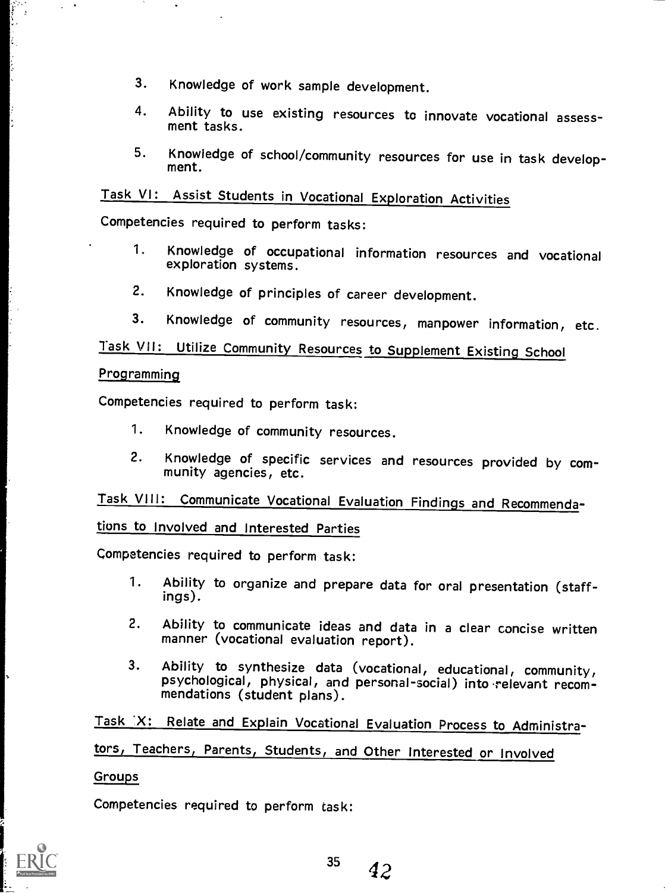3. Knowledge of work sample development.

4. Ability to use existing resources to innovate vocational assessment tasks.

5. Knowledge of school/community resources for use in task development.

<u>Task VI: Assist Students in Vocational Exploration Activities</u>

Competencies required to perform tasks:

1. Knowledge of occupational information resources and vocational exploration systems.

2. Knowledge of principles of career development.

3. Knowledge of community resources, manpower information, etc.

<u>Task VII: Utilize Community Resources to Supplement Existing School Programming</u>

Competencies required to perform task:

1. Knowledge of community resources.

2. Knowledge of specific services and resources provided by community agencies, etc.

<u>Task VIII: Communicate Vocational Evaluation Findings and Recommendations to Involved and Interested Parties</u>

Competencies required to perform task:

1. Ability to organize and prepare data for oral presentation (staffings).

2. Ability to communicate ideas and data in a clear concise written manner (vocational evaluation report).

3. Ability to synthesize data (vocational, educational, community, psychological, physical, and personal-social) into relevant recommendations (student plans).

<u>Task IX: Relate and Explain Vocational Evaluation Process to Administrators, Teachers, Parents, Students, and Other Interested or Involved Groups</u>

Competencies required to perform task: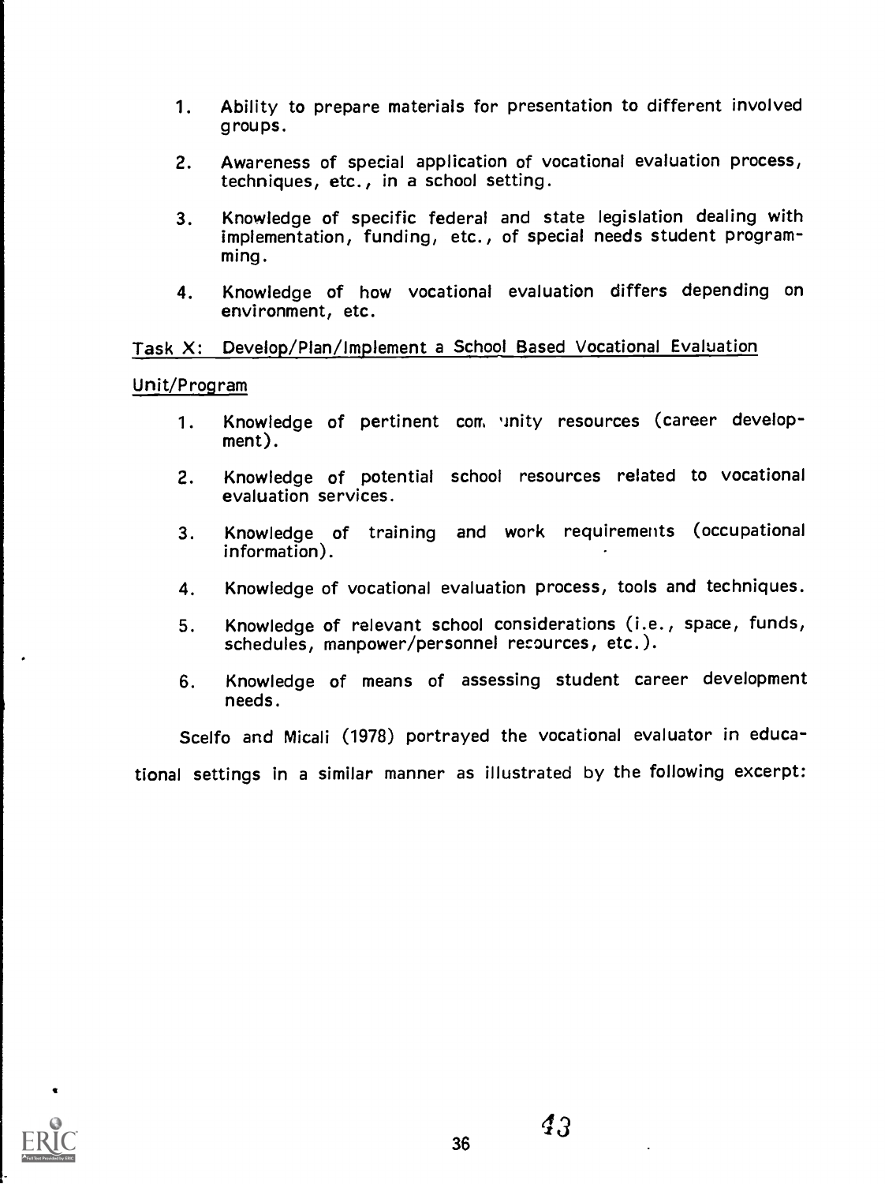1. Ability to prepare materials for presentation to different involved groups.

2. Awareness of special application of vocational evaluation process, techniques, etc., in a school setting.

3. Knowledge of specific federal and state legislation dealing with implementation, funding, etc., of special needs student programming.

4. Knowledge of how vocational evaluation differs depending on environment, etc.

<u>Task X: Develop/Plan/Implement a School Based Vocational Evaluation Unit/Program</u>

1. Knowledge of pertinent community resources (career development).

2. Knowledge of potential school resources related to vocational evaluation services.

3. Knowledge of training and work requirements (occupational information).

4. Knowledge of vocational evaluation process, tools and techniques.

5. Knowledge of relevant school considerations (i.e., space, funds, schedules, manpower/personnel resources, etc.).

6. Knowledge of means of assessing student career development needs.

Scelfo and Micali (1978) portrayed the vocational evaluator in educational settings in a similar manner as illustrated by the following excerpt: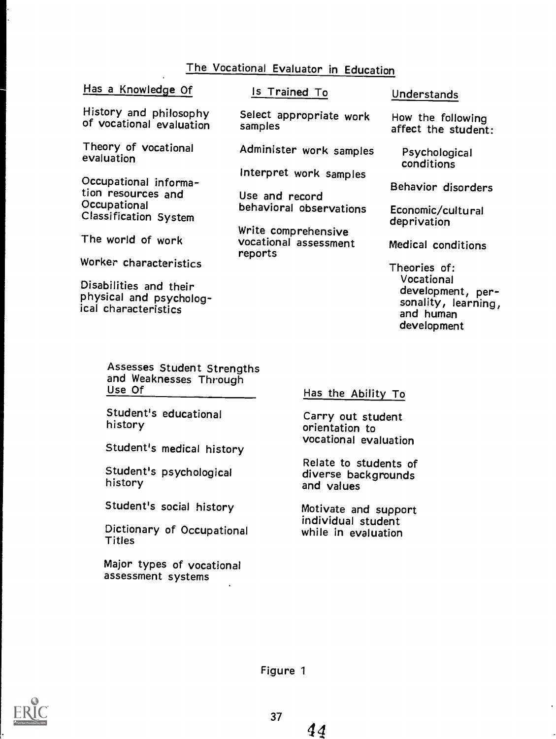## The Vocational Evaluator in Education

### Has a Knowledge Of

- History and philosophy of vocational evaluation
- Theory of vocational evaluation
- Occupational information resources and Occupational Classification System
- The world of work
- Worker characteristics
- Disabilities and their physical and psychological characteristics

### Is Trained To

- Select appropriate work samples
- Administer work samples
- Interpret work samples
- Use and record behavioral observations
- Write comprehensive vocational assessment reports

### Understands

How the following affect the student:

- Psychological conditions
- Behavior disorders
- Economic/cultural deprivation
- Medical conditions
- Theories of: Vocational development, personality, learning, and human development

### Assesses Student Strengths and Weaknesses Through Use Of

- Student's educational history
- Student's medical history
- Student's psychological history
- Student's social history
- Dictionary of Occupational Titles
- Major types of vocational assessment systems

### Has the Ability To

- Carry out student orientation to vocational evaluation
- Relate to students of diverse backgrounds and values
- Motivate and support individual student while in evaluation

Figure 1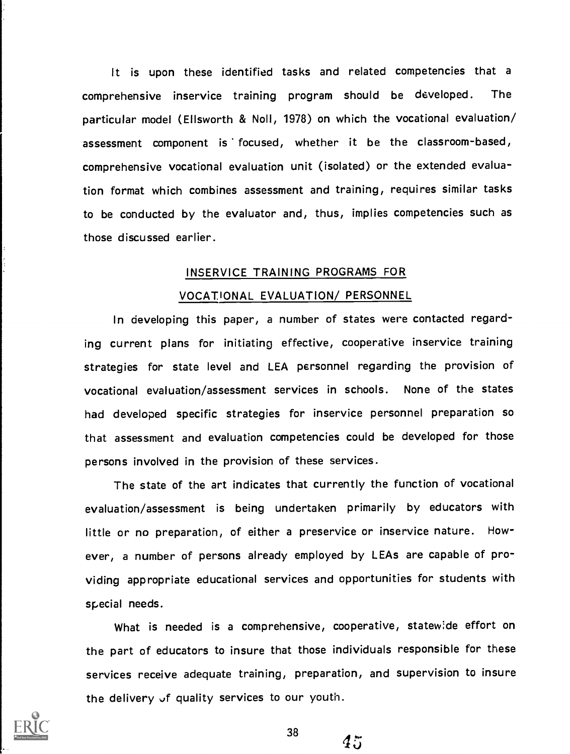It is upon these identified tasks and related competencies that a comprehensive inservice training program should be developed. The particular model (Ellsworth & Noll, 1978) on which the vocational evaluation/ assessment component is focused, whether it be the classroom-based, comprehensive vocational evaluation unit (isolated) or the extended evaluation format which combines assessment and training, requires similar tasks to be conducted by the evaluator and, thus, implies competencies such as those discussed earlier.

## INSERVICE TRAINING PROGRAMS FOR VOCATIONAL EVALUATION/ PERSONNEL

In developing this paper, a number of states were contacted regarding current plans for initiating effective, cooperative inservice training strategies for state level and LEA personnel regarding the provision of vocational evaluation/assessment services in schools. None of the states had developed specific strategies for inservice personnel preparation so that assessment and evaluation competencies could be developed for those persons involved in the provision of these services.

The state of the art indicates that currently the function of vocational evaluation/assessment is being undertaken primarily by educators with little or no preparation, of either a preservice or inservice nature. However, a number of persons already employed by LEAs are capable of providing appropriate educational services and opportunities for students with special needs.

What is needed is a comprehensive, cooperative, statewide effort on the part of educators to insure that those individuals responsible for these services receive adequate training, preparation, and supervision to insure the delivery of quality services to our youth.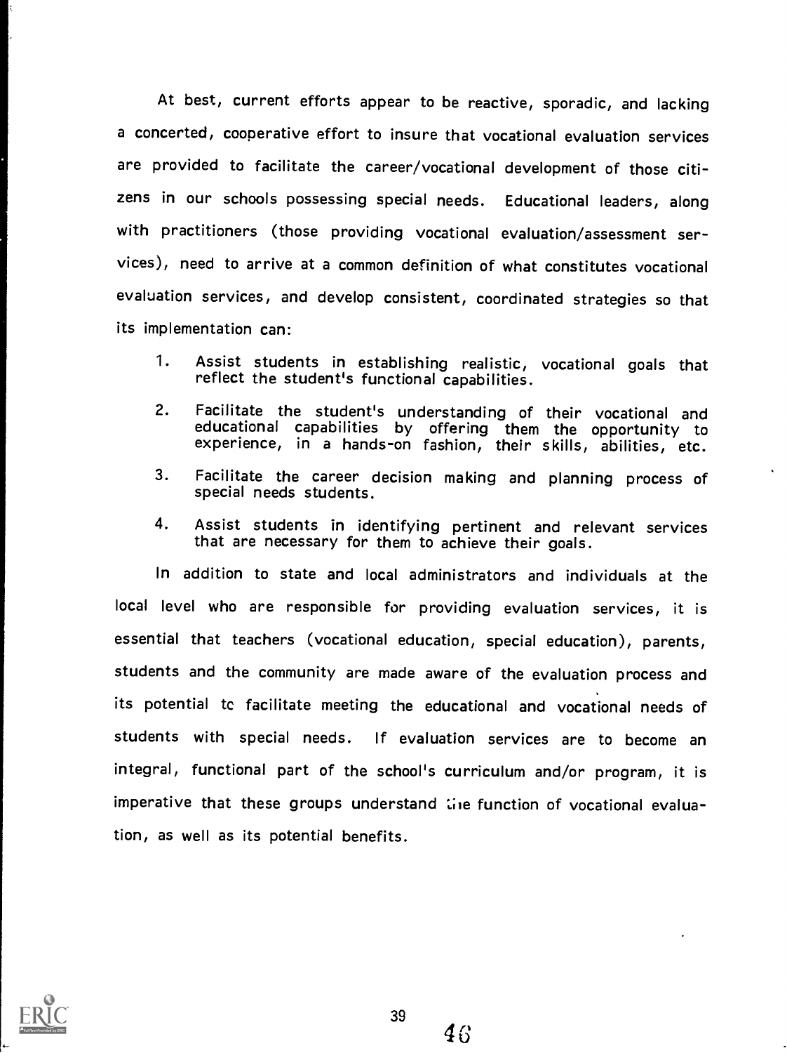At best, current efforts appear to be reactive, sporadic, and lacking a concerted, cooperative effort to insure that vocational evaluation services are provided to facilitate the career/vocational development of those citizens in our schools possessing special needs. Educational leaders, along with practitioners (those providing vocational evaluation/assessment services), need to arrive at a common definition of what constitutes vocational evaluation services, and develop consistent, coordinated strategies so that its implementation can:

1. Assist students in establishing realistic, vocational goals that reflect the student's functional capabilities.
2. Facilitate the student's understanding of their vocational and educational capabilities by offering them the opportunity to experience, in a hands-on fashion, their skills, abilities, etc.
3. Facilitate the career decision making and planning process of special needs students.
4. Assist students in identifying pertinent and relevant services that are necessary for them to achieve their goals.

In addition to state and local administrators and individuals at the local level who are responsible for providing evaluation services, it is essential that teachers (vocational education, special education), parents, students and the community are made aware of the evaluation process and its potential to facilitate meeting the educational and vocational needs of students with special needs. If evaluation services are to become an integral, functional part of the school's curriculum and/or program, it is imperative that these groups understand the function of vocational evaluation, as well as its potential benefits.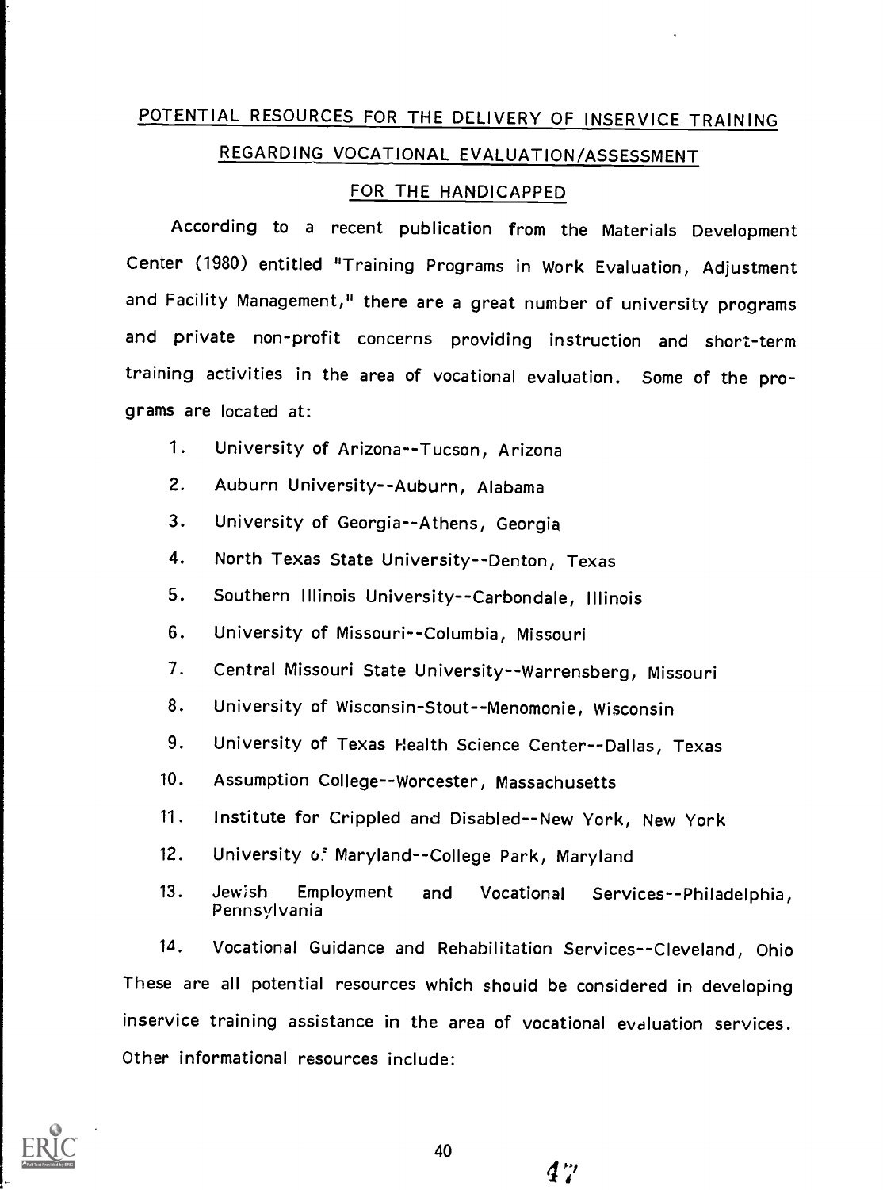## POTENTIAL RESOURCES FOR THE DELIVERY OF INSERVICE TRAINING REGARDING VOCATIONAL EVALUATION/ASSESSMENT FOR THE HANDICAPPED

According to a recent publication from the Materials Development Center (1980) entitled "Training Programs in Work Evaluation, Adjustment and Facility Management," there are a great number of university programs and private non-profit concerns providing instruction and short-term training activities in the area of vocational evaluation. Some of the programs are located at:

1. University of Arizona--Tucson, Arizona
2. Auburn University--Auburn, Alabama
3. University of Georgia--Athens, Georgia
4. North Texas State University--Denton, Texas
5. Southern Illinois University--Carbondale, Illinois
6. University of Missouri--Columbia, Missouri
7. Central Missouri State University--Warrensberg, Missouri
8. University of Wisconsin-Stout--Menomonie, Wisconsin
9. University of Texas Health Science Center--Dallas, Texas
10. Assumption College--Worcester, Massachusetts
11. Institute for Crippled and Disabled--New York, New York
12. University of Maryland--College Park, Maryland
13. Jewish Employment and Vocational Services--Philadelphia, Pennsylvania
14. Vocational Guidance and Rehabilitation Services--Cleveland, Ohio

These are all potential resources which should be considered in developing inservice training assistance in the area of vocational evaluation services. Other informational resources include: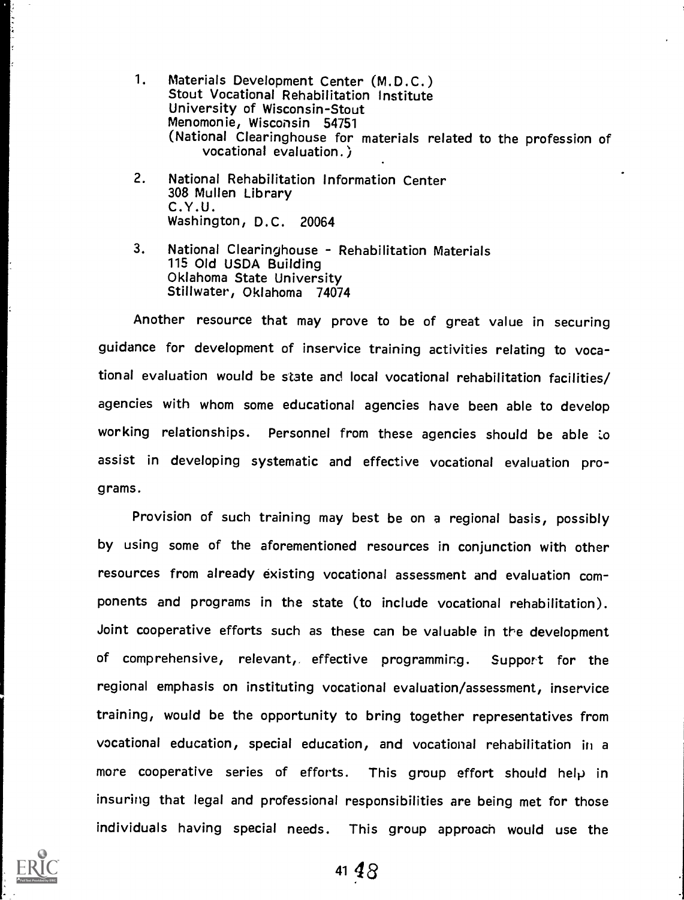1. Materials Development Center (M.D.C.)
   Stout Vocational Rehabilitation Institute
   University of Wisconsin-Stout
   Menomonie, Wisconsin 54751
   (National Clearinghouse for materials related to the profession of vocational evaluation.)

2. National Rehabilitation Information Center
   308 Mullen Library
   C.Y.U.
   Washington, D.C. 20064

3. National Clearinghouse - Rehabilitation Materials
   115 Old USDA Building
   Oklahoma State University
   Stillwater, Oklahoma 74074

Another resource that may prove to be of great value in securing guidance for development of inservice training activities relating to vocational evaluation would be state and local vocational rehabilitation facilities/agencies with whom some educational agencies have been able to develop working relationships. Personnel from these agencies should be able to assist in developing systematic and effective vocational evaluation programs.

Provision of such training may best be on a regional basis, possibly by using some of the aforementioned resources in conjunction with other resources from already existing vocational assessment and evaluation components and programs in the state (to include vocational rehabilitation). Joint cooperative efforts such as these can be valuable in the development of comprehensive, relevant, effective programming. Support for the regional emphasis on instituting vocational evaluation/assessment, inservice training, would be the opportunity to bring together representatives from vocational education, special education, and vocational rehabilitation in a more cooperative series of efforts. This group effort should help in insuring that legal and professional responsibilities are being met for those individuals having special needs. This group approach would use the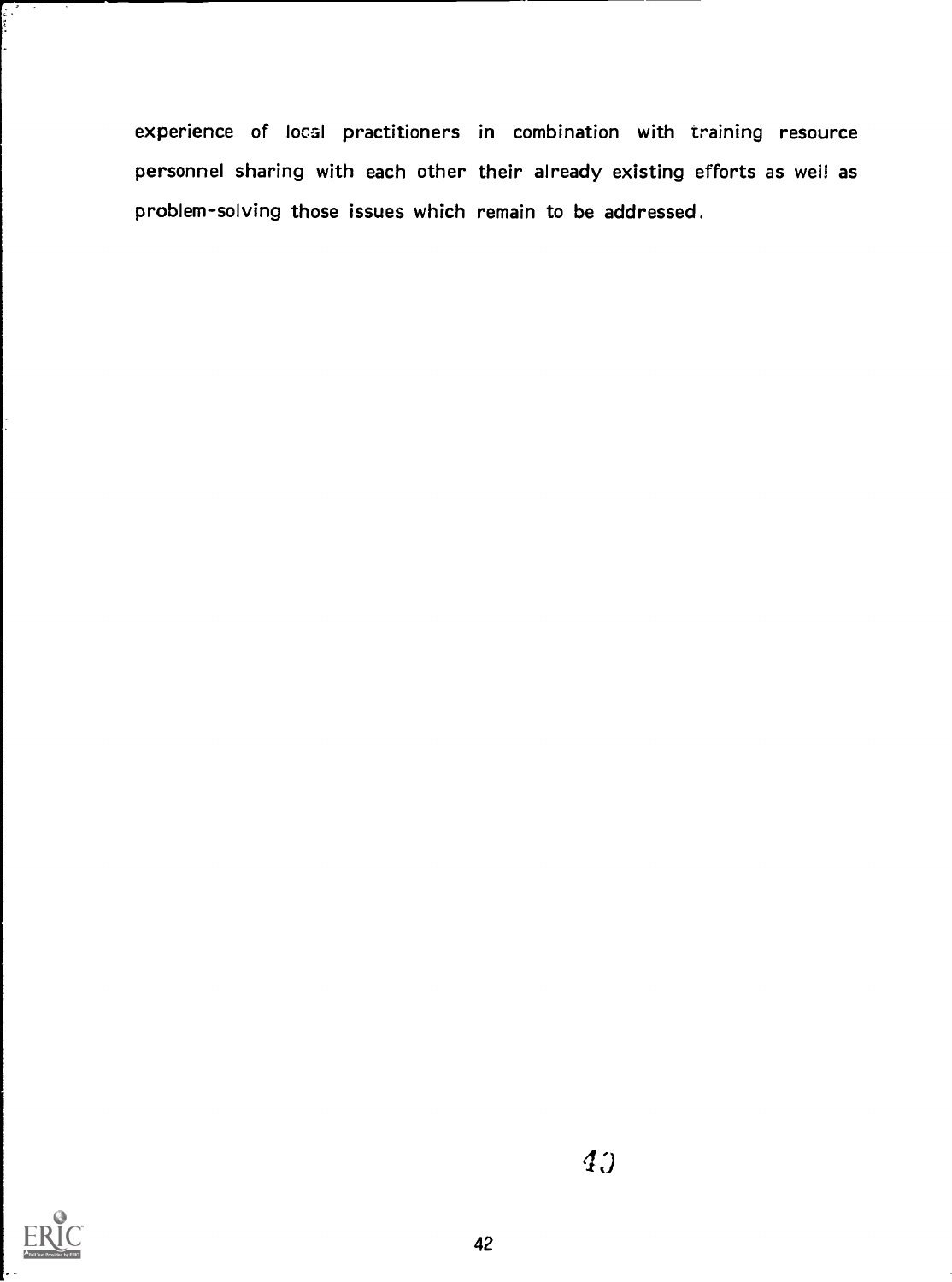experience of local practitioners in combination with training resource personnel sharing with each other their already existing efforts as well as problem-solving those issues which remain to be addressed.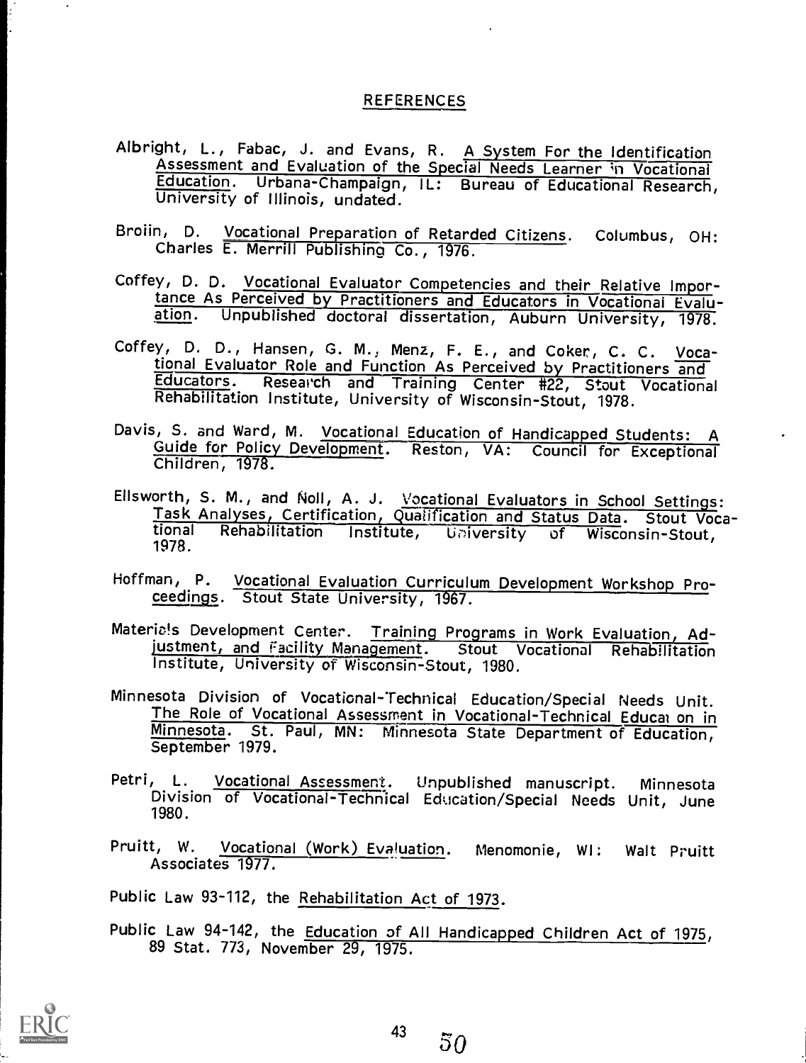## REFERENCES

Albright, L., Fabac, J. and Evans, R. A System For the Identification Assessment and Evaluation of the Special Needs Learner in Vocational Education. Urbana-Champaign, IL: Bureau of Educational Research, University of Illinois, undated.

Broiin, D. Vocational Preparation of Retarded Citizens. Columbus, OH: Charles E. Merrill Publishing Co., 1976.

Coffey, D. D. Vocational Evaluator Competencies and their Relative Importance As Perceived by Practitioners and Educators in Vocational Evaluation. Unpublished doctoral dissertation, Auburn University, 1978.

Coffey, D. D., Hansen, G. M., Menz, F. E., and Coker, C. C. Vocational Evaluator Role and Function As Perceived by Practitioners and Educators. Research and Training Center #22, Stout Vocational Rehabilitation Institute, University of Wisconsin-Stout, 1978.

Davis, S. and Ward, M. Vocational Education of Handicapped Students: A Guide for Policy Development. Reston, VA: Council for Exceptional Children, 1978.

Ellsworth, S. M., and Noll, A. J. Vocational Evaluators in School Settings: Task Analyses, Certification, Qualification and Status Data. Stout Vocational Rehabilitation Institute, University of Wisconsin-Stout, 1978.

Hoffman, P. Vocational Evaluation Curriculum Development Workshop Proceedings. Stout State University, 1967.

Materials Development Center. Training Programs in Work Evaluation, Adjustment, and Facility Management. Stout Vocational Rehabilitation Institute, University of Wisconsin-Stout, 1980.

Minnesota Division of Vocational-Technical Education/Special Needs Unit. The Role of Vocational Assessment in Vocational-Technical Education in Minnesota. St. Paul, MN: Minnesota State Department of Education, September 1979.

Petri, L. Vocational Assessment. Unpublished manuscript. Minnesota Division of Vocational-Technical Education/Special Needs Unit, June 1980.

Pruitt, W. Vocational (Work) Evaluation. Menomonie, WI: Walt Pruitt Associates 1977.

Public Law 93-112, the Rehabilitation Act of 1973.

Public Law 94-142, the Education of All Handicapped Children Act of 1975, 89 Stat. 773, November 29, 1975.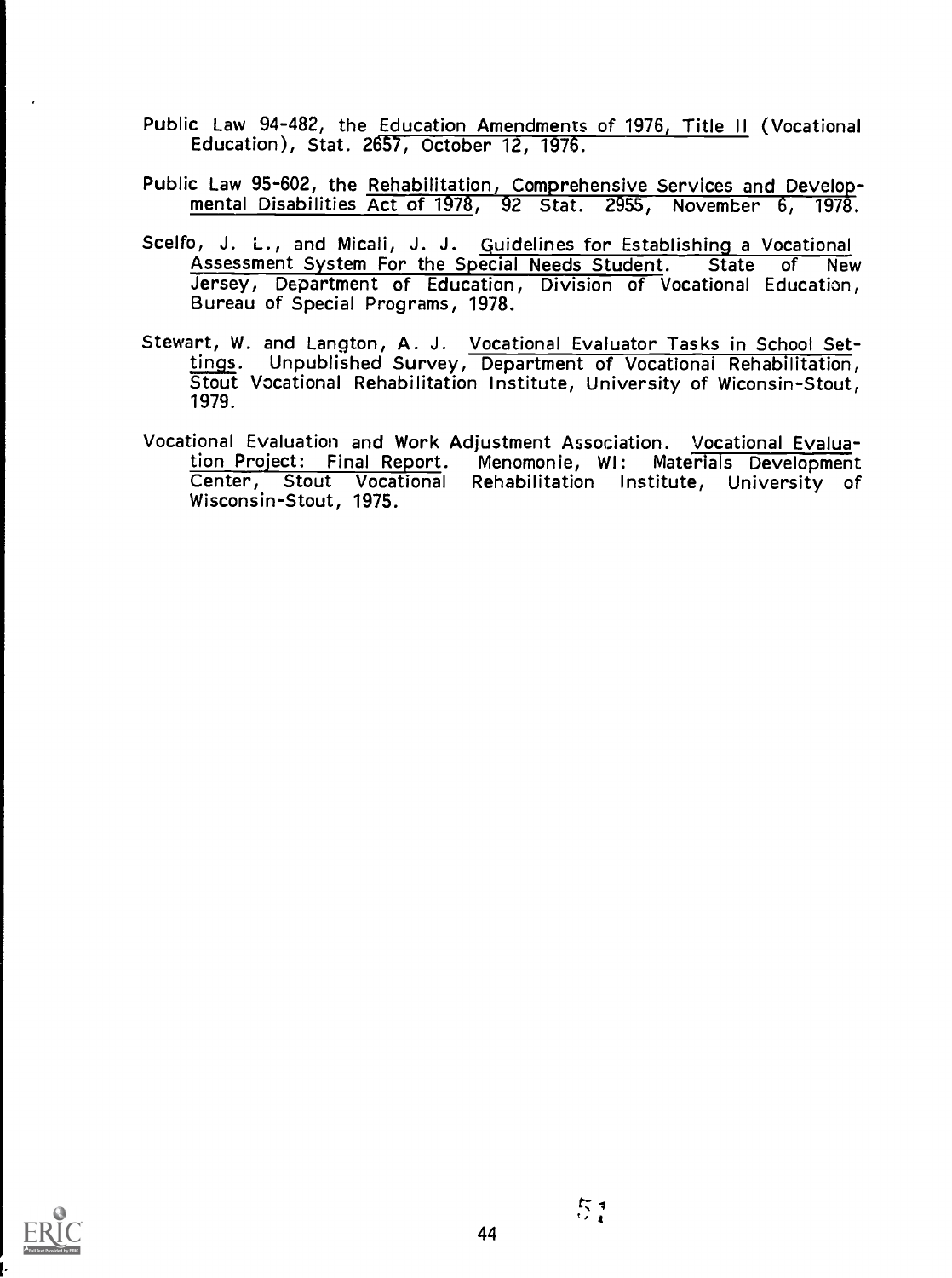Public Law 94-482, the Education Amendments of 1976, Title II (Vocational Education), Stat. 2657, October 12, 1976.

Public Law 95-602, the Rehabilitation, Comprehensive Services and Developmental Disabilities Act of 1978, 92 Stat. 2955, November 6, 1978.

Scelfo, J. L., and Micali, J. J. Guidelines for Establishing a Vocational Assessment System For the Special Needs Student. State of New Jersey, Department of Education, Division of Vocational Education, Bureau of Special Programs, 1978.

Stewart, W. and Langton, A. J. Vocational Evaluator Tasks in School Settings. Unpublished Survey, Department of Vocational Rehabilitation, Stout Vocational Rehabilitation Institute, University of Wiconsin-Stout, 1979.

Vocational Evaluation and Work Adjustment Association. Vocational Evaluation Project: Final Report. Menomonie, WI: Materials Development Center, Stout Vocational Rehabilitation Institute, University of Wisconsin-Stout, 1975.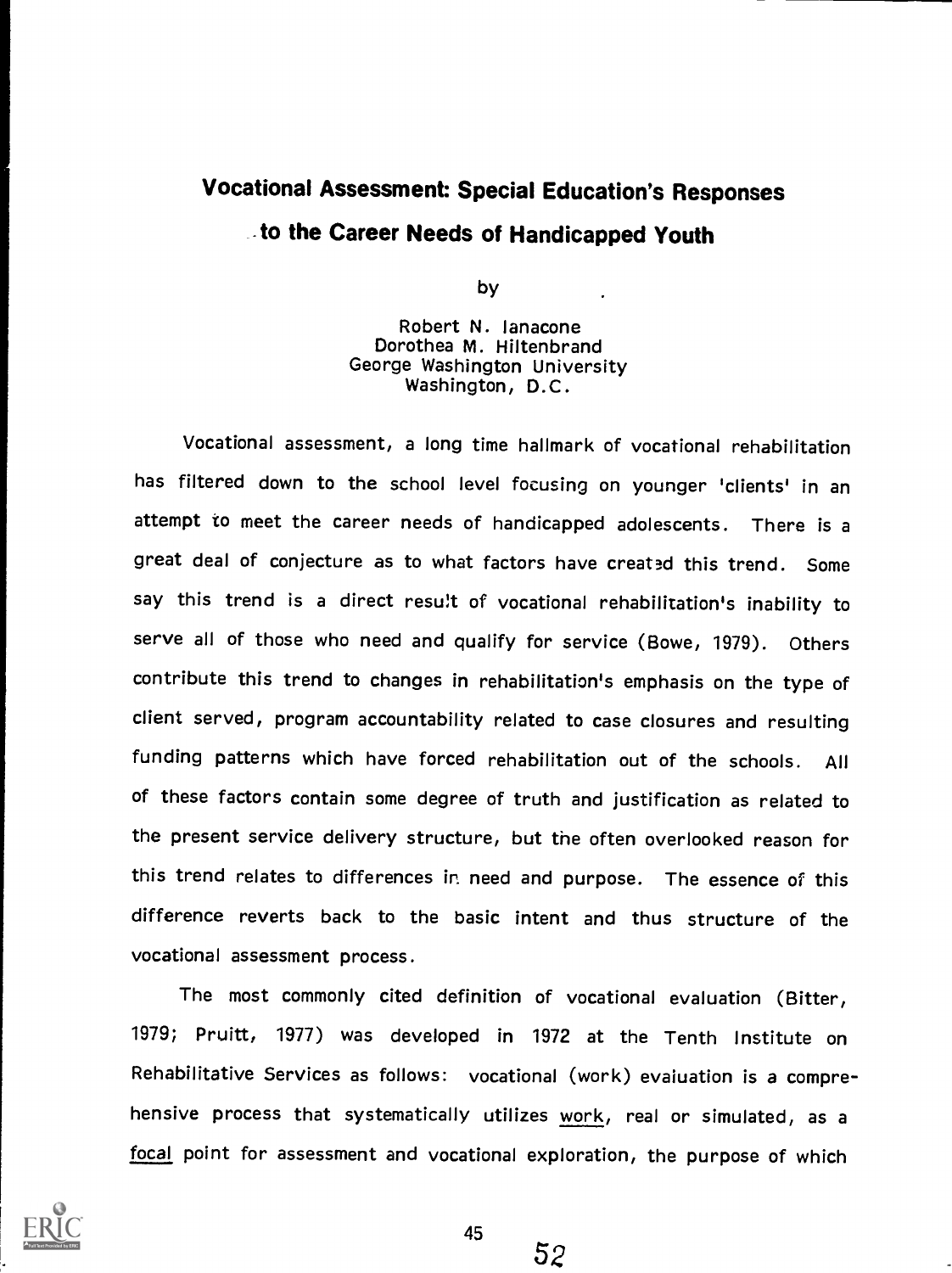# Vocational Assessment: Special Education's Responses to the Career Needs of Handicapped Youth

by

Robert N. Ianacone
Dorothea M. Hiltenbrand
George Washington University
Washington, D.C.

Vocational assessment, a long time hallmark of vocational rehabilitation has filtered down to the school level focusing on younger 'clients' in an attempt to meet the career needs of handicapped adolescents. There is a great deal of conjecture as to what factors have created this trend. Some say this trend is a direct result of vocational rehabilitation's inability to serve all of those who need and qualify for service (Bowe, 1979). Others contribute this trend to changes in rehabilitation's emphasis on the type of client served, program accountability related to case closures and resulting funding patterns which have forced rehabilitation out of the schools. All of these factors contain some degree of truth and justification as related to the present service delivery structure, but the often overlooked reason for this trend relates to differences in need and purpose. The essence of this difference reverts back to the basic intent and thus structure of the vocational assessment process.

The most commonly cited definition of vocational evaluation (Bitter, 1979; Pruitt, 1977) was developed in 1972 at the Tenth Institute on Rehabilitative Services as follows: vocational (work) evaluation is a comprehensive process that systematically utilizes work, real or simulated, as a focal point for assessment and vocational exploration, the purpose of which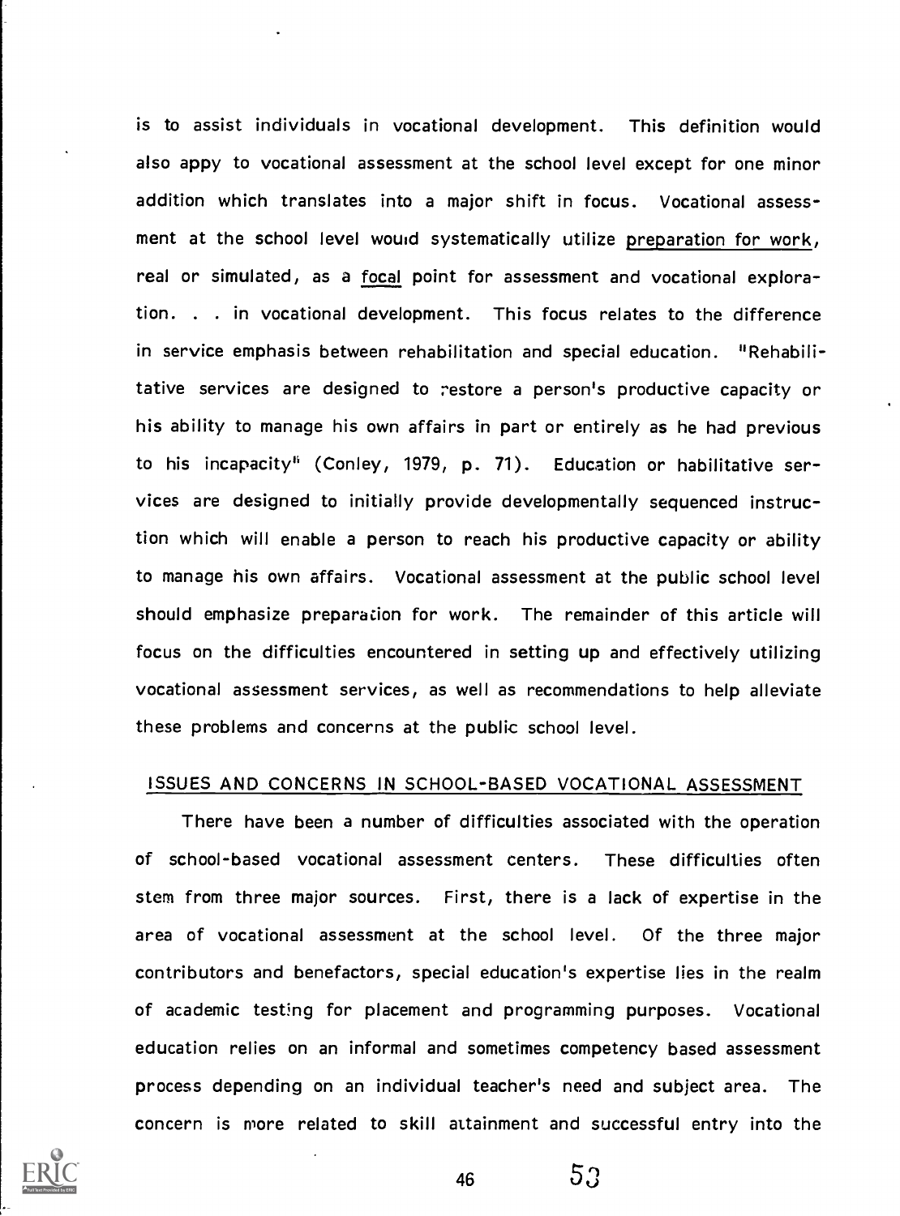is to assist individuals in vocational development. This definition would also appy to vocational assessment at the school level except for one minor addition which translates into a major shift in focus. Vocational assessment at the school level would systematically utilize preparation for work, real or simulated, as a focal point for assessment and vocational exploration. . . in vocational development. This focus relates to the difference in service emphasis between rehabilitation and special education. "Rehabilitative services are designed to restore a person's productive capacity or his ability to manage his own affairs in part or entirely as he had previous to his incapacity" (Conley, 1979, p. 71). Education or habilitative services are designed to initially provide developmentally sequenced instruction which will enable a person to reach his productive capacity or ability to manage his own affairs. Vocational assessment at the public school level should emphasize preparation for work. The remainder of this article will focus on the difficulties encountered in setting up and effectively utilizing vocational assessment services, as well as recommendations to help alleviate these problems and concerns at the public school level.

## ISSUES AND CONCERNS IN SCHOOL-BASED VOCATIONAL ASSESSMENT

There have been a number of difficulties associated with the operation of school-based vocational assessment centers. These difficulties often stem from three major sources. First, there is a lack of expertise in the area of vocational assessment at the school level. Of the three major contributors and benefactors, special education's expertise lies in the realm of academic testing for placement and programming purposes. Vocational education relies on an informal and sometimes competency based assessment process depending on an individual teacher's need and subject area. The concern is more related to skill attainment and successful entry into the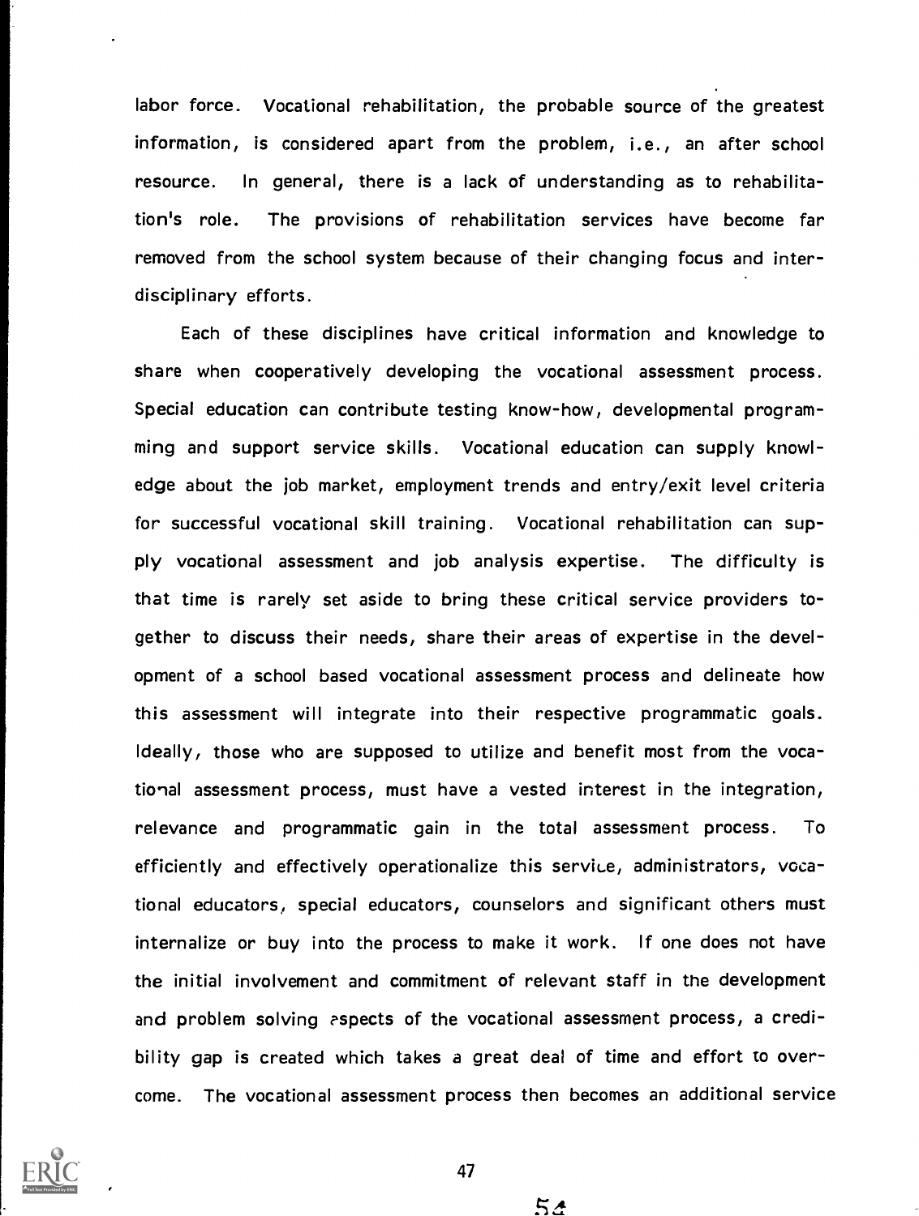labor force. Vocational rehabilitation, the probable source of the greatest information, is considered apart from the problem, i.e., an after school resource. In general, there is a lack of understanding as to rehabilitation's role. The provisions of rehabilitation services have become far removed from the school system because of their changing focus and interdisciplinary efforts.

Each of these disciplines have critical information and knowledge to share when cooperatively developing the vocational assessment process. Special education can contribute testing know-how, developmental programming and support service skills. Vocational education can supply knowledge about the job market, employment trends and entry/exit level criteria for successful vocational skill training. Vocational rehabilitation can supply vocational assessment and job analysis expertise. The difficulty is that time is rarely set aside to bring these critical service providers together to discuss their needs, share their areas of expertise in the development of a school based vocational assessment process and delineate how this assessment will integrate into their respective programmatic goals. Ideally, those who are supposed to utilize and benefit most from the vocational assessment process, must have a vested interest in the integration, relevance and programmatic gain in the total assessment process. To efficiently and effectively operationalize this service, administrators, vocational educators, special educators, counselors and significant others must internalize or buy into the process to make it work. If one does not have the initial involvement and commitment of relevant staff in the development and problem solving aspects of the vocational assessment process, a credibility gap is created which takes a great deal of time and effort to overcome. The vocational assessment process then becomes an additional service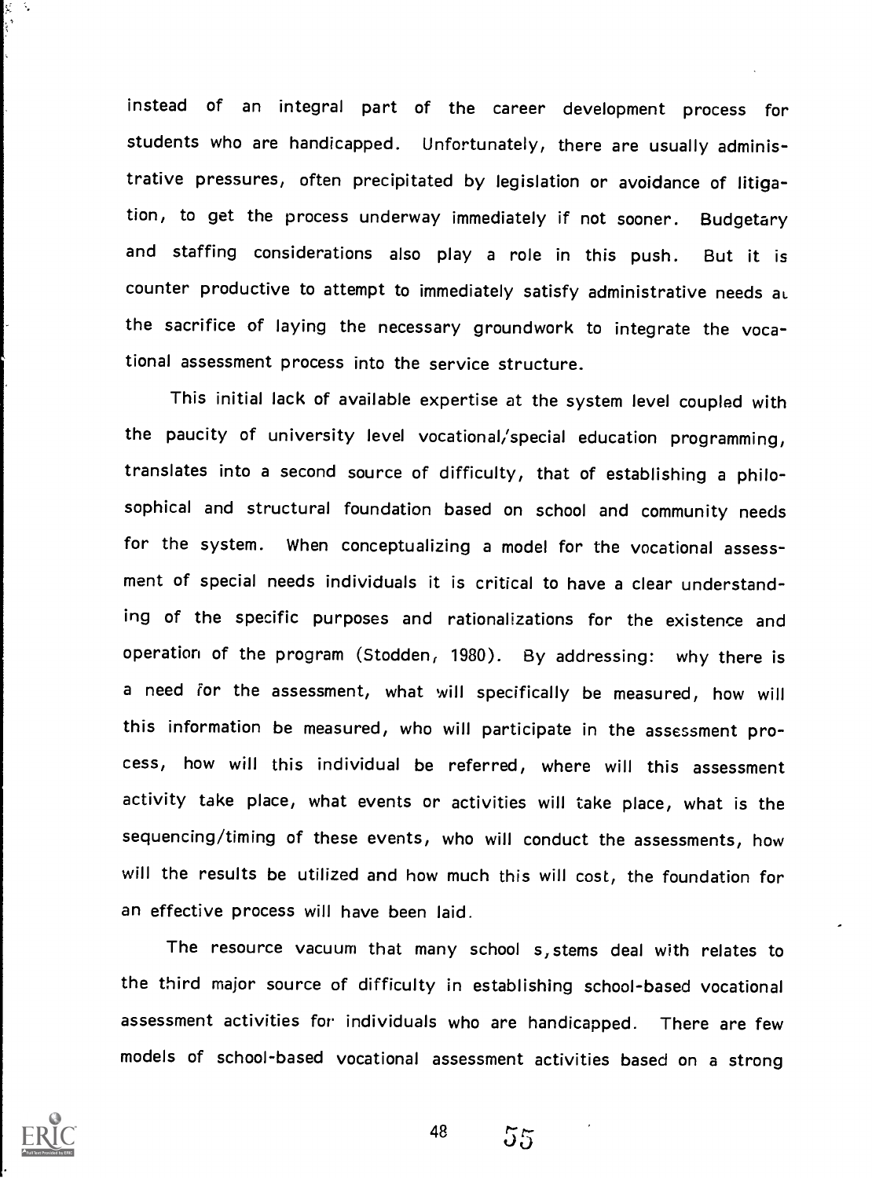instead of an integral part of the career development process for students who are handicapped. Unfortunately, there are usually administrative pressures, often precipitated by legislation or avoidance of litigation, to get the process underway immediately if not sooner. Budgetary and staffing considerations also play a role in this push. But it is counter productive to attempt to immediately satisfy administrative needs at the sacrifice of laying the necessary groundwork to integrate the vocational assessment process into the service structure.

This initial lack of available expertise at the system level coupled with the paucity of university level vocational/special education programming, translates into a second source of difficulty, that of establishing a philosophical and structural foundation based on school and community needs for the system. When conceptualizing a model for the vocational assessment of special needs individuals it is critical to have a clear understanding of the specific purposes and rationalizations for the existence and operation of the program (Stodden, 1980). By addressing: why there is a need for the assessment, what will specifically be measured, how will this information be measured, who will participate in the assessment process, how will this individual be referred, where will this assessment activity take place, what events or activities will take place, what is the sequencing/timing of these events, who will conduct the assessments, how will the results be utilized and how much this will cost, the foundation for an effective process will have been laid.

The resource vacuum that many school s,stems deal with relates to the third major source of difficulty in establishing school-based vocational assessment activities for individuals who are handicapped. There are few models of school-based vocational assessment activities based on a strong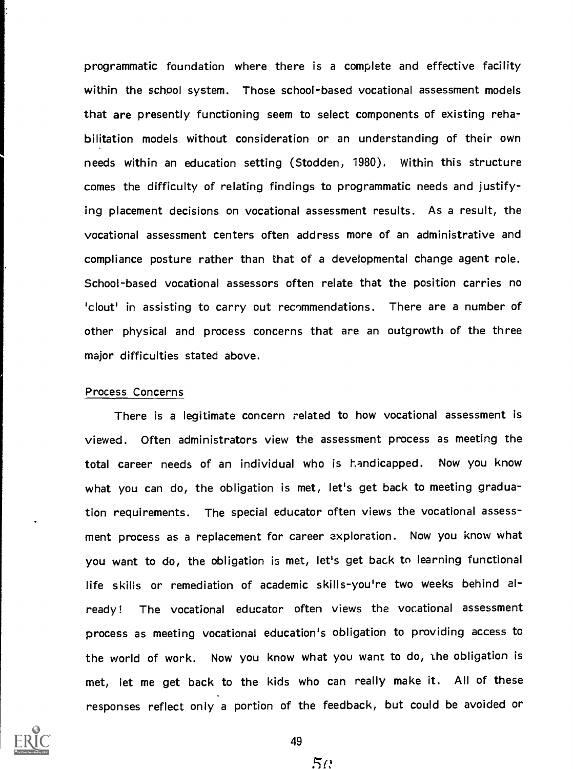programmatic foundation where there is a complete and effective facility within the school system. Those school-based vocational assessment models that are presently functioning seem to select components of existing rehabilitation models without consideration or an understanding of their own needs within an education setting (Stodden, 1980). Within this structure comes the difficulty of relating findings to programmatic needs and justifying placement decisions on vocational assessment results. As a result, the vocational assessment centers often address more of an administrative and compliance posture rather than that of a developmental change agent role. School-based vocational assessors often relate that the position carries no 'clout' in assisting to carry out recommendations. There are a number of other physical and process concerns that are an outgrowth of the three major difficulties stated above.

Process Concerns

There is a legitimate concern related to how vocational assessment is viewed. Often administrators view the assessment process as meeting the total career needs of an individual who is handicapped. Now you know what you can do, the obligation is met, let's get back to meeting graduation requirements. The special educator often views the vocational assessment process as a replacement for career exploration. Now you know what you want to do, the obligation is met, let's get back to learning functional life skills or remediation of academic skills-you're two weeks behind already! The vocational educator often views the vocational assessment process as meeting vocational education's obligation to providing access to the world of work. Now you know what you want to do, the obligation is met, let me get back to the kids who can really make it. All of these responses reflect only a portion of the feedback, but could be avoided or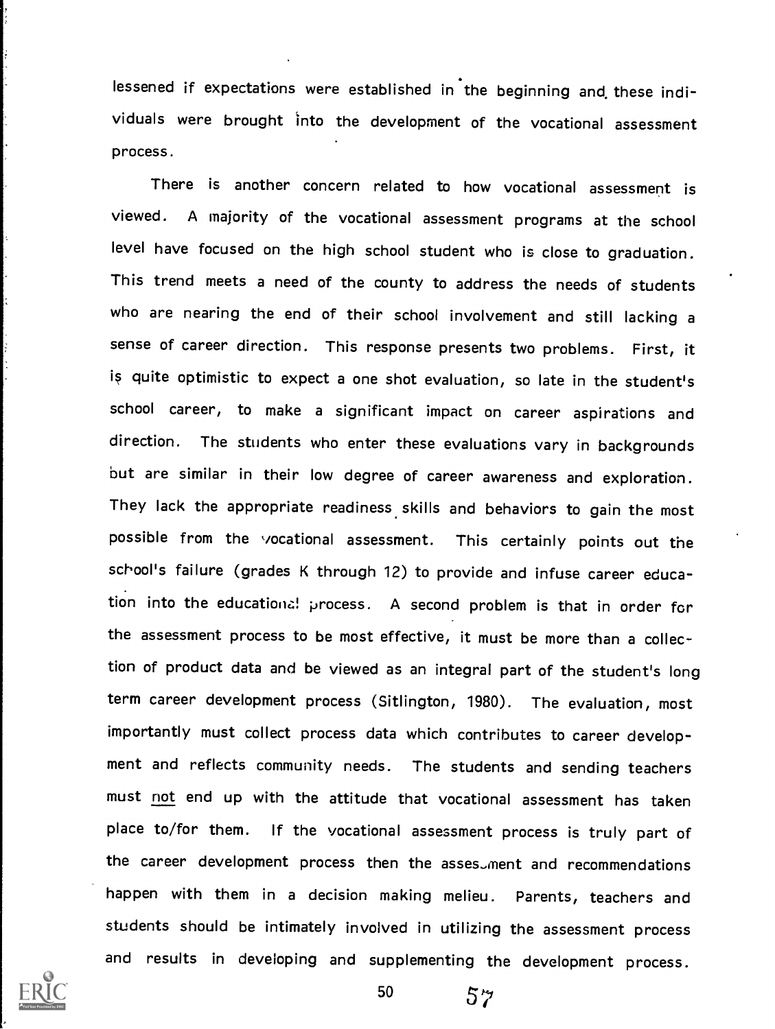lessened if expectations were established in the beginning and these individuals were brought into the development of the vocational assessment process.

There is another concern related to how vocational assessment is viewed. A majority of the vocational assessment programs at the school level have focused on the high school student who is close to graduation. This trend meets a need of the county to address the needs of students who are nearing the end of their school involvement and still lacking a sense of career direction. This response presents two problems. First, it is quite optimistic to expect a one shot evaluation, so late in the student's school career, to make a significant impact on career aspirations and direction. The students who enter these evaluations vary in backgrounds but are similar in their low degree of career awareness and exploration. They lack the appropriate readiness skills and behaviors to gain the most possible from the vocational assessment. This certainly points out the school's failure (grades K through 12) to provide and infuse career education into the educational process. A second problem is that in order for the assessment process to be most effective, it must be more than a collection of product data and be viewed as an integral part of the student's long term career development process (Sitlington, 1980). The evaluation, most importantly must collect process data which contributes to career development and reflects community needs. The students and sending teachers must not end up with the attitude that vocational assessment has taken place to/for them. If the vocational assessment process is truly part of the career development process then the assessment and recommendations happen with them in a decision making melieu. Parents, teachers and students should be intimately involved in utilizing the assessment process and results in developing and supplementing the development process.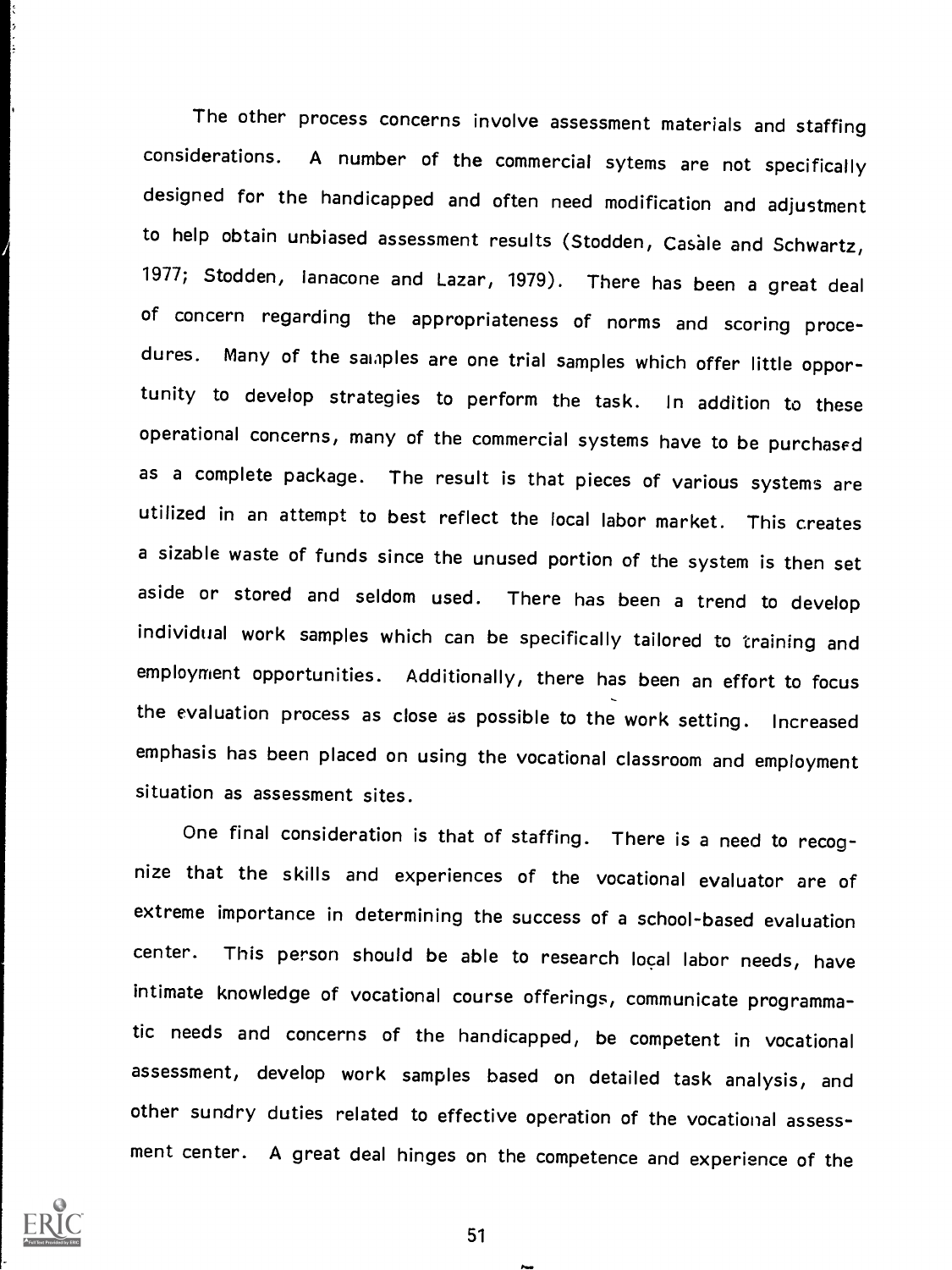The other process concerns involve assessment materials and staffing considerations. A number of the commercial sytems are not specifically designed for the handicapped and often need modification and adjustment to help obtain unbiased assessment results (Stodden, Casale and Schwartz, 1977; Stodden, Ianacone and Lazar, 1979). There has been a great deal of concern regarding the appropriateness of norms and scoring procedures. Many of the samples are one trial samples which offer little opportunity to develop strategies to perform the task. In addition to these operational concerns, many of the commercial systems have to be purchased as a complete package. The result is that pieces of various systems are utilized in an attempt to best reflect the local labor market. This creates a sizable waste of funds since the unused portion of the system is then set aside or stored and seldom used. There has been a trend to develop individual work samples which can be specifically tailored to training and employment opportunities. Additionally, there has been an effort to focus the evaluation process as close as possible to the work setting. Increased emphasis has been placed on using the vocational classroom and employment situation as assessment sites.

One final consideration is that of staffing. There is a need to recognize that the skills and experiences of the vocational evaluator are of extreme importance in determining the success of a school-based evaluation center. This person should be able to research local labor needs, have intimate knowledge of vocational course offerings, communicate programmatic needs and concerns of the handicapped, be competent in vocational assessment, develop work samples based on detailed task analysis, and other sundry duties related to effective operation of the vocational assessment center. A great deal hinges on the competence and experience of the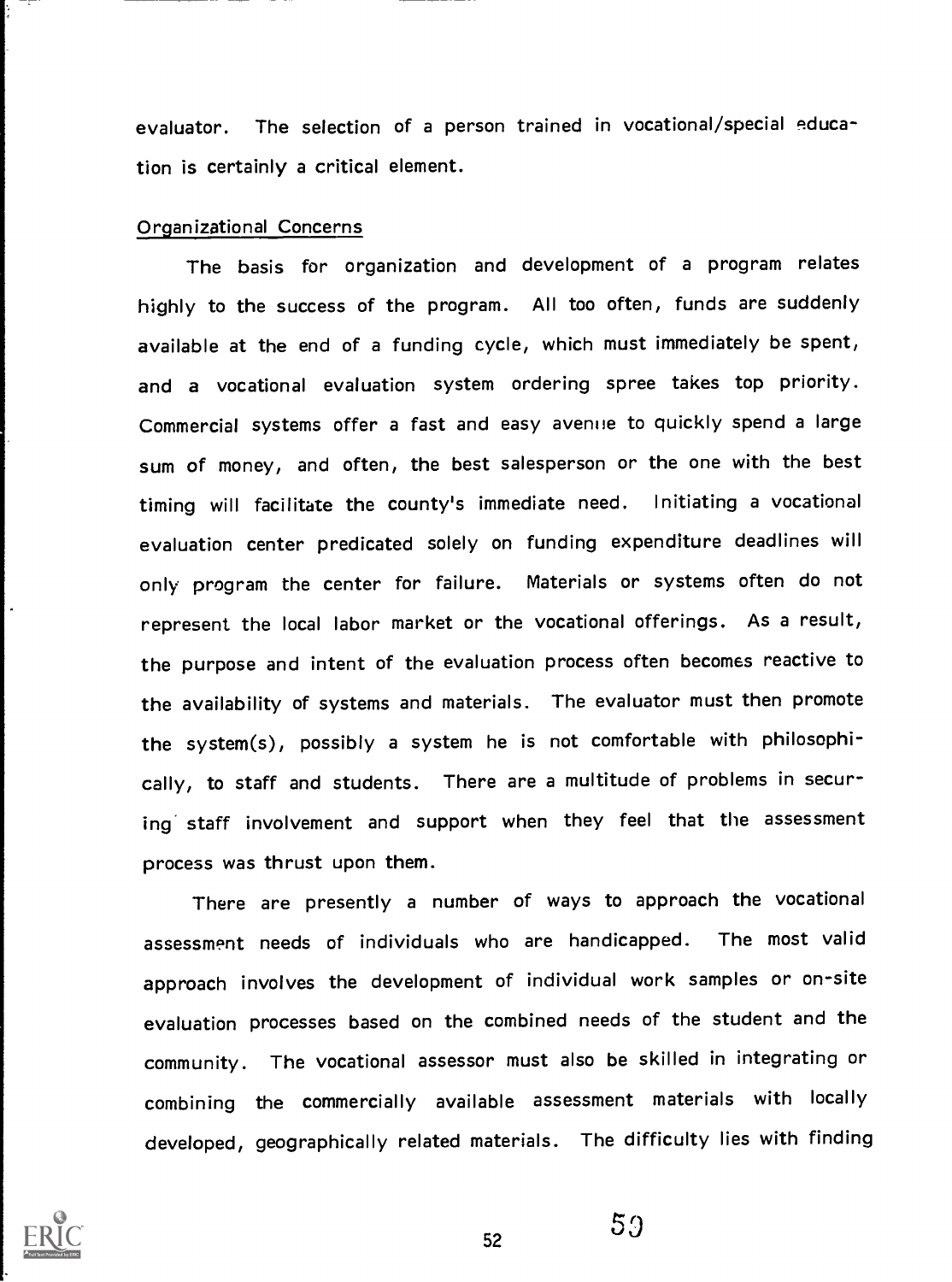evaluator. The selection of a person trained in vocational/special education is certainly a critical element.

Organizational Concerns

The basis for organization and development of a program relates highly to the success of the program. All too often, funds are suddenly available at the end of a funding cycle, which must immediately be spent, and a vocational evaluation system ordering spree takes top priority. Commercial systems offer a fast and easy avenue to quickly spend a large sum of money, and often, the best salesperson or the one with the best timing will facilitate the county's immediate need. Initiating a vocational evaluation center predicated solely on funding expenditure deadlines will only program the center for failure. Materials or systems often do not represent the local labor market or the vocational offerings. As a result, the purpose and intent of the evaluation process often becomes reactive to the availability of systems and materials. The evaluator must then promote the system(s), possibly a system he is not comfortable with philosophically, to staff and students. There are a multitude of problems in securing staff involvement and support when they feel that the assessment process was thrust upon them.

There are presently a number of ways to approach the vocational assessment needs of individuals who are handicapped. The most valid approach involves the development of individual work samples or on-site evaluation processes based on the combined needs of the student and the community. The vocational assessor must also be skilled in integrating or combining the commercially available assessment materials with locally developed, geographically related materials. The difficulty lies with finding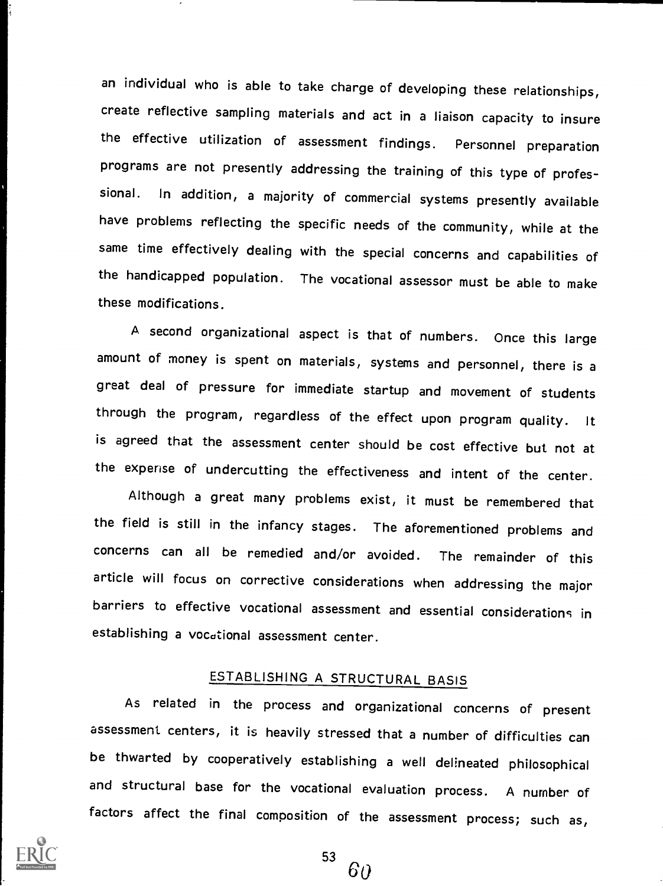an individual who is able to take charge of developing these relationships, create reflective sampling materials and act in a liaison capacity to insure the effective utilization of assessment findings. Personnel preparation programs are not presently addressing the training of this type of professional. In addition, a majority of commercial systems presently available have problems reflecting the specific needs of the community, while at the same time effectively dealing with the special concerns and capabilities of the handicapped population. The vocational assessor must be able to make these modifications.

A second organizational aspect is that of numbers. Once this large amount of money is spent on materials, systems and personnel, there is a great deal of pressure for immediate startup and movement of students through the program, regardless of the effect upon program quality. It is agreed that the assessment center should be cost effective but not at the expense of undercutting the effectiveness and intent of the center.

Although a great many problems exist, it must be remembered that the field is still in the infancy stages. The aforementioned problems and concerns can all be remedied and/or avoided. The remainder of this article will focus on corrective considerations when addressing the major barriers to effective vocational assessment and essential considerations in establishing a vocational assessment center.

## ESTABLISHING A STRUCTURAL BASIS

As related in the process and organizational concerns of present assessment centers, it is heavily stressed that a number of difficulties can be thwarted by cooperatively establishing a well delineated philosophical and structural base for the vocational evaluation process. A number of factors affect the final composition of the assessment process; such as,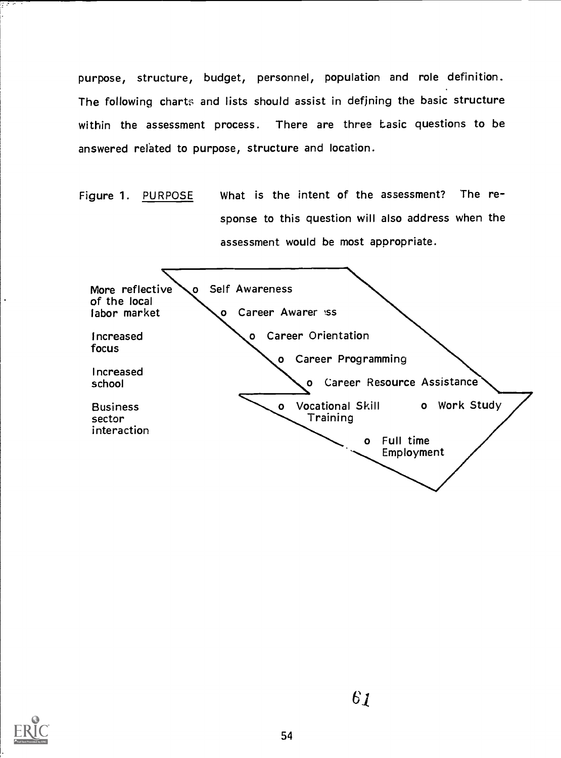purpose, structure, budget, personnel, population and role definition. The following charts and lists should assist in defining the basic structure within the assessment process. There are three basic questions to be answered related to purpose, structure and location.

Figure 1. PURPOSE What is the intent of the assessment? The response to this question will also address when the assessment would be most appropriate.

More reflective of the local labor market

Increased focus

Increased school

Business sector interaction

- Self Awareness
- Career Awareness
- Career Orientation
- Career Programming
- Career Resource Assistance
- Vocational Skill Training
- Work Study
- Full time Employment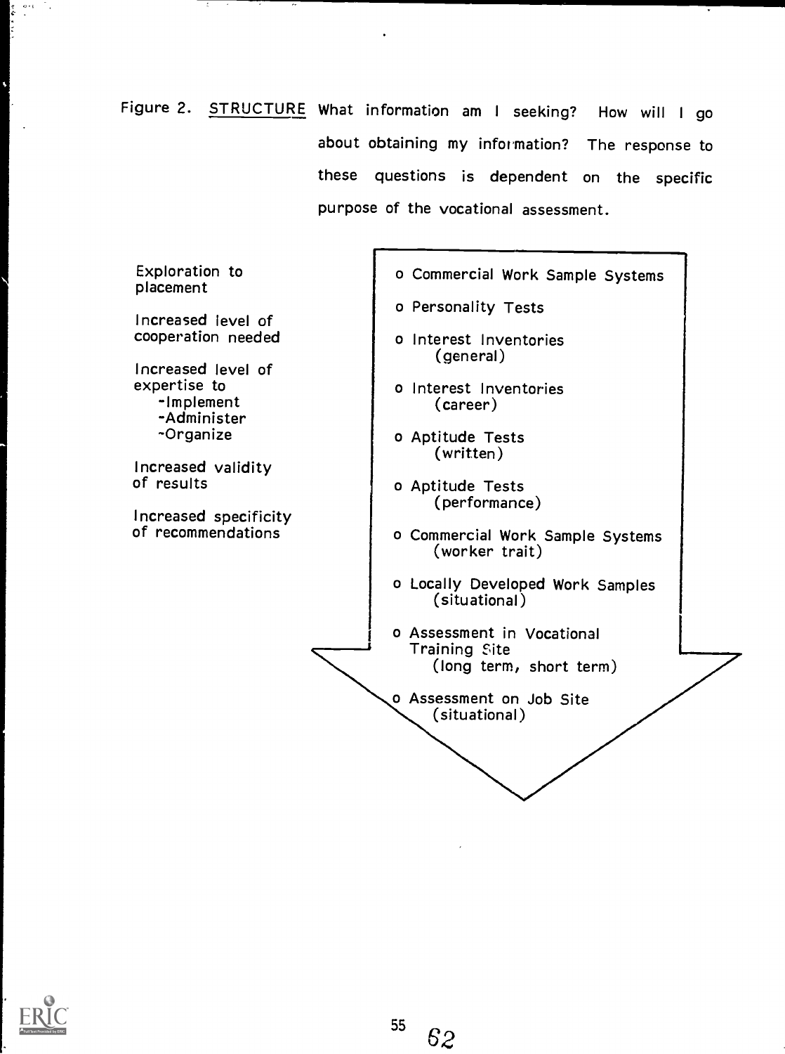Figure 2. STRUCTURE What information am I seeking? How will I go about obtaining my information? The response to these questions is dependent on the specific purpose of the vocational assessment.

Exploration to placement

Increased level of cooperation needed

Increased level of expertise to
- Implement
- Administer
- Organize

Increased validity of results

Increased specificity of recommendations

- Commercial Work Sample Systems
- Personality Tests
- Interest Inventories (general)
- Interest Inventories (career)
- Aptitude Tests (written)
- Aptitude Tests (performance)
- Commercial Work Sample Systems (worker trait)
- Locally Developed Work Samples (situational)
- Assessment in Vocational Training Site (long term, short term)
- Assessment on Job Site (situational)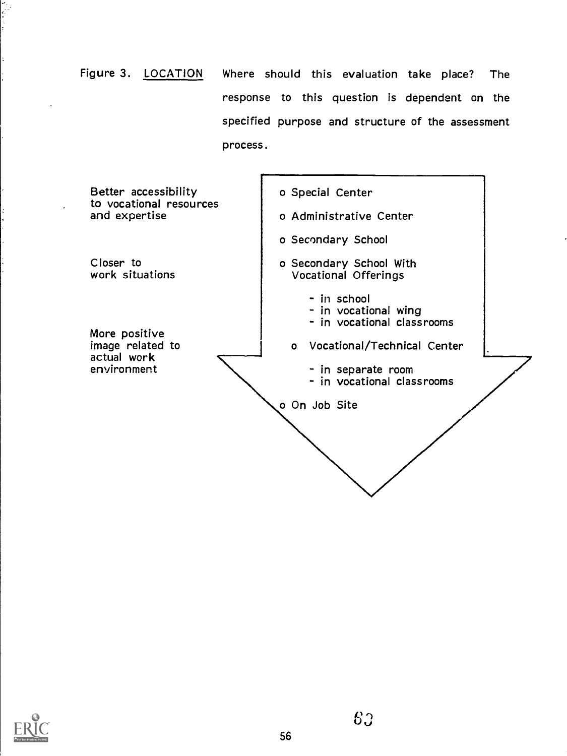Figure 3. LOCATION Where should this evaluation take place? The response to this question is dependent on the specified purpose and structure of the assessment process.

Better accessibility to vocational resources and expertise

Closer to work situations

More positive image related to actual work environment

- o Special Center
- o Administrative Center
- o Secondary School
- o Secondary School With Vocational Offerings
    - in school
    - in vocational wing
    - in vocational classrooms
- o Vocational/Technical Center
    - in separate room
    - in vocational classrooms
- o On Job Site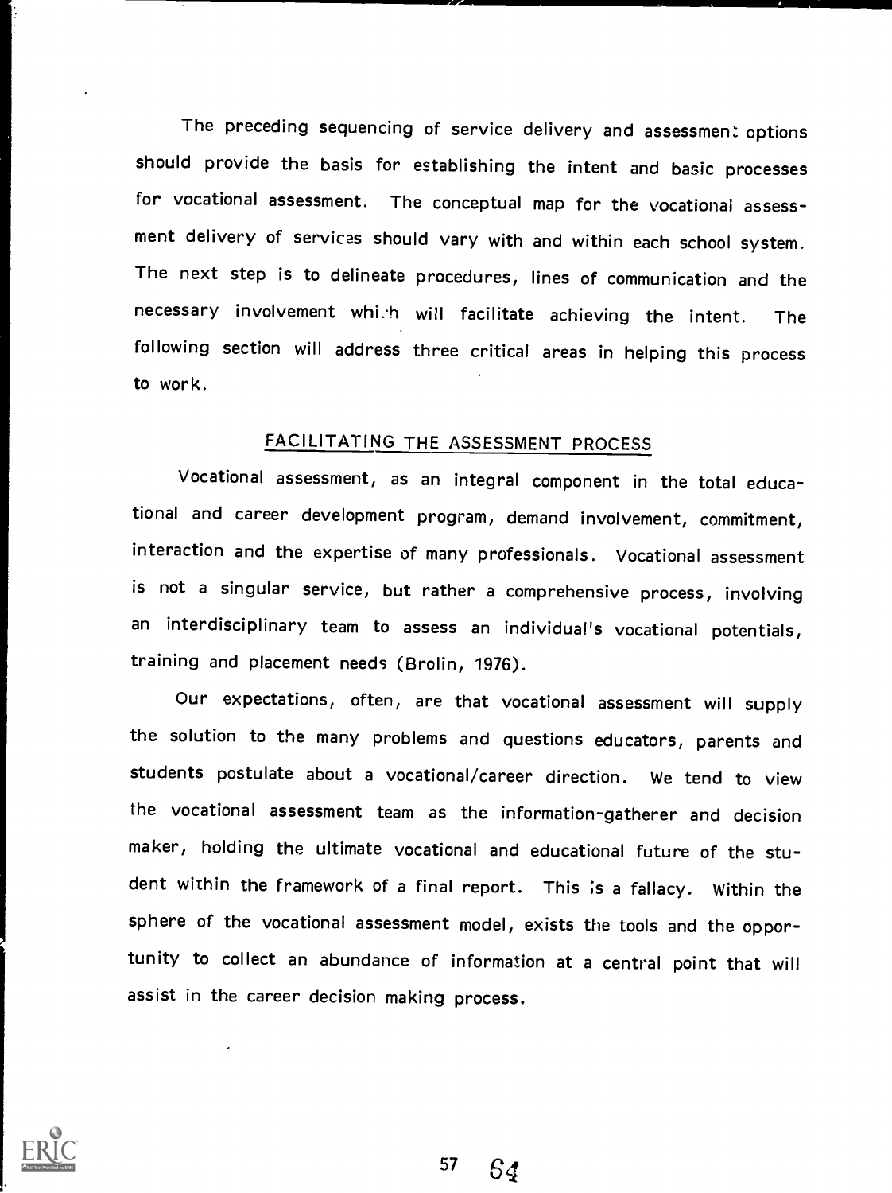The preceding sequencing of service delivery and assessment options should provide the basis for establishing the intent and basic processes for vocational assessment. The conceptual map for the vocational assessment delivery of services should vary with and within each school system. The next step is to delineate procedures, lines of communication and the necessary involvement which will facilitate achieving the intent. The following section will address three critical areas in helping this process to work.

## FACILITATING THE ASSESSMENT PROCESS

Vocational assessment, as an integral component in the total educational and career development program, demand involvement, commitment, interaction and the expertise of many professionals. Vocational assessment is not a singular service, but rather a comprehensive process, involving an interdisciplinary team to assess an individual's vocational potentials, training and placement needs (Brolin, 1976).

Our expectations, often, are that vocational assessment will supply the solution to the many problems and questions educators, parents and students postulate about a vocational/career direction. We tend to view the vocational assessment team as the information-gatherer and decision maker, holding the ultimate vocational and educational future of the student within the framework of a final report. This is a fallacy. Within the sphere of the vocational assessment model, exists the tools and the opportunity to collect an abundance of information at a central point that will assist in the career decision making process.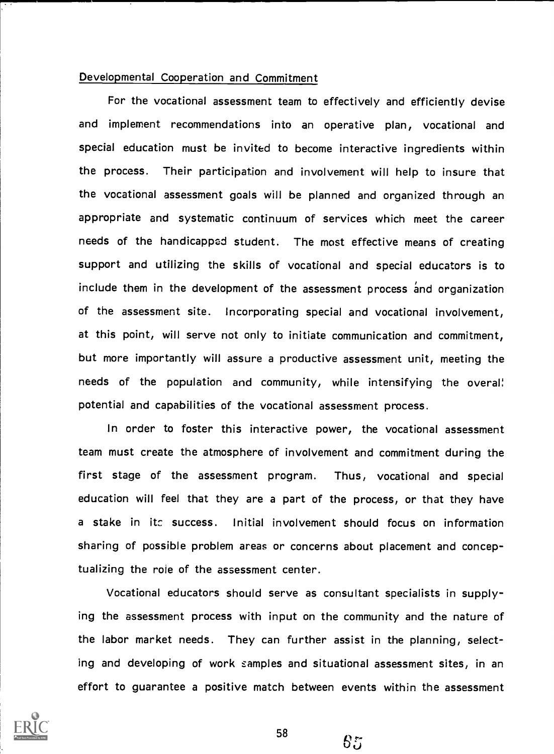Developmental Cooperation and Commitment

For the vocational assessment team to effectively and efficiently devise and implement recommendations into an operative plan, vocational and special education must be invited to become interactive ingredients within the process. Their participation and involvement will help to insure that the vocational assessment goals will be planned and organized through an appropriate and systematic continuum of services which meet the career needs of the handicapped student. The most effective means of creating support and utilizing the skills of vocational and special educators is to include them in the development of the assessment process and organization of the assessment site. Incorporating special and vocational involvement, at this point, will serve not only to initiate communication and commitment, but more importantly will assure a productive assessment unit, meeting the needs of the population and community, while intensifying the overall potential and capabilities of the vocational assessment process.

In order to foster this interactive power, the vocational assessment team must create the atmosphere of involvement and commitment during the first stage of the assessment program. Thus, vocational and special education will feel that they are a part of the process, or that they have a stake in its success. Initial involvement should focus on information sharing of possible problem areas or concerns about placement and conceptualizing the role of the assessment center.

Vocational educators should serve as consultant specialists in supplying the assessment process with input on the community and the nature of the labor market needs. They can further assist in the planning, selecting and developing of work samples and situational assessment sites, in an effort to guarantee a positive match between events within the assessment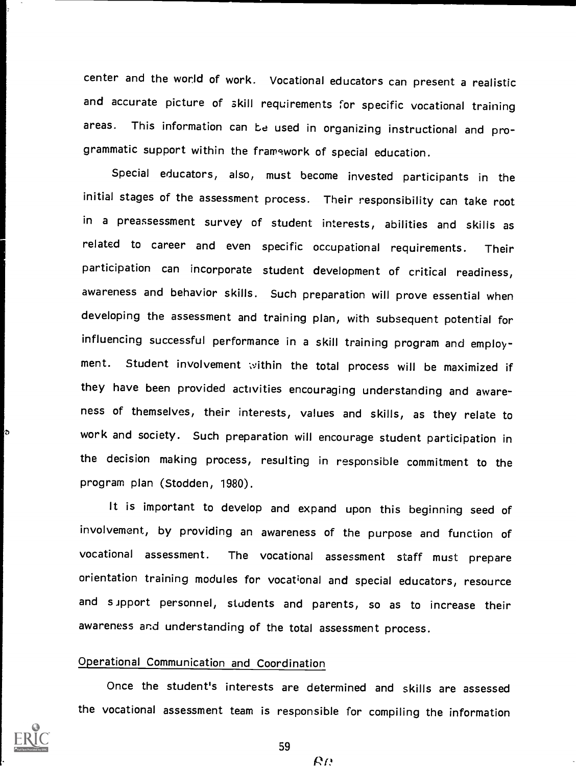center and the world of work. Vocational educators can present a realistic and accurate picture of skill requirements for specific vocational training areas. This information can be used in organizing instructional and programmatic support within the framework of special education.

Special educators, also, must become invested participants in the initial stages of the assessment process. Their responsibility can take root in a preassessment survey of student interests, abilities and skills as related to career and even specific occupational requirements. Their participation can incorporate student development of critical readiness, awareness and behavior skills. Such preparation will prove essential when developing the assessment and training plan, with subsequent potential for influencing successful performance in a skill training program and employment. Student involvement within the total process will be maximized if they have been provided activities encouraging understanding and awareness of themselves, their interests, values and skills, as they relate to work and society. Such preparation will encourage student participation in the decision making process, resulting in responsible commitment to the program plan (Stodden, 1980).

It is important to develop and expand upon this beginning seed of involvement, by providing an awareness of the purpose and function of vocational assessment. The vocational assessment staff must prepare orientation training modules for vocational and special educators, resource and support personnel, students and parents, so as to increase their awareness and understanding of the total assessment process.

## Operational Communication and Coordination

Once the student's interests are determined and skills are assessed the vocational assessment team is responsible for compiling the information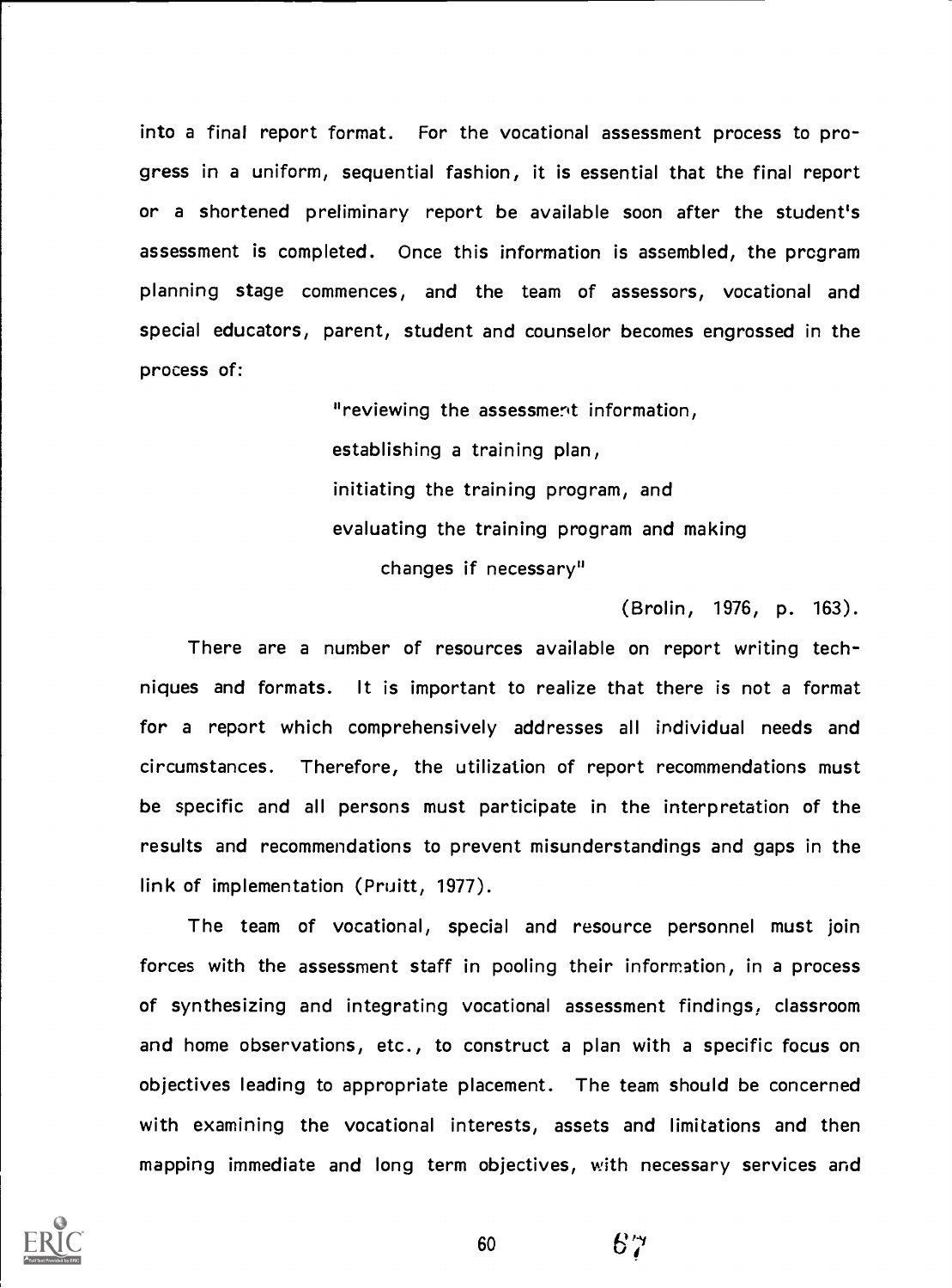into a final report format. For the vocational assessment process to progress in a uniform, sequential fashion, it is essential that the final report or a shortened preliminary report be available soon after the student's assessment is completed. Once this information is assembled, the program planning stage commences, and the team of assessors, vocational and special educators, parent, student and counselor becomes engrossed in the process of:

> "reviewing the assessment information,
> establishing a training plan,
> initiating the training program, and
> evaluating the training program and making
> changes if necessary"
>
> (Brolin, 1976, p. 163).

There are a number of resources available on report writing techniques and formats. It is important to realize that there is not a format for a report which comprehensively addresses all individual needs and circumstances. Therefore, the utilization of report recommendations must be specific and all persons must participate in the interpretation of the results and recommendations to prevent misunderstandings and gaps in the link of implementation (Pruitt, 1977).

The team of vocational, special and resource personnel must join forces with the assessment staff in pooling their information, in a process of synthesizing and integrating vocational assessment findings, classroom and home observations, etc., to construct a plan with a specific focus on objectives leading to appropriate placement. The team should be concerned with examining the vocational interests, assets and limitations and then mapping immediate and long term objectives, with necessary services and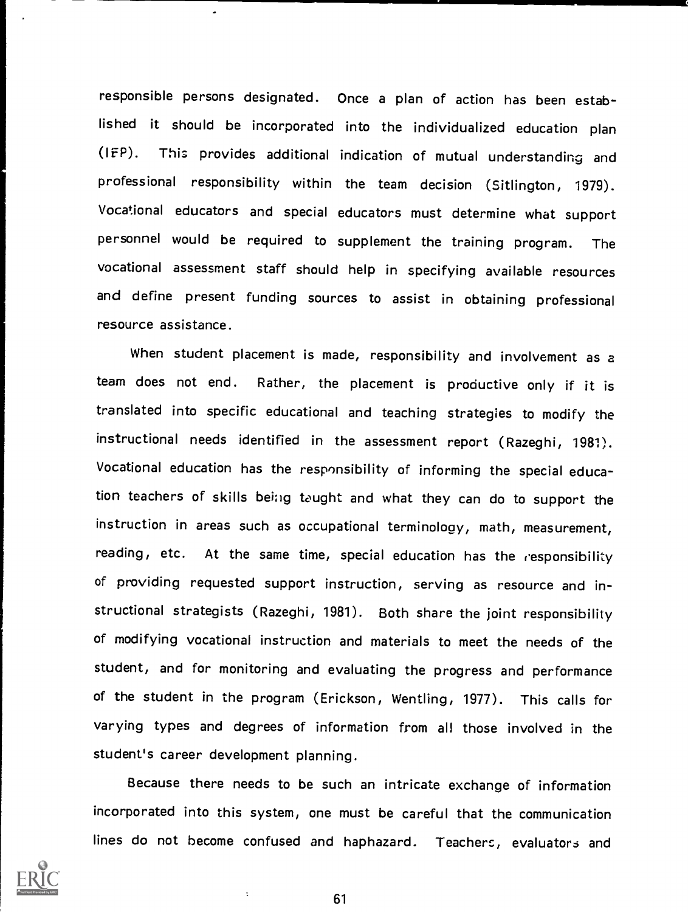responsible persons designated. Once a plan of action has been established it should be incorporated into the individualized education plan (IEP). This provides additional indication of mutual understanding and professional responsibility within the team decision (Sitlington, 1979). Vocational educators and special educators must determine what support personnel would be required to supplement the training program. The vocational assessment staff should help in specifying available resources and define present funding sources to assist in obtaining professional resource assistance.

When student placement is made, responsibility and involvement as a team does not end. Rather, the placement is productive only if it is translated into specific educational and teaching strategies to modify the instructional needs identified in the assessment report (Razeghi, 1981). Vocational education has the responsibility of informing the special education teachers of skills being taught and what they can do to support the instruction in areas such as occupational terminology, math, measurement, reading, etc. At the same time, special education has the responsibility of providing requested support instruction, serving as resource and instructional strategists (Razeghi, 1981). Both share the joint responsibility of modifying vocational instruction and materials to meet the needs of the student, and for monitoring and evaluating the progress and performance of the student in the program (Erickson, Wentling, 1977). This calls for varying types and degrees of information from all those involved in the student's career development planning.

Because there needs to be such an intricate exchange of information incorporated into this system, one must be careful that the communication lines do not become confused and haphazard. Teachers, evaluators and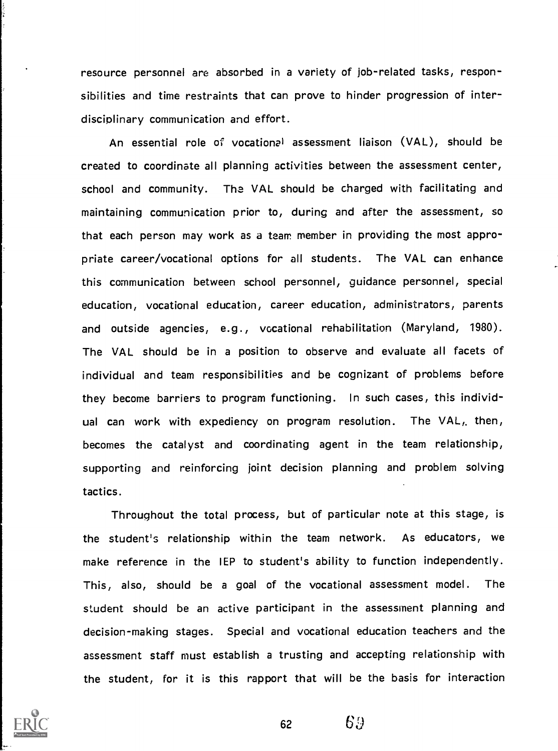resource personnel are absorbed in a variety of job-related tasks, responsibilities and time restraints that can prove to hinder progression of interdisciplinary communication and effort.

An essential role of vocational assessment liaison (VAL), should be created to coordinate all planning activities between the assessment center, school and community. The VAL should be charged with facilitating and maintaining communication prior to, during and after the assessment, so that each person may work as a team member in providing the most appropriate career/vocational options for all students. The VAL can enhance this communication between school personnel, guidance personnel, special education, vocational education, career education, administrators, parents and outside agencies, e.g., vocational rehabilitation (Maryland, 1980). The VAL should be in a position to observe and evaluate all facets of individual and team responsibilities and be cognizant of problems before they become barriers to program functioning. In such cases, this individual can work with expediency on program resolution. The VAL, then, becomes the catalyst and coordinating agent in the team relationship, supporting and reinforcing joint decision planning and problem solving tactics.

Throughout the total process, but of particular note at this stage, is the student's relationship within the team network. As educators, we make reference in the IEP to student's ability to function independently. This, also, should be a goal of the vocational assessment model. The student should be an active participant in the assessment planning and decision-making stages. Special and vocational education teachers and the assessment staff must establish a trusting and accepting relationship with the student, for it is this rapport that will be the basis for interaction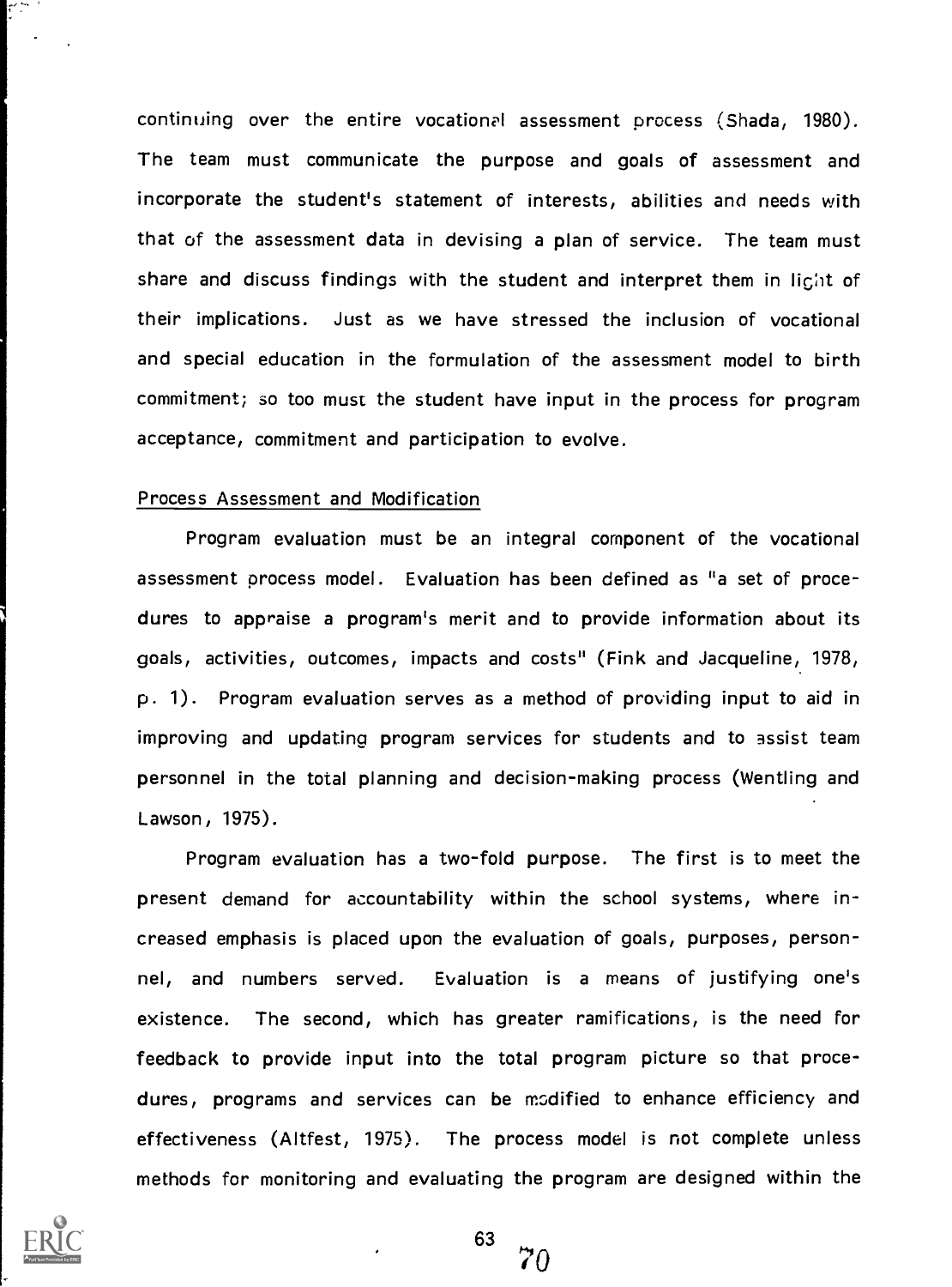continuing over the entire vocational assessment process (Shada, 1980). The team must communicate the purpose and goals of assessment and incorporate the student's statement of interests, abilities and needs with that of the assessment data in devising a plan of service. The team must share and discuss findings with the student and interpret them in light of their implications. Just as we have stressed the inclusion of vocational and special education in the formulation of the assessment model to birth commitment; so too must the student have input in the process for program acceptance, commitment and participation to evolve.

Process Assessment and Modification

Program evaluation must be an integral component of the vocational assessment process model. Evaluation has been defined as "a set of procedures to appraise a program's merit and to provide information about its goals, activities, outcomes, impacts and costs" (Fink and Jacqueline, 1978, p. 1). Program evaluation serves as a method of providing input to aid in improving and updating program services for students and to assist team personnel in the total planning and decision-making process (Wentling and Lawson, 1975).

Program evaluation has a two-fold purpose. The first is to meet the present demand for accountability within the school systems, where increased emphasis is placed upon the evaluation of goals, purposes, personnel, and numbers served. Evaluation is a means of justifying one's existence. The second, which has greater ramifications, is the need for feedback to provide input into the total program picture so that procedures, programs and services can be modified to enhance efficiency and effectiveness (Altfest, 1975). The process model is not complete unless methods for monitoring and evaluating the program are designed within the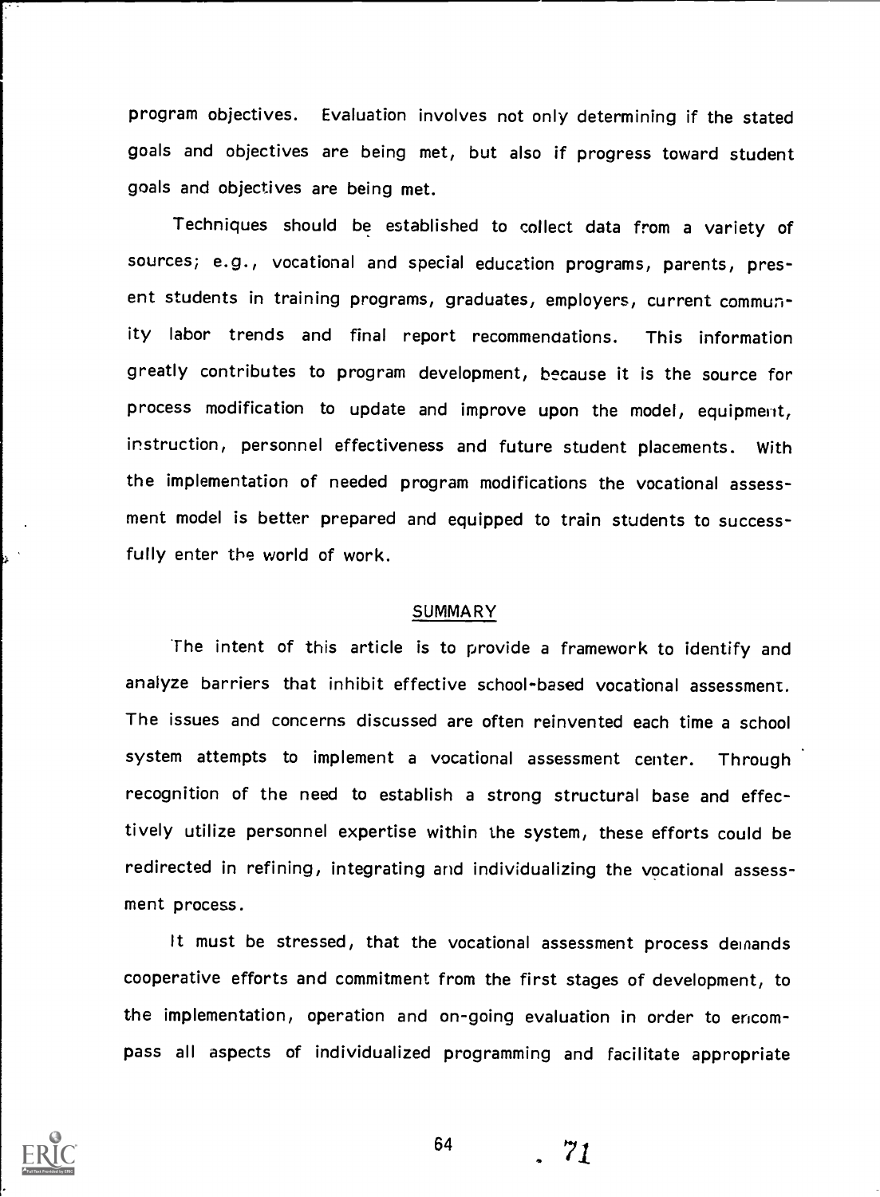program objectives. Evaluation involves not only determining if the stated goals and objectives are being met, but also if progress toward student goals and objectives are being met.

Techniques should be established to collect data from a variety of sources; e.g., vocational and special education programs, parents, present students in training programs, graduates, employers, current community labor trends and final report recommendations. This information greatly contributes to program development, because it is the source for process modification to update and improve upon the model, equipment, instruction, personnel effectiveness and future student placements. With the implementation of needed program modifications the vocational assessment model is better prepared and equipped to train students to successfully enter the world of work.

## SUMMARY

The intent of this article is to provide a framework to identify and analyze barriers that inhibit effective school-based vocational assessment. The issues and concerns discussed are often reinvented each time a school system attempts to implement a vocational assessment center. Through recognition of the need to establish a strong structural base and effectively utilize personnel expertise within the system, these efforts could be redirected in refining, integrating and individualizing the vocational assessment process.

It must be stressed, that the vocational assessment process demands cooperative efforts and commitment from the first stages of development, to the implementation, operation and on-going evaluation in order to encompass all aspects of individualized programming and facilitate appropriate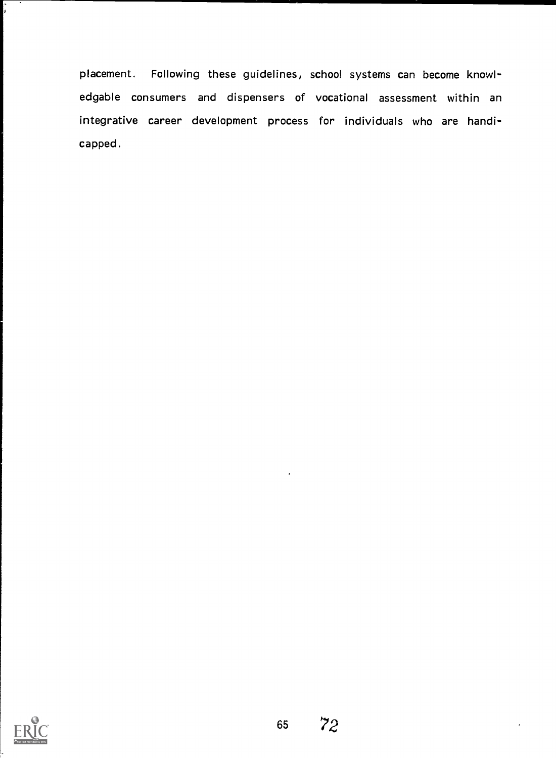placement. Following these guidelines, school systems can become knowledgable consumers and dispensers of vocational assessment within an integrative career development process for individuals who are handicapped.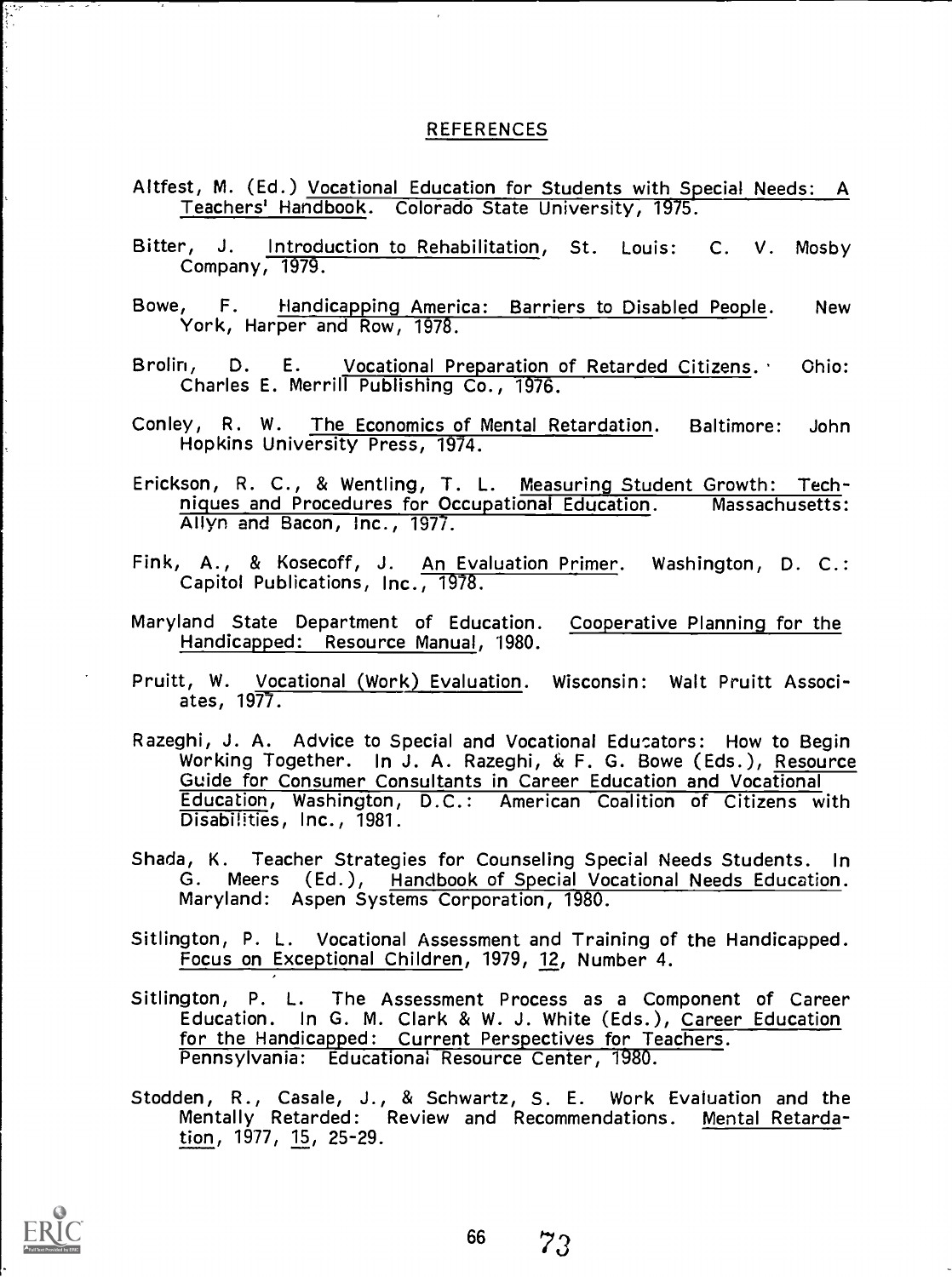## REFERENCES

Altfest, M. (Ed.) Vocational Education for Students with Special Needs: A Teachers' Handbook. Colorado State University, 1975.

Bitter, J. Introduction to Rehabilitation, St. Louis: C. V. Mosby Company, 1979.

Bowe, F. Handicapping America: Barriers to Disabled People. New York, Harper and Row, 1978.

Brolin, D. E. Vocational Preparation of Retarded Citizens. Ohio: Charles E. Merrill Publishing Co., 1976.

Conley, R. W. The Economics of Mental Retardation. Baltimore: John Hopkins University Press, 1974.

Erickson, R. C., & Wentling, T. L. Measuring Student Growth: Techniques and Procedures for Occupational Education. Massachusetts: Allyn and Bacon, Inc., 1977.

Fink, A., & Kosecoff, J. An Evaluation Primer. Washington, D. C.: Capitol Publications, Inc., 1978.

Maryland State Department of Education. Cooperative Planning for the Handicapped: Resource Manual, 1980.

Pruitt, W. Vocational (Work) Evaluation. Wisconsin: Walt Pruitt Associates, 1977.

Razeghi, J. A. Advice to Special and Vocational Educators: How to Begin Working Together. In J. A. Razeghi, & F. G. Bowe (Eds.), Resource Guide for Consumer Consultants in Career Education and Vocational Education, Washington, D.C.: American Coalition of Citizens with Disabilities, Inc., 1981.

Shada, K. Teacher Strategies for Counseling Special Needs Students. In G. Meers (Ed.), Handbook of Special Vocational Needs Education. Maryland: Aspen Systems Corporation, 1980.

Sitlington, P. L. Vocational Assessment and Training of the Handicapped. Focus on Exceptional Children, 1979, 12, Number 4.

Sitlington, P. L. The Assessment Process as a Component of Career Education. In G. M. Clark & W. J. White (Eds.), Career Education for the Handicapped: Current Perspectives for Teachers. Pennsylvania: Educational Resource Center, 1980.

Stodden, R., Casale, J., & Schwartz, S. E. Work Evaluation and the Mentally Retarded: Review and Recommendations. Mental Retardation, 1977, 15, 25-29.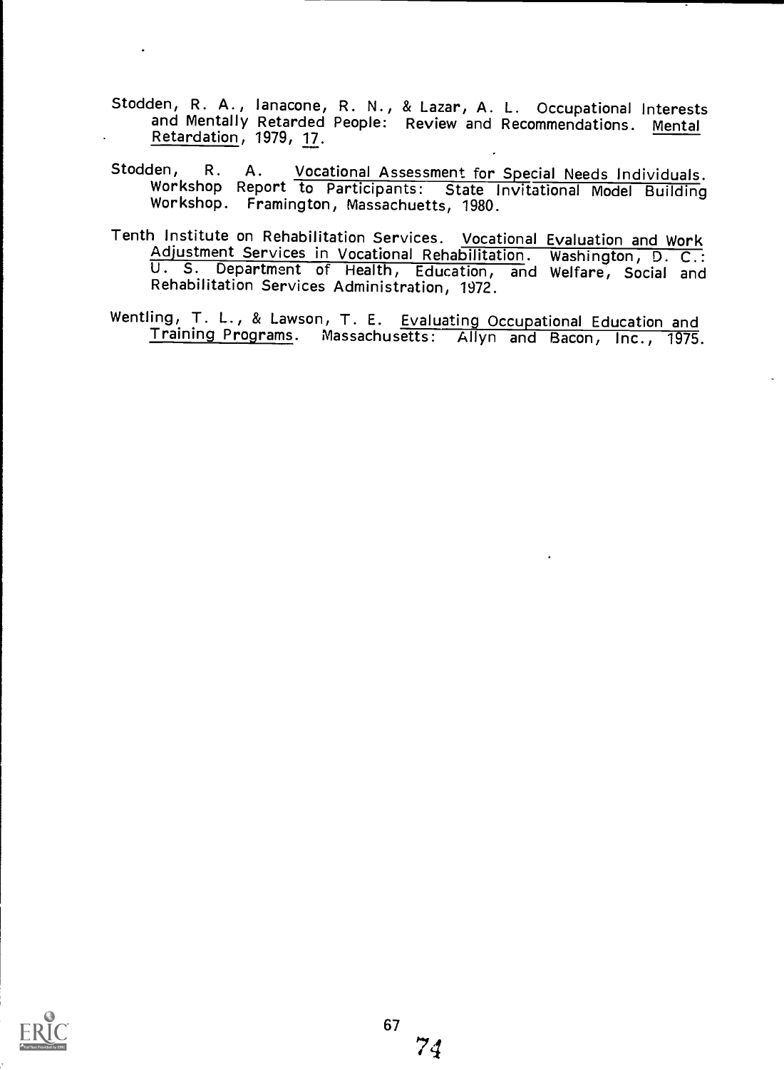Stodden, R. A., Ianacone, R. N., & Lazar, A. L. Occupational Interests and Mentally Retarded People: Review and Recommendations. *Mental Retardation*, 1979, *17*.

Stodden, R. A. *Vocational Assessment for Special Needs Individuals*. Workshop Report to Participants: State Invitational Model Building Workshop. Framington, Massachuetts, 1980.

Tenth Institute on Rehabilitation Services. *Vocational Evaluation and Work Adjustment Services in Vocational Rehabilitation*. Washington, D. C.: U. S. Department of Health, Education, and Welfare, Social and Rehabilitation Services Administration, 1972.

Wentling, T. L., & Lawson, T. E. *Evaluating Occupational Education and Training Programs*. Massachusetts: Allyn and Bacon, Inc., 1975.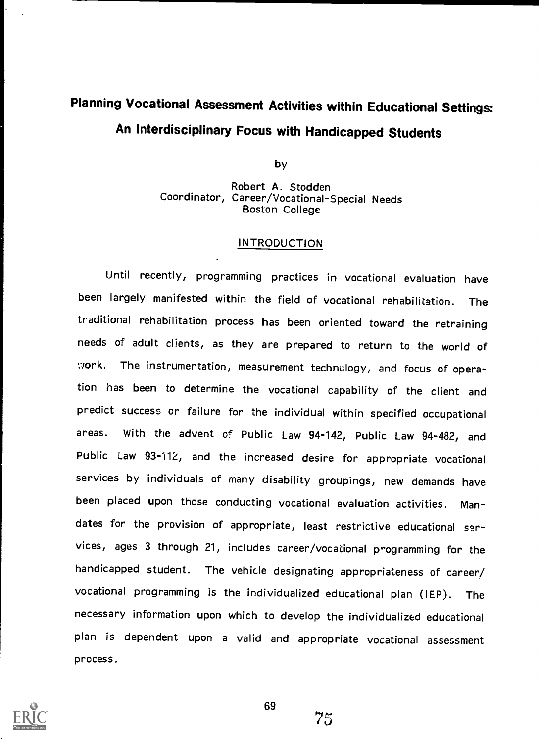# Planning Vocational Assessment Activities within Educational Settings: An Interdisciplinary Focus with Handicapped Students

by

Robert A. Stodden
Coordinator, Career/Vocational-Special Needs
Boston College

## INTRODUCTION

Until recently, programming practices in vocational evaluation have been largely manifested within the field of vocational rehabilitation. The traditional rehabilitation process has been oriented toward the retraining needs of adult clients, as they are prepared to return to the world of work. The instrumentation, measurement technology, and focus of operation has been to determine the vocational capability of the client and predict success or failure for the individual within specified occupational areas. With the advent of Public Law 94-142, Public Law 94-482, and Public Law 93-112, and the increased desire for appropriate vocational services by individuals of many disability groupings, new demands have been placed upon those conducting vocational evaluation activities. Mandates for the provision of appropriate, least restrictive educational services, ages 3 through 21, includes career/vocational programming for the handicapped student. The vehicle designating appropriateness of career/vocational programming is the individualized educational plan (IEP). The necessary information upon which to develop the individualized educational plan is dependent upon a valid and appropriate vocational assessment process.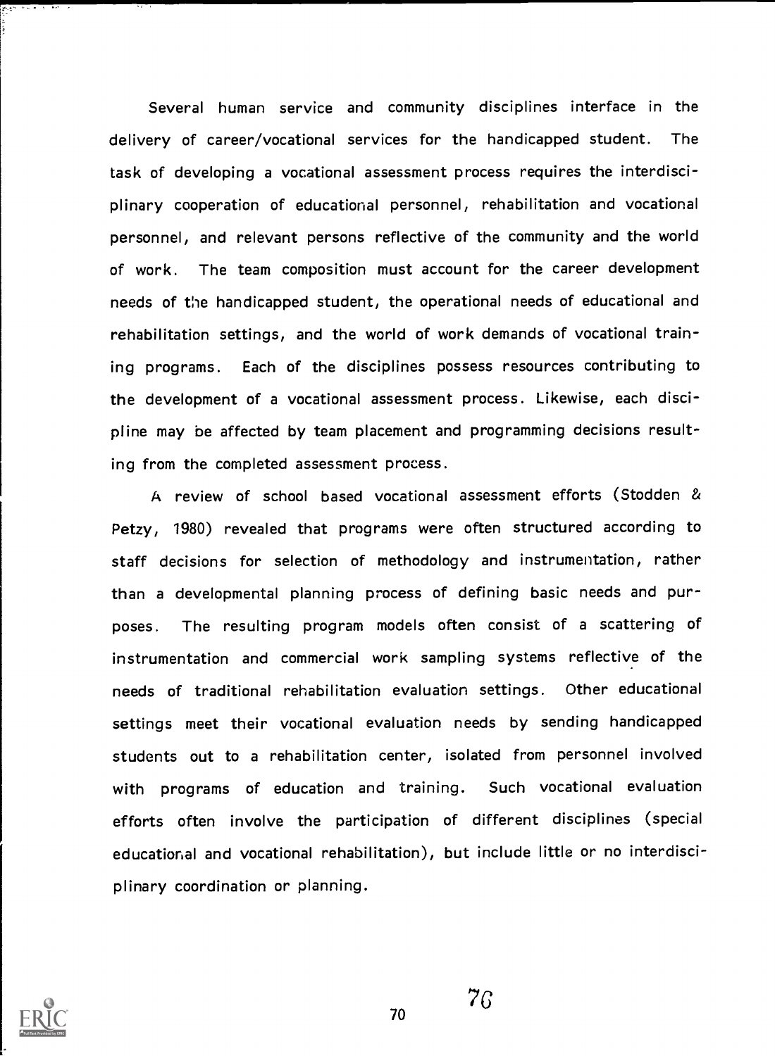Several human service and community disciplines interface in the delivery of career/vocational services for the handicapped student. The task of developing a vocational assessment process requires the interdisciplinary cooperation of educational personnel, rehabilitation and vocational personnel, and relevant persons reflective of the community and the world of work. The team composition must account for the career development needs of the handicapped student, the operational needs of educational and rehabilitation settings, and the world of work demands of vocational training programs. Each of the disciplines possess resources contributing to the development of a vocational assessment process. Likewise, each discipline may be affected by team placement and programming decisions resulting from the completed assessment process.

A review of school based vocational assessment efforts (Stodden & Petzy, 1980) revealed that programs were often structured according to staff decisions for selection of methodology and instrumentation, rather than a developmental planning process of defining basic needs and purposes. The resulting program models often consist of a scattering of instrumentation and commercial work sampling systems reflective of the needs of traditional rehabilitation evaluation settings. Other educational settings meet their vocational evaluation needs by sending handicapped students out to a rehabilitation center, isolated from personnel involved with programs of education and training. Such vocational evaluation efforts often involve the participation of different disciplines (special educational and vocational rehabilitation), but include little or no interdisciplinary coordination or planning.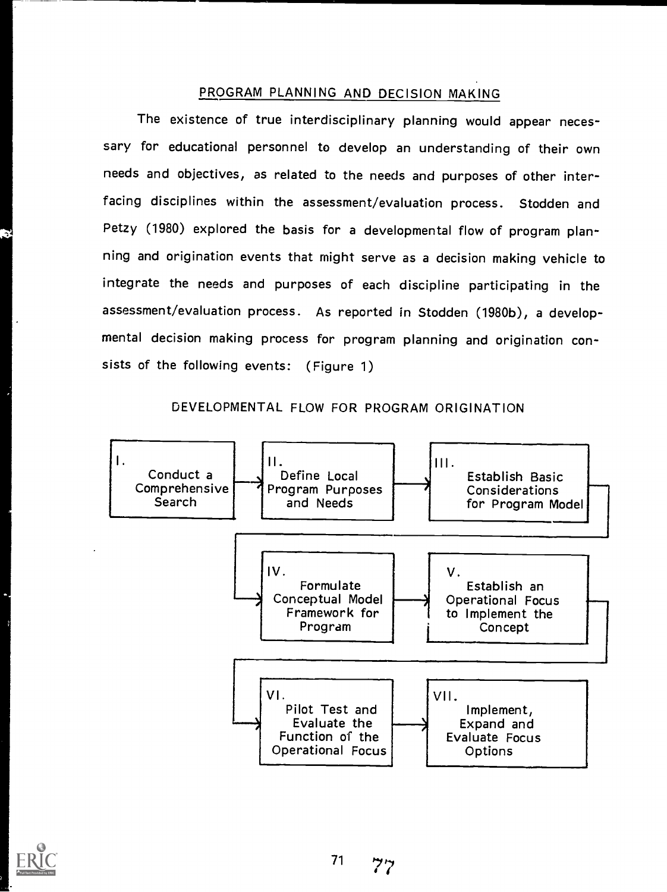## PROGRAM PLANNING AND DECISION MAKING

The existence of true interdisciplinary planning would appear necessary for educational personnel to develop an understanding of their own needs and objectives, as related to the needs and purposes of other interfacing disciplines within the assessment/evaluation process. Stodden and Petzy (1980) explored the basis for a developmental flow of program planning and origination events that might serve as a decision making vehicle to integrate the needs and purposes of each discipline participating in the assessment/evaluation process. As reported in Stodden (1980b), a developmental decision making process for program planning and origination consists of the following events: (Figure 1)

DEVELOPMENTAL FLOW FOR PROGRAM ORIGINATION

I. Conduct a Comprehensive Search → II. Define Local Program Purposes and Needs → III. Establish Basic Considerations for Program Model → IV. Formulate Conceptual Model Framework for Program → V. Establish an Operational Focus to Implement the Concept → VI. Pilot Test and Evaluate the Function of the Operational Focus → VII. Implement, Expand and Evaluate Focus Options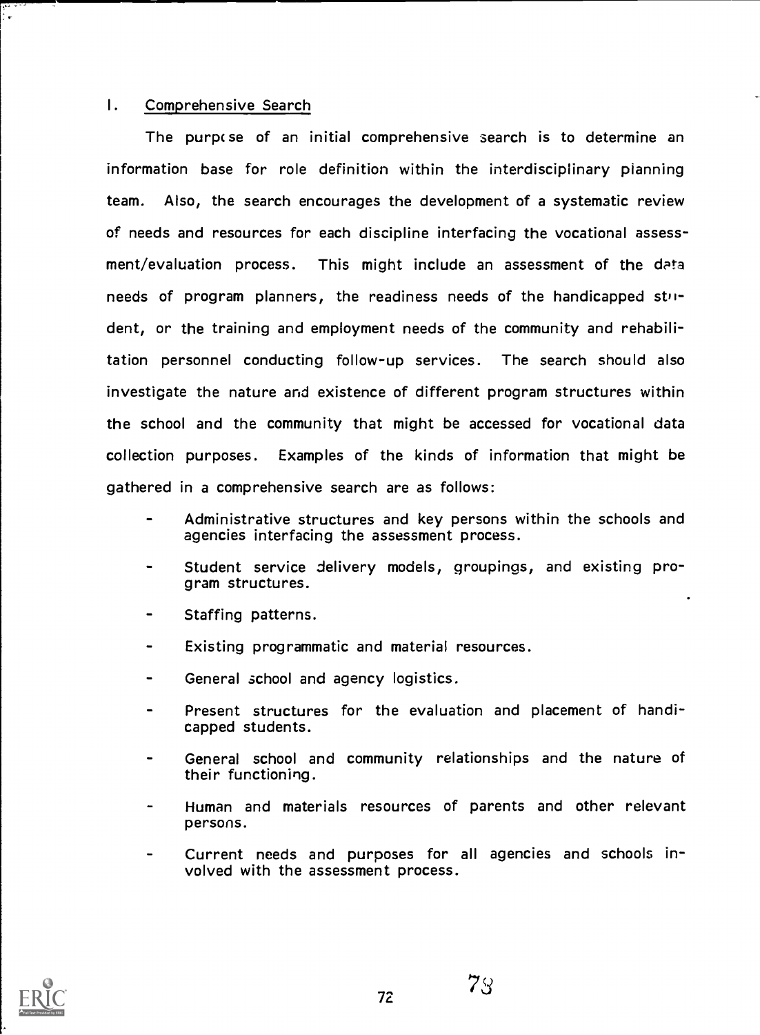## I. Comprehensive Search

The purpose of an initial comprehensive search is to determine an information base for role definition within the interdisciplinary planning team. Also, the search encourages the development of a systematic review of needs and resources for each discipline interfacing the vocational assessment/evaluation process. This might include an assessment of the data needs of program planners, the readiness needs of the handicapped student, or the training and employment needs of the community and rehabilitation personnel conducting follow-up services. The search should also investigate the nature and existence of different program structures within the school and the community that might be accessed for vocational data collection purposes. Examples of the kinds of information that might be gathered in a comprehensive search are as follows:

- Administrative structures and key persons within the schools and agencies interfacing the assessment process.
- Student service delivery models, groupings, and existing program structures.
- Staffing patterns.
- Existing programmatic and material resources.
- General school and agency logistics.
- Present structures for the evaluation and placement of handicapped students.
- General school and community relationships and the nature of their functioning.
- Human and materials resources of parents and other relevant persons.
- Current needs and purposes for all agencies and schools involved with the assessment process.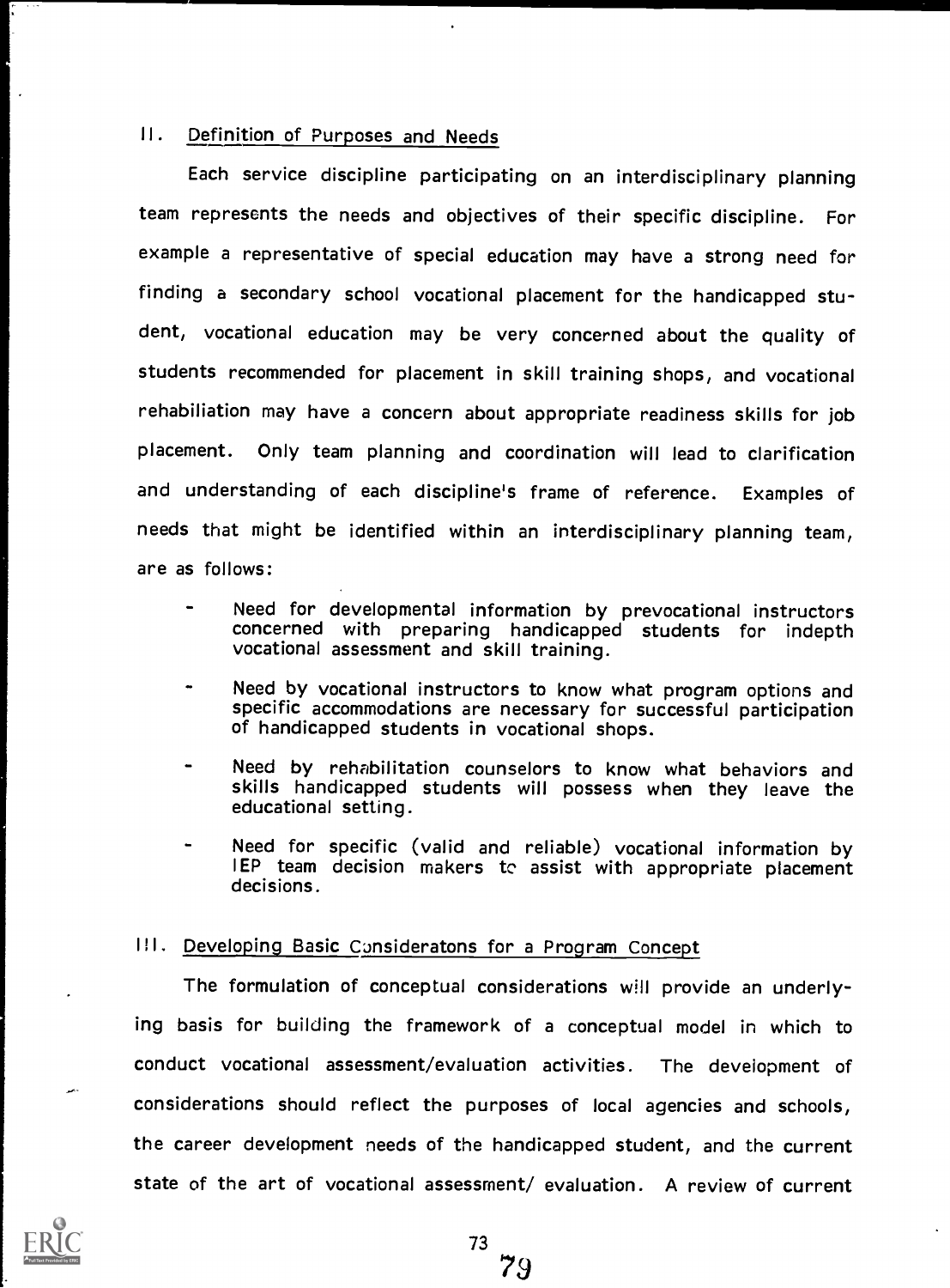## II. Definition of Purposes and Needs

Each service discipline participating on an interdisciplinary planning team represents the needs and objectives of their specific discipline. For example a representative of special education may have a strong need for finding a secondary school vocational placement for the handicapped student, vocational education may be very concerned about the quality of students recommended for placement in skill training shops, and vocational rehabiliation may have a concern about appropriate readiness skills for job placement. Only team planning and coordination will lead to clarification and understanding of each discipline's frame of reference. Examples of needs that might be identified within an interdisciplinary planning team, are as follows:

- Need for developmental information by prevocational instructors concerned with preparing handicapped students for indepth vocational assessment and skill training.
- Need by vocational instructors to know what program options and specific accommodations are necessary for successful participation of handicapped students in vocational shops.
- Need by rehabilitation counselors to know what behaviors and skills handicapped students will possess when they leave the educational setting.
- Need for specific (valid and reliable) vocational information by IEP team decision makers to assist with appropriate placement decisions.

## III. Developing Basic Consideratons for a Program Concept

The formulation of conceptual considerations will provide an underlying basis for building the framework of a conceptual model in which to conduct vocational assessment/evaluation activities. The development of considerations should reflect the purposes of local agencies and schools, the career development needs of the handicapped student, and the current state of the art of vocational assessment/ evaluation. A review of current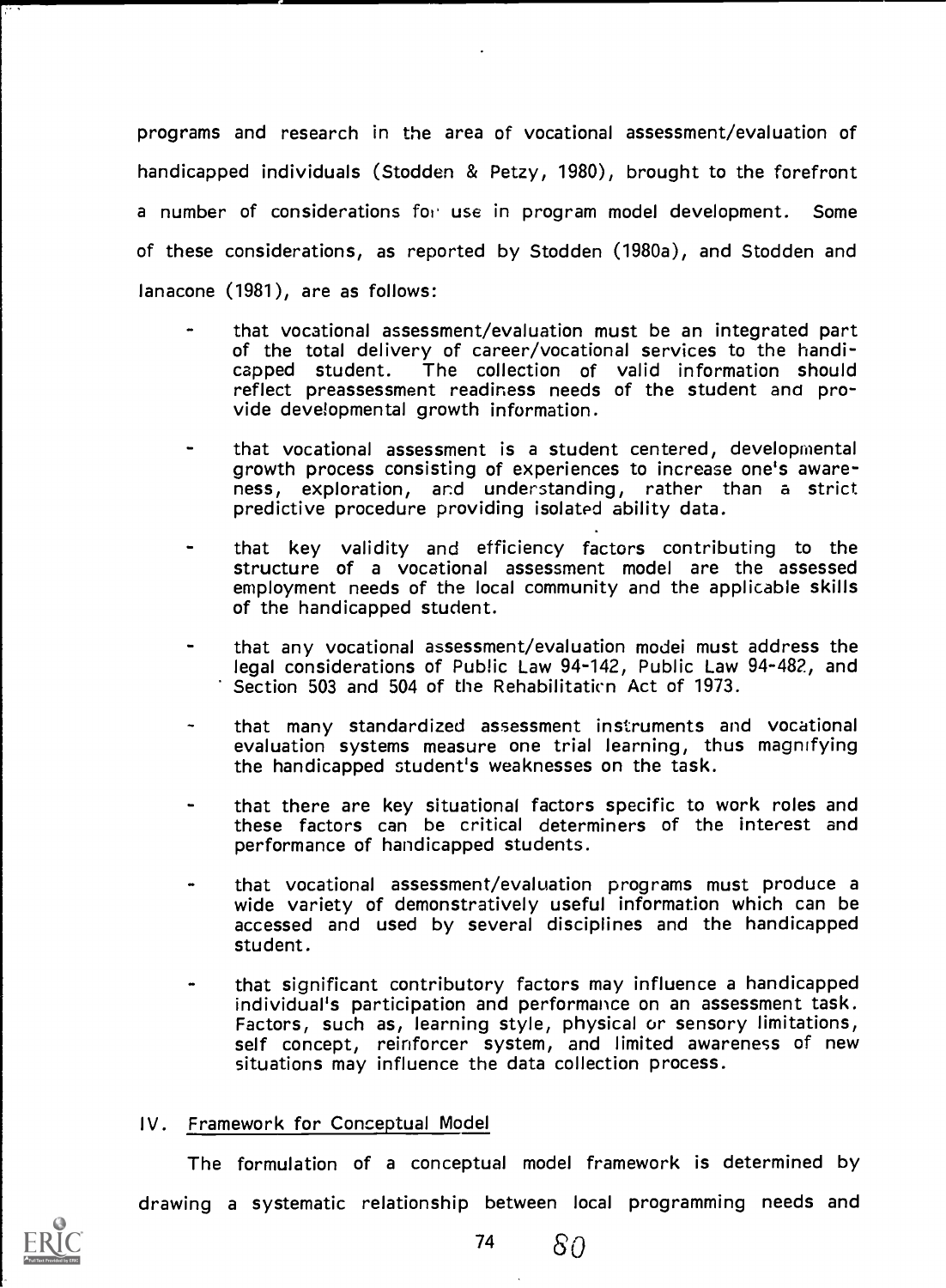programs and research in the area of vocational assessment/evaluation of handicapped individuals (Stodden & Petzy, 1980), brought to the forefront a number of considerations for use in program model development. Some of these considerations, as reported by Stodden (1980a), and Stodden and Ianacone (1981), are as follows:

- that vocational assessment/evaluation must be an integrated part of the total delivery of career/vocational services to the handicapped student. The collection of valid information should reflect preassessment readiness needs of the student and provide developmental growth information.

- that vocational assessment is a student centered, developmental growth process consisting of experiences to increase one's awareness, exploration, and understanding, rather than a strict predictive procedure providing isolated ability data.

- that key validity and efficiency factors contributing to the structure of a vocational assessment model are the assessed employment needs of the local community and the applicable skills of the handicapped student.

- that any vocational assessment/evaluation model must address the legal considerations of Public Law 94-142, Public Law 94-482, and Section 503 and 504 of the Rehabilitation Act of 1973.

- that many standardized assessment instruments and vocational evaluation systems measure one trial learning, thus magnifying the handicapped student's weaknesses on the task.

- that there are key situational factors specific to work roles and these factors can be critical determiners of the interest and performance of handicapped students.

- that vocational assessment/evaluation programs must produce a wide variety of demonstratively useful information which can be accessed and used by several disciplines and the handicapped student.

- that significant contributory factors may influence a handicapped individual's participation and performance on an assessment task. Factors, such as, learning style, physical or sensory limitations, self concept, reinforcer system, and limited awareness of new situations may influence the data collection process.

## IV. Framework for Conceptual Model

The formulation of a conceptual model framework is determined by drawing a systematic relationship between local programming needs and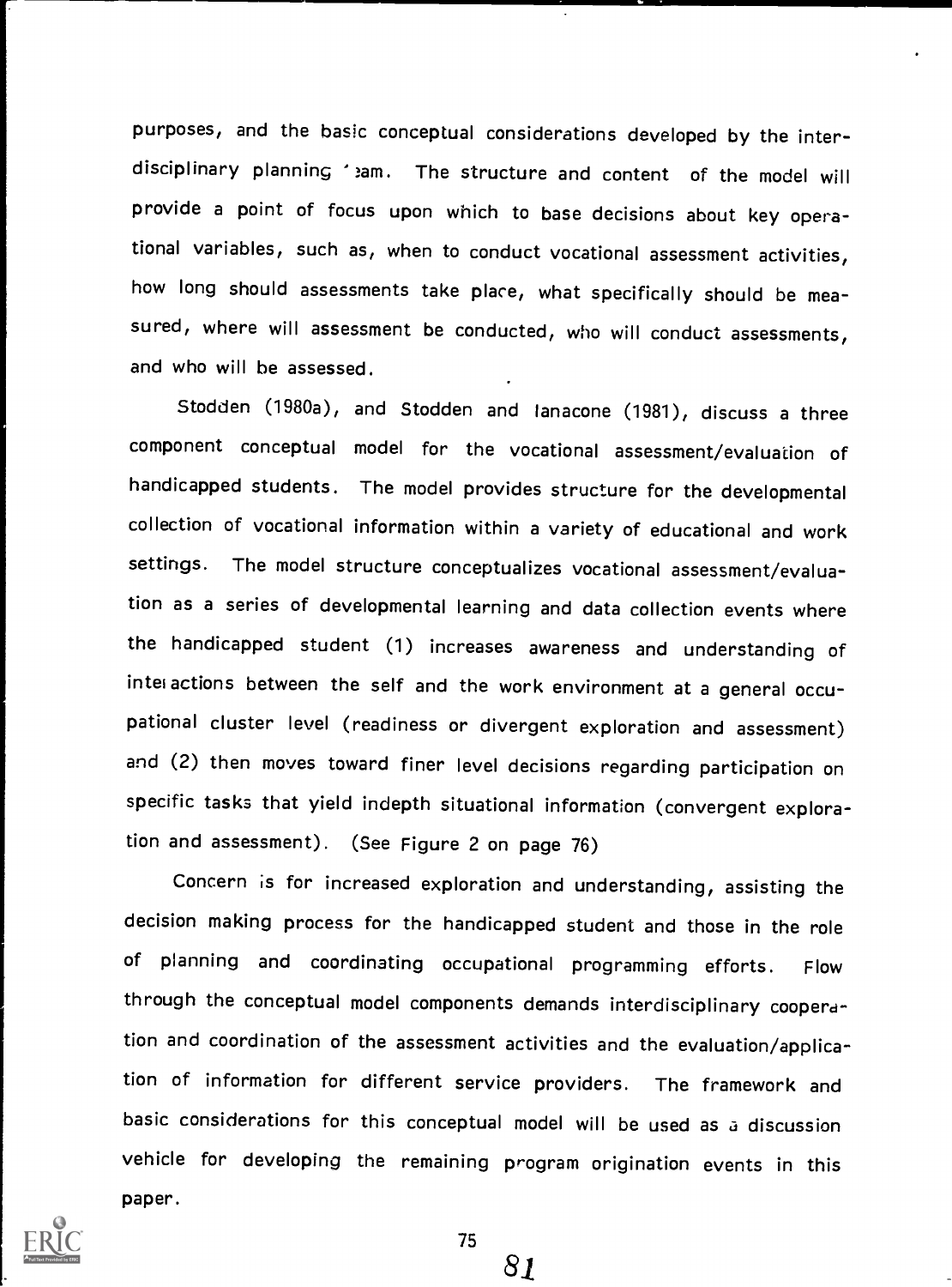purposes, and the basic conceptual considerations developed by the interdisciplinary planning team. The structure and content of the model will provide a point of focus upon which to base decisions about key operational variables, such as, when to conduct vocational assessment activities, how long should assessments take place, what specifically should be measured, where will assessment be conducted, who will conduct assessments, and who will be assessed.

Stodden (1980a), and Stodden and Ianacone (1981), discuss a three component conceptual model for the vocational assessment/evaluation of handicapped students. The model provides structure for the developmental collection of vocational information within a variety of educational and work settings. The model structure conceptualizes vocational assessment/evaluation as a series of developmental learning and data collection events where the handicapped student (1) increases awareness and understanding of interactions between the self and the work environment at a general occupational cluster level (readiness or divergent exploration and assessment) and (2) then moves toward finer level decisions regarding participation on specific tasks that yield indepth situational information (convergent exploration and assessment). (See Figure 2 on page 76)

Concern is for increased exploration and understanding, assisting the decision making process for the handicapped student and those in the role of planning and coordinating occupational programming efforts. Flow through the conceptual model components demands interdisciplinary cooperation and coordination of the assessment activities and the evaluation/application of information for different service providers. The framework and basic considerations for this conceptual model will be used as a discussion vehicle for developing the remaining program origination events in this paper.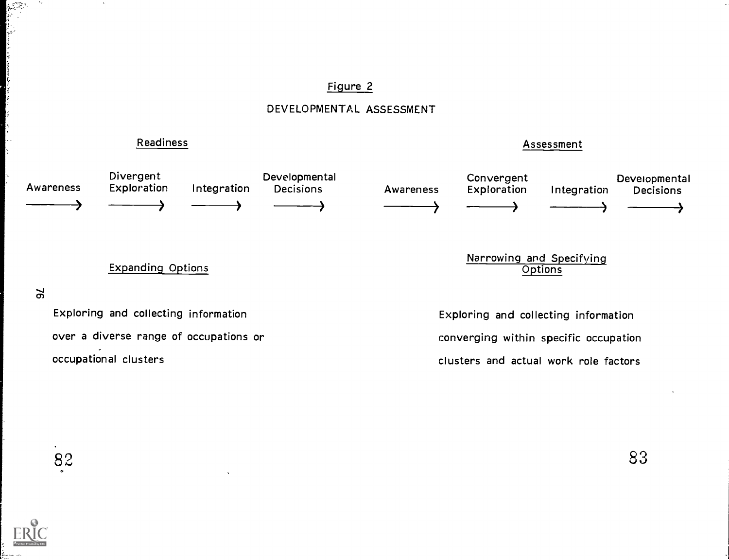Figure 2

DEVELOPMENTAL ASSESSMENT

| Readiness | | | | Assessment | | | |
|---|---|---|---|---|---|---|---|
| Awareness → | Divergent Exploration → | Integration → | Developmental Decisions → | Awareness → | Convergent Exploration → | Integration → | Developmental Decisions → |

**Expanding Options**

Exploring and collecting information over a diverse range of occupations or occupational clusters

**Narrowing and Specifying Options**

Exploring and collecting information converging within specific occupation clusters and actual work role factors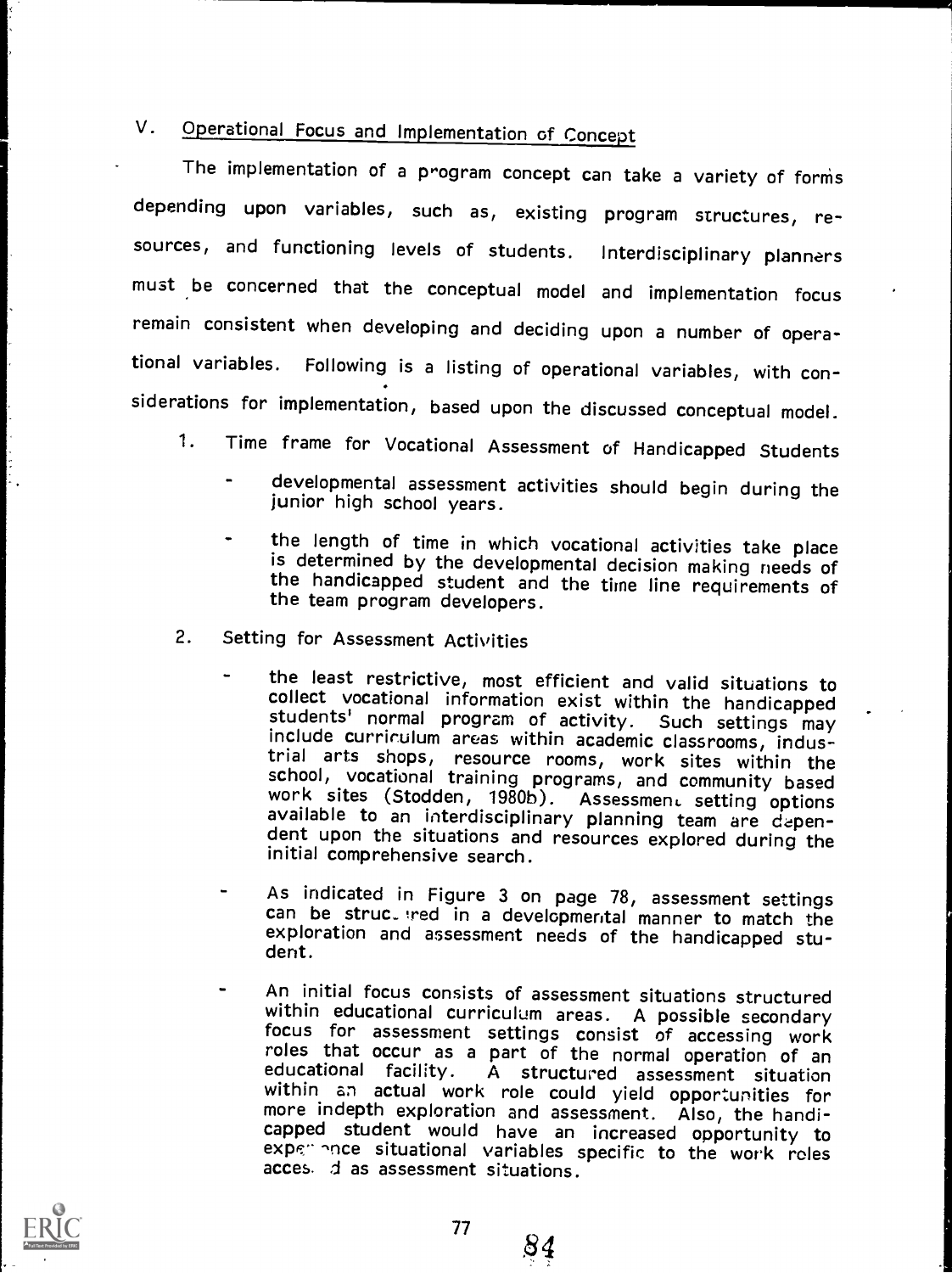## V. Operational Focus and Implementation of Concept

The implementation of a program concept can take a variety of forms depending upon variables, such as, existing program structures, resources, and functioning levels of students. Interdisciplinary planners must be concerned that the conceptual model and implementation focus remain consistent when developing and deciding upon a number of operational variables. Following is a listing of operational variables, with considerations for implementation, based upon the discussed conceptual model.

1. Time frame for Vocational Assessment of Handicapped Students

   - developmental assessment activities should begin during the junior high school years.

   - the length of time in which vocational activities take place is determined by the developmental decision making needs of the handicapped student and the time line requirements of the team program developers.

2. Setting for Assessment Activities

   - the least restrictive, most efficient and valid situations to collect vocational information exist within the handicapped students' normal program of activity. Such settings may include curriculum areas within academic classrooms, industrial arts shops, resource rooms, work sites within the school, vocational training programs, and community based work sites (Stodden, 1980b). Assessment setting options available to an interdisciplinary planning team are dependent upon the situations and resources explored during the initial comprehensive search.

   - As indicated in Figure 3 on page 78, assessment settings can be structured in a developmental manner to match the exploration and assessment needs of the handicapped student.

   - An initial focus consists of assessment situations structured within educational curriculum areas. A possible secondary focus for assessment settings consist of accessing work roles that occur as a part of the normal operation of an educational facility. A structured assessment situation within an actual work role could yield opportunities for more indepth exploration and assessment. Also, the handicapped student would have an increased opportunity to experience situational variables specific to the work roles accessed as assessment situations.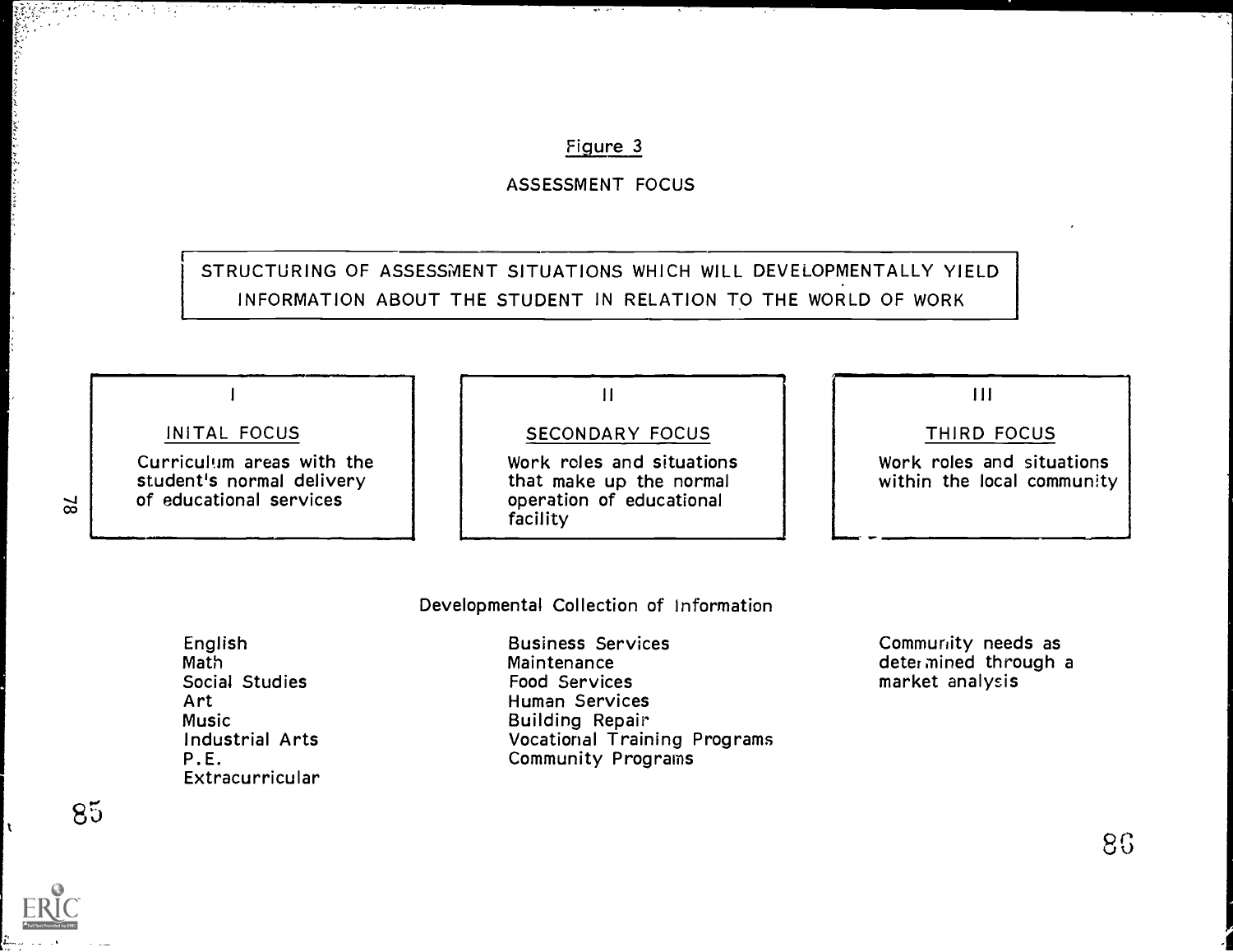Figure 3

ASSESSMENT FOCUS

STRUCTURING OF ASSESSMENT SITUATIONS WHICH WILL DEVELOPMENTALLY YIELD INFORMATION ABOUT THE STUDENT IN RELATION TO THE WORLD OF WORK

| I | II | III |
|---|---|---|
| INITAL FOCUS | SECONDARY FOCUS | THIRD FOCUS |
| Curriculum areas with the student's normal delivery of educational services | Work roles and situations that make up the normal operation of educational facility | Work roles and situations within the local community |

Developmental Collection of Information

| I | II | III |
|---|---|---|
| English<br>Math<br>Social Studies<br>Art<br>Music<br>Industrial Arts<br>P.E.<br>Extracurricular | Business Services<br>Maintenance<br>Food Services<br>Human Services<br>Building Repair<br>Vocational Training Programs<br>Community Programs | Community needs as determined through a market analysis |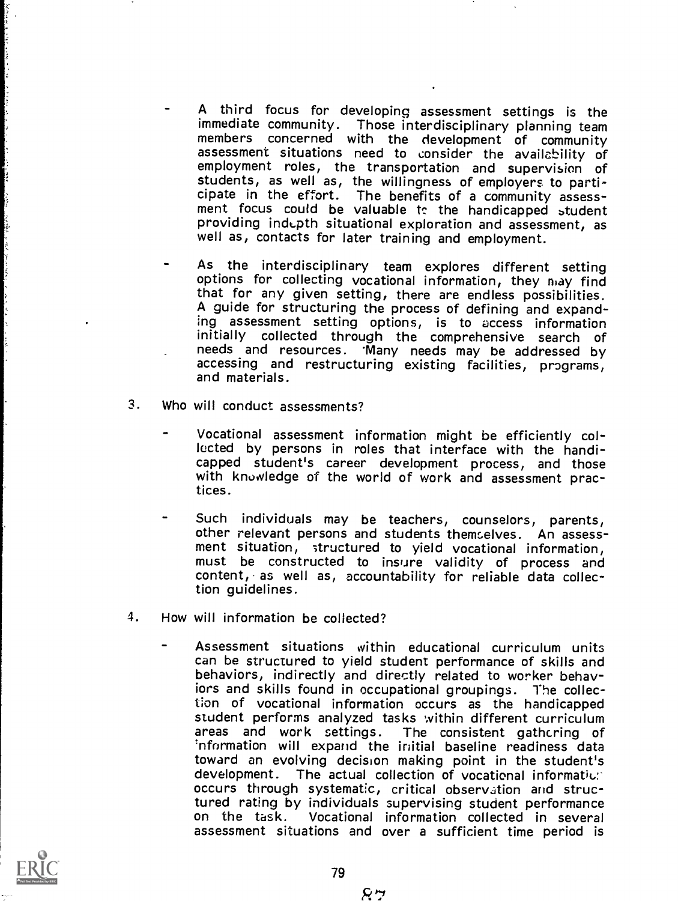- A third focus for developing assessment settings is the immediate community. Those interdisciplinary planning team members concerned with the development of community assessment situations need to consider the availability of employment roles, the transportation and supervision of students, as well as, the willingness of employers to participate in the effort. The benefits of a community assessment focus could be valuable to the handicapped student providing indepth situational exploration and assessment, as well as, contacts for later training and employment.

- As the interdisciplinary team explores different setting options for collecting vocational information, they may find that for any given setting, there are endless possibilities. A guide for structuring the process of defining and expanding assessment setting options, is to access information initially collected through the comprehensive search of needs and resources. Many needs may be addressed by accessing and restructuring existing facilities, programs, and materials.

3. Who will conduct assessments?

   - Vocational assessment information might be efficiently collected by persons in roles that interface with the handicapped student's career development process, and those with knowledge of the world of work and assessment practices.

   - Such individuals may be teachers, counselors, parents, other relevant persons and students themselves. An assessment situation, structured to yield vocational information, must be constructed to insure validity of process and content, as well as, accountability for reliable data collection guidelines.

4. How will information be collected?

   - Assessment situations within educational curriculum units can be structured to yield student performance of skills and behaviors, indirectly and directly related to worker behaviors and skills found in occupational groupings. The collection of vocational information occurs as the handicapped student performs analyzed tasks within different curriculum areas and work settings. The consistent gathering of information will expand the initial baseline readiness data toward an evolving decision making point in the student's development. The actual collection of vocational information occurs through systematic, critical observation and structured rating by individuals supervising student performance on the task. Vocational information collected in several assessment situations and over a sufficient time period is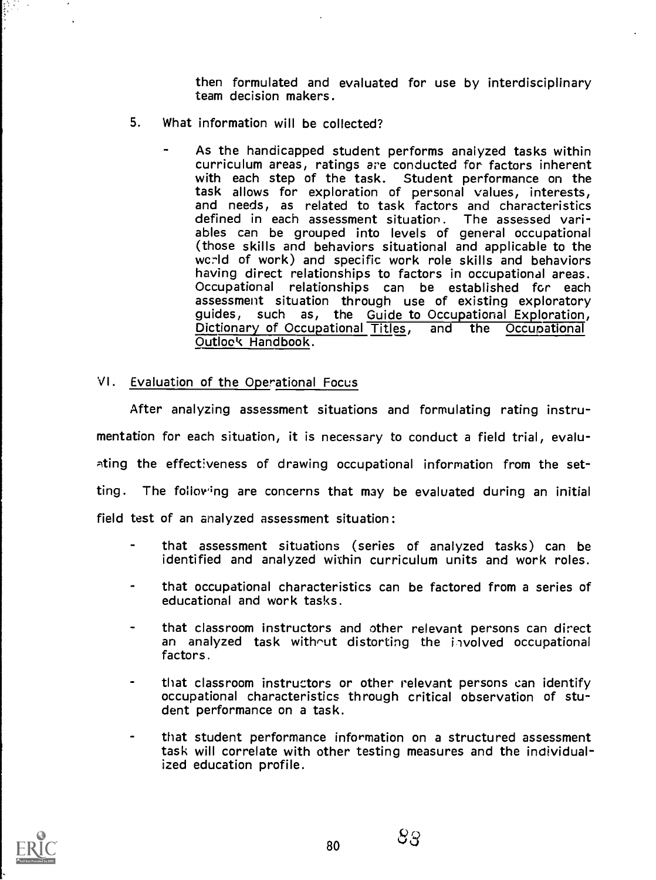then formulated and evaluated for use by interdisciplinary team decision makers.

5. What information will be collected?

   - As the handicapped student performs analyzed tasks within curriculum areas, ratings are conducted for factors inherent with each step of the task. Student performance on the task allows for exploration of personal values, interests, and needs, as related to task factors and characteristics defined in each assessment situation. The assessed variables can be grouped into levels of general occupational (those skills and behaviors situational and applicable to the world of work) and specific work role skills and behaviors having direct relationships to factors in occupational areas. Occupational relationships can be established for each assessment situation through use of existing exploratory guides, such as, the Guide to Occupational Exploration, Dictionary of Occupational Titles, and the Occupational Outlook Handbook.

## VI. Evaluation of the Operational Focus

After analyzing assessment situations and formulating rating instrumentation for each situation, it is necessary to conduct a field trial, evaluating the effectiveness of drawing occupational information from the setting. The following are concerns that may be evaluated during an initial field test of an analyzed assessment situation:

- that assessment situations (series of analyzed tasks) can be identified and analyzed within curriculum units and work roles.
- that occupational characteristics can be factored from a series of educational and work tasks.
- that classroom instructors and other relevant persons can direct an analyzed task without distorting the involved occupational factors.
- that classroom instructors or other relevant persons can identify occupational characteristics through critical observation of student performance on a task.
- that student performance information on a structured assessment task will correlate with other testing measures and the individualized education profile.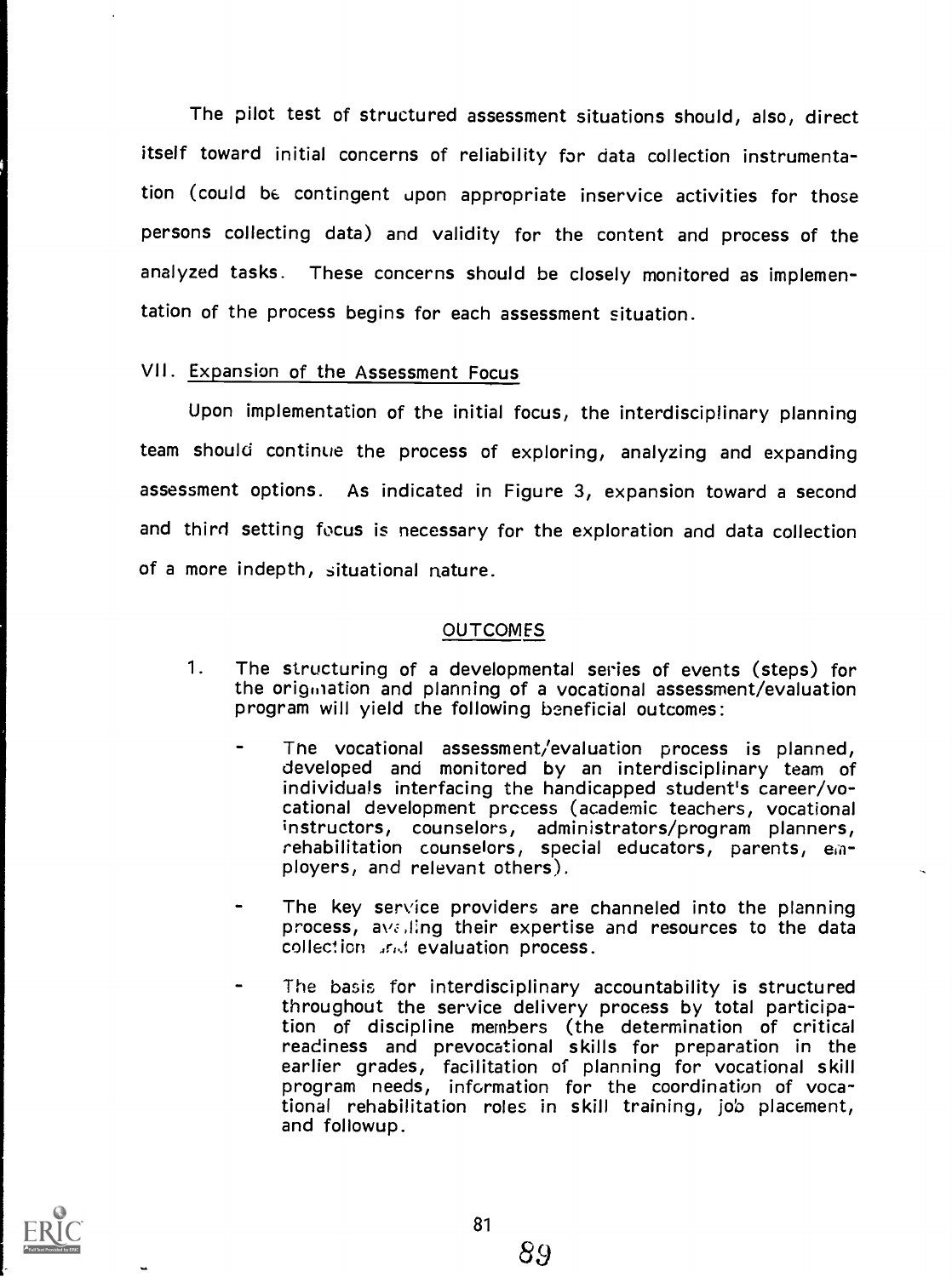The pilot test of structured assessment situations should, also, direct itself toward initial concerns of reliability for data collection instrumentation (could be contingent upon appropriate inservice activities for those persons collecting data) and validity for the content and process of the analyzed tasks. These concerns should be closely monitored as implementation of the process begins for each assessment situation.

## VII. Expansion of the Assessment Focus

Upon implementation of the initial focus, the interdisciplinary planning team should continue the process of exploring, analyzing and expanding assessment options. As indicated in Figure 3, expansion toward a second and third setting focus is necessary for the exploration and data collection of a more indepth, situational nature.

### OUTCOMES

1. The structuring of a developmental series of events (steps) for the origination and planning of a vocational assessment/evaluation program will yield the following beneficial outcomes:

   - The vocational assessment/evaluation process is planned, developed and monitored by an interdisciplinary team of individuals interfacing the handicapped student's career/vocational development process (academic teachers, vocational instructors, counselors, administrators/program planners, rehabilitation counselors, special educators, parents, employers, and relevant others).

   - The key service providers are channeled into the planning process, availing their expertise and resources to the data collection and evaluation process.

   - The basis for interdisciplinary accountability is structured throughout the service delivery process by total participation of discipline members (the determination of critical readiness and prevocational skills for preparation in the earlier grades, facilitation of planning for vocational skill program needs, information for the coordination of vocational rehabilitation roles in skill training, job placement, and followup.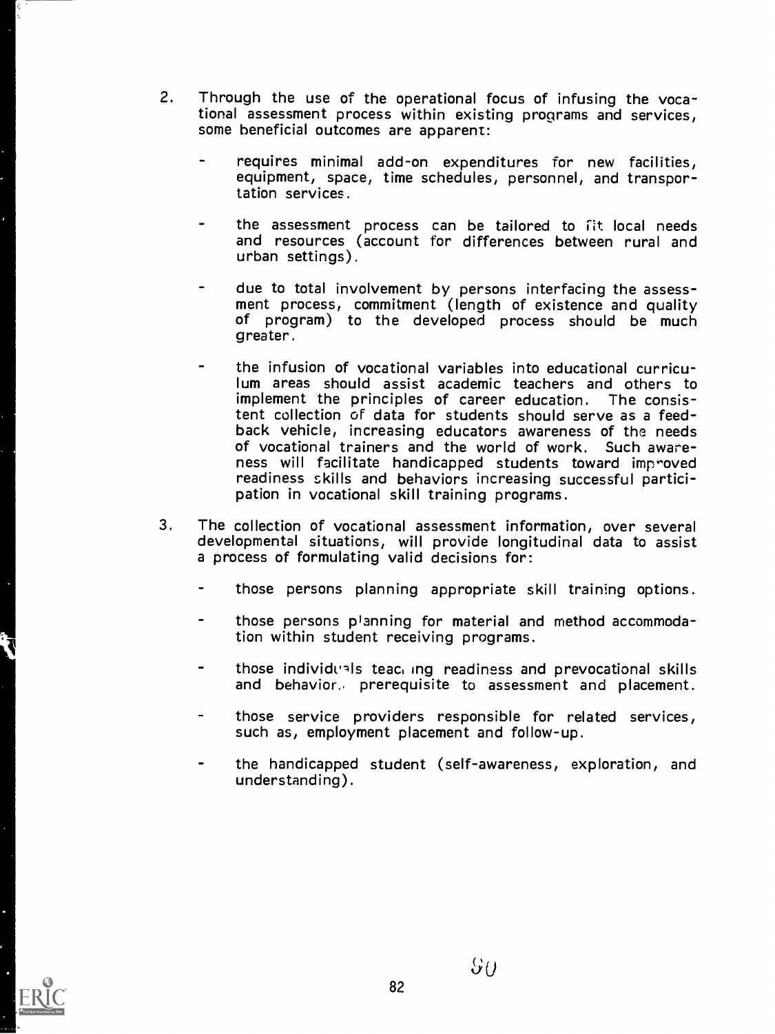2. Through the use of the operational focus of infusing the vocational assessment process within existing programs and services, some beneficial outcomes are apparent:

   - requires minimal add-on expenditures for new facilities, equipment, space, time schedules, personnel, and transportation services.

   - the assessment process can be tailored to fit local needs and resources (account for differences between rural and urban settings).

   - due to total involvement by persons interfacing the assessment process, commitment (length of existence and quality of program) to the developed process should be much greater.

   - the infusion of vocational variables into educational curriculum areas should assist academic teachers and others to implement the principles of career education. The consistent collection of data for students should serve as a feedback vehicle, increasing educators awareness of the needs of vocational trainers and the world of work. Such awareness will facilitate handicapped students toward improved readiness skills and behaviors increasing successful participation in vocational skill training programs.

3. The collection of vocational assessment information, over several developmental situations, will provide longitudinal data to assist a process of formulating valid decisions for:

   - those persons planning appropriate skill training options.

   - those persons planning for material and method accommodation within student receiving programs.

   - those individuals teaching readiness and prevocational skills and behaviors prerequisite to assessment and placement.

   - those service providers responsible for related services, such as, employment placement and follow-up.

   - the handicapped student (self-awareness, exploration, and understanding).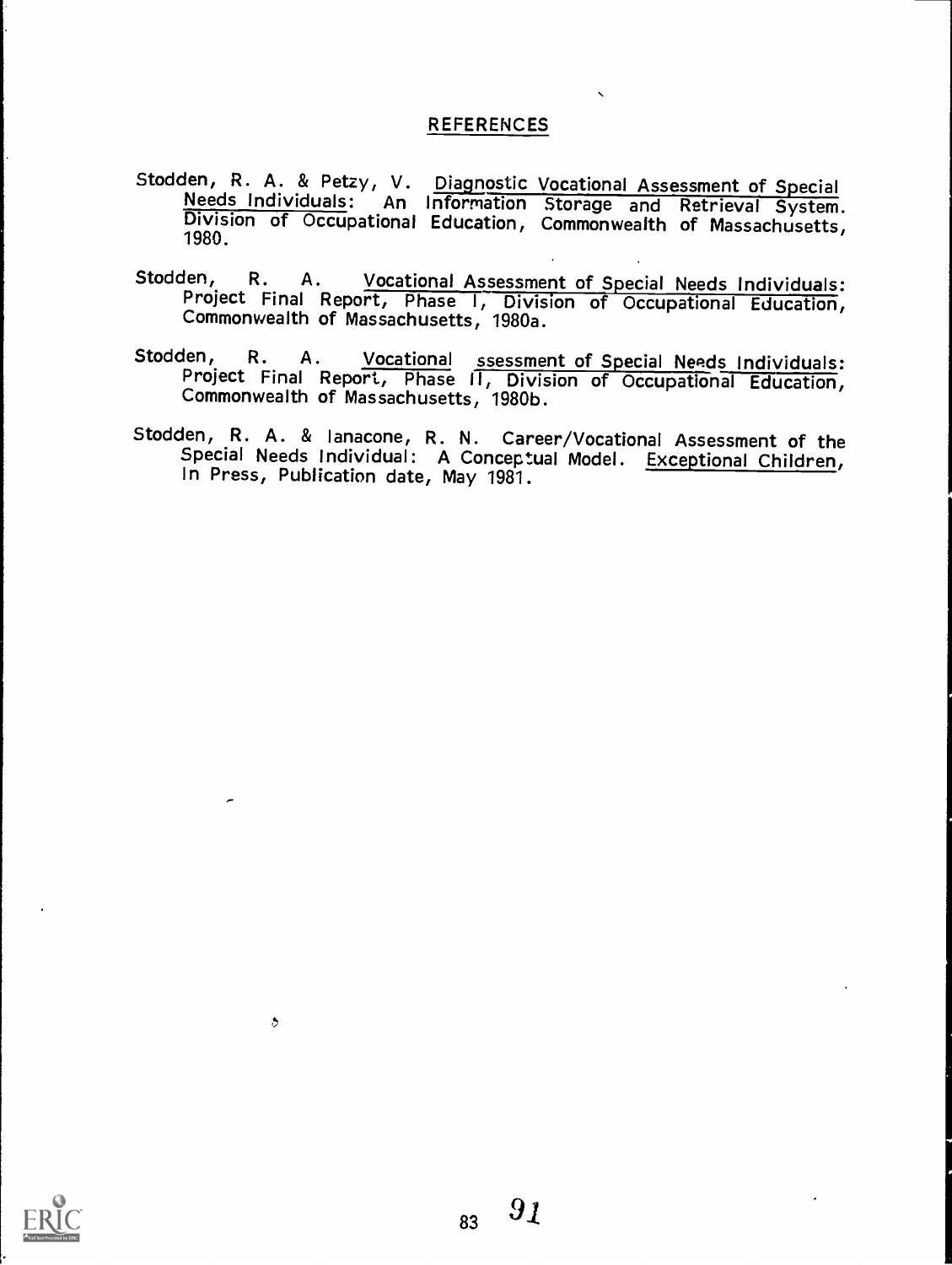## REFERENCES

Stodden, R. A. & Petzy, V. Diagnostic Vocational Assessment of Special Needs Individuals: An Information Storage and Retrieval System. Division of Occupational Education, Commonwealth of Massachusetts, 1980.

Stodden, R. A. Vocational Assessment of Special Needs Individuals: Project Final Report, Phase I, Division of Occupational Education, Commonwealth of Massachusetts, 1980a.

Stodden, R. A. Vocational ssessment of Special Needs Individuals: Project Final Report, Phase II, Division of Occupational Education, Commonwealth of Massachusetts, 1980b.

Stodden, R. A. & Ianacone, R. N. Career/Vocational Assessment of the Special Needs Individual: A Conceptual Model. Exceptional Children, In Press, Publication date, May 1981.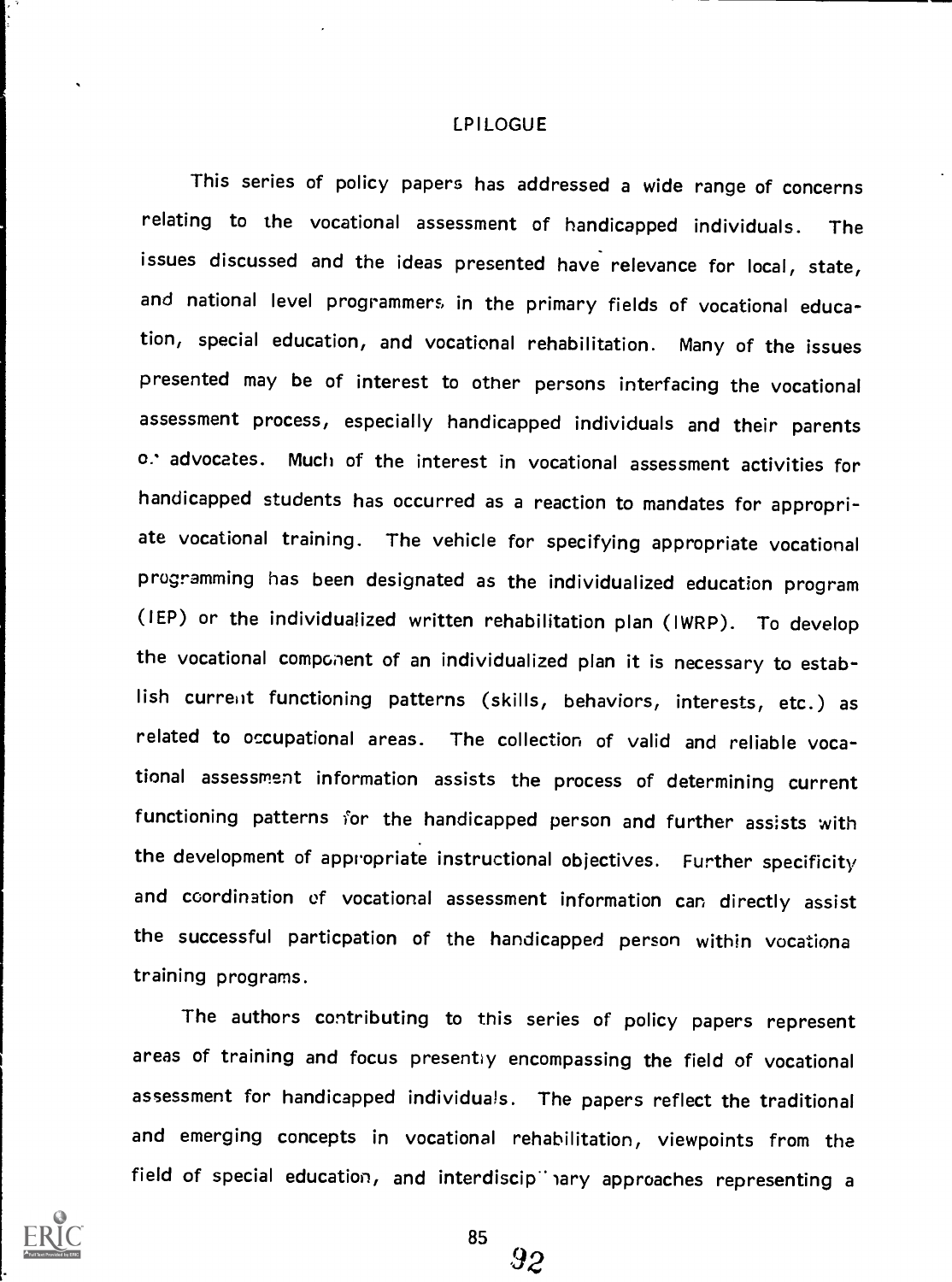# EPILOGUE

This series of policy papers has addressed a wide range of concerns relating to the vocational assessment of handicapped individuals. The issues discussed and the ideas presented have relevance for local, state, and national level programmers in the primary fields of vocational education, special education, and vocational rehabilitation. Many of the issues presented may be of interest to other persons interfacing the vocational assessment process, especially handicapped individuals and their parents or advocates. Much of the interest in vocational assessment activities for handicapped students has occurred as a reaction to mandates for appropriate vocational training. The vehicle for specifying appropriate vocational programming has been designated as the individualized education program (IEP) or the individualized written rehabilitation plan (IWRP). To develop the vocational component of an individualized plan it is necessary to establish current functioning patterns (skills, behaviors, interests, etc.) as related to occupational areas. The collection of valid and reliable vocational assessment information assists the process of determining current functioning patterns for the handicapped person and further assists with the development of appropriate instructional objectives. Further specificity and coordination of vocational assessment information can directly assist the successful particpation of the handicapped person within vocational training programs.

The authors contributing to this series of policy papers represent areas of training and focus presently encompassing the field of vocational assessment for handicapped individuals. The papers reflect the traditional and emerging concepts in vocational rehabilitation, viewpoints from the field of special education, and interdisciplinary approaches representing a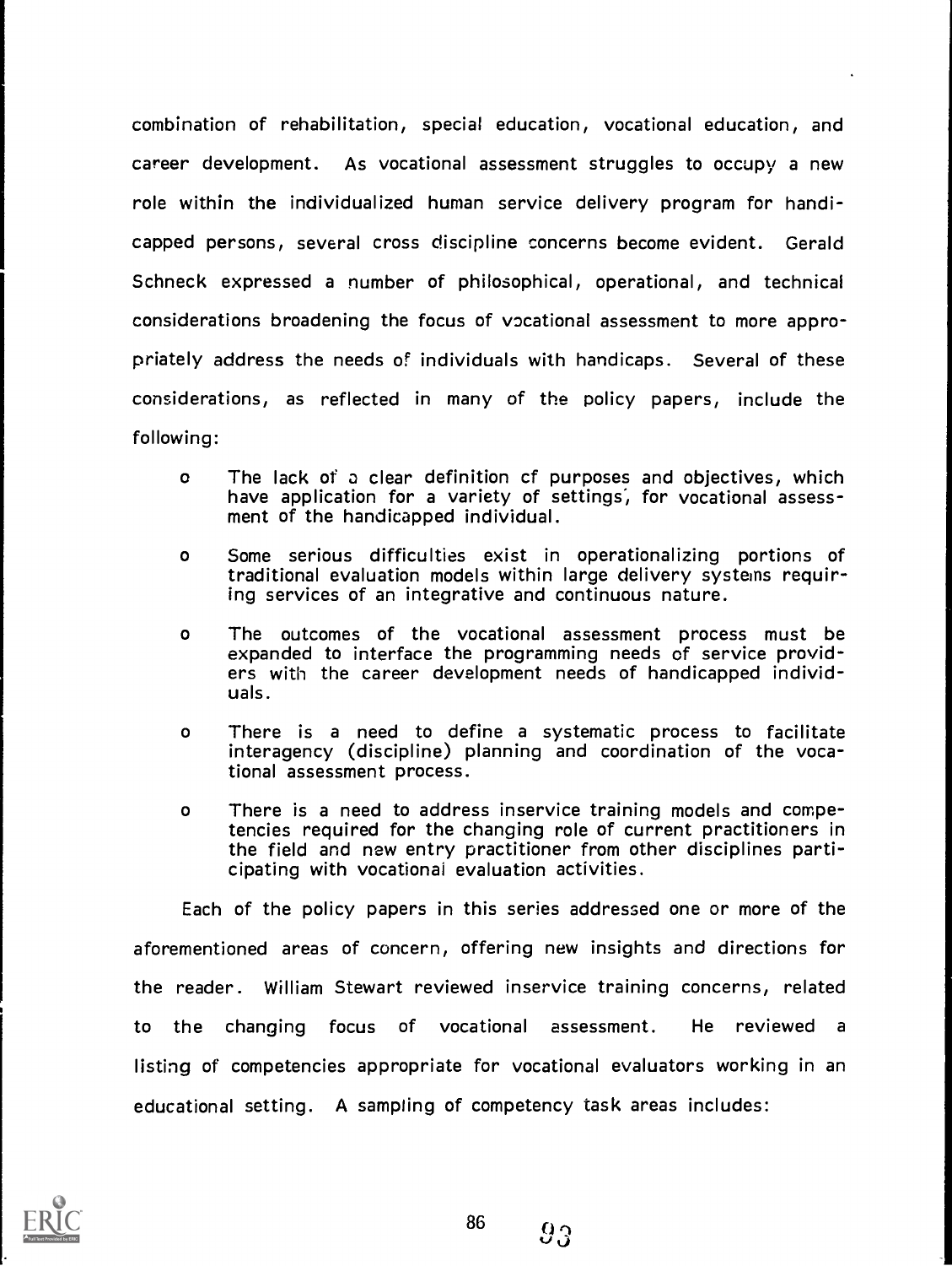combination of rehabilitation, special education, vocational education, and career development. As vocational assessment struggles to occupy a new role within the individualized human service delivery program for handicapped persons, several cross discipline concerns become evident. Gerald Schneck expressed a number of philosophical, operational, and technical considerations broadening the focus of vocational assessment to more appropriately address the needs of individuals with handicaps. Several of these considerations, as reflected in many of the policy papers, include the following:

- The lack of a clear definition of purposes and objectives, which have application for a variety of settings, for vocational assessment of the handicapped individual.
- Some serious difficulties exist in operationalizing portions of traditional evaluation models within large delivery systems requiring services of an integrative and continuous nature.
- The outcomes of the vocational assessment process must be expanded to interface the programming needs of service providers with the career development needs of handicapped individuals.
- There is a need to define a systematic process to facilitate interagency (discipline) planning and coordination of the vocational assessment process.
- There is a need to address inservice training models and competencies required for the changing role of current practitioners in the field and new entry practitioner from other disciplines participating with vocational evaluation activities.

Each of the policy papers in this series addressed one or more of the aforementioned areas of concern, offering new insights and directions for the reader. William Stewart reviewed inservice training concerns, related to the changing focus of vocational assessment. He reviewed a listing of competencies appropriate for vocational evaluators working in an educational setting. A sampling of competency task areas includes: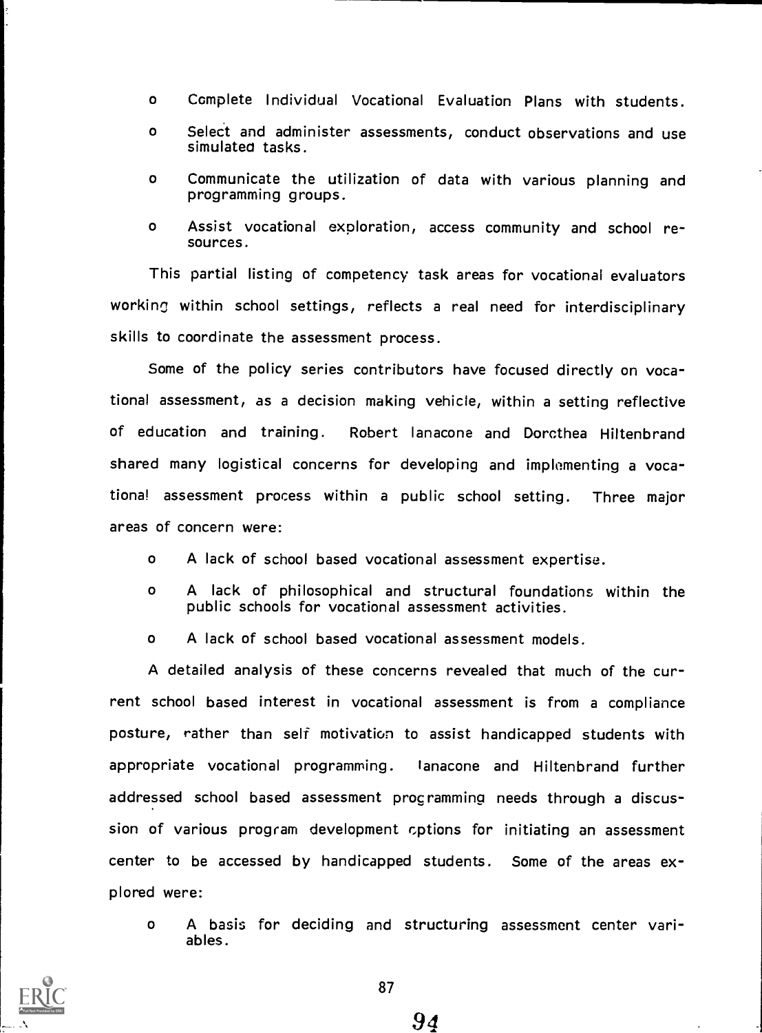- Complete Individual Vocational Evaluation Plans with students.
- Select and administer assessments, conduct observations and use simulated tasks.
- Communicate the utilization of data with various planning and programming groups.
- Assist vocational exploration, access community and school resources.

This partial listing of competency task areas for vocational evaluators working within school settings, reflects a real need for interdisciplinary skills to coordinate the assessment process.

Some of the policy series contributors have focused directly on vocational assessment, as a decision making vehicle, within a setting reflective of education and training. Robert Ianacone and Dorothea Hiltenbrand shared many logistical concerns for developing and implementing a vocational assessment process within a public school setting. Three major areas of concern were:

- A lack of school based vocational assessment expertise.
- A lack of philosophical and structural foundations within the public schools for vocational assessment activities.
- A lack of school based vocational assessment models.

A detailed analysis of these concerns revealed that much of the current school based interest in vocational assessment is from a compliance posture, rather than self motivation to assist handicapped students with appropriate vocational programming. Ianacone and Hiltenbrand further addressed school based assessment programming needs through a discussion of various program development options for initiating an assessment center to be accessed by handicapped students. Some of the areas explored were:

- A basis for deciding and structuring assessment center variables.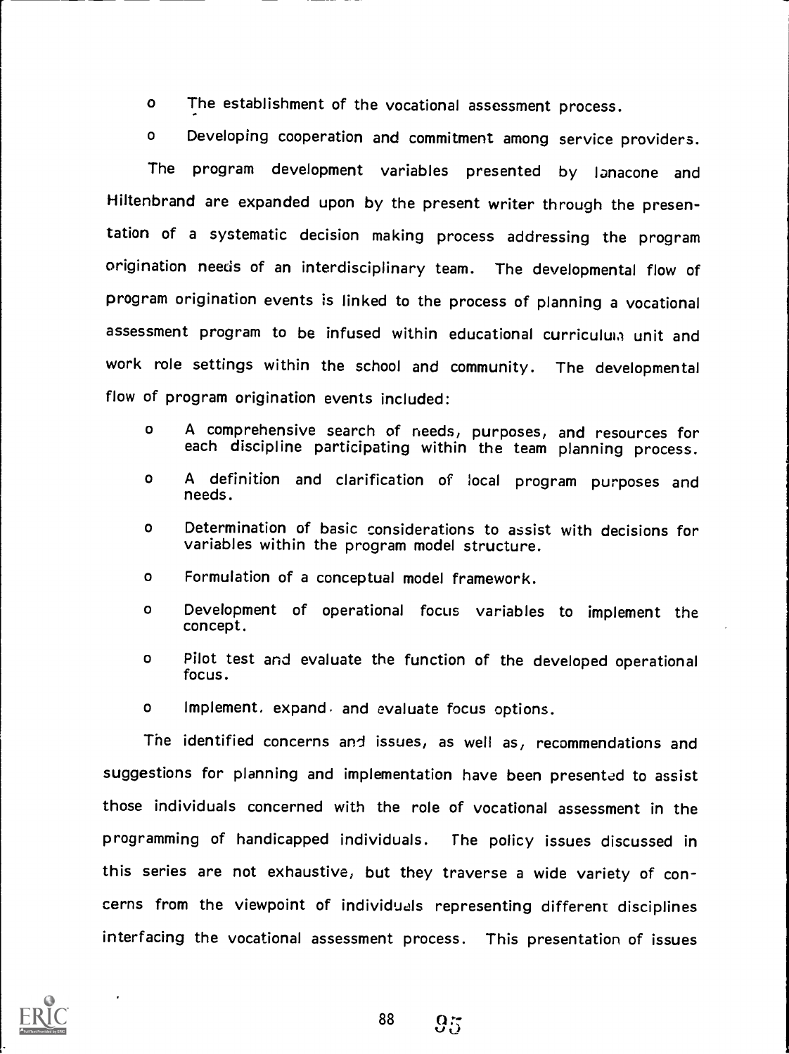- The establishment of the vocational assessment process.
- Developing cooperation and commitment among service providers.

The program development variables presented by Ianacone and Hiltenbrand are expanded upon by the present writer through the presentation of a systematic decision making process addressing the program origination needs of an interdisciplinary team. The developmental flow of program origination events is linked to the process of planning a vocational assessment program to be infused within educational curriculum unit and work role settings within the school and community. The developmental flow of program origination events included:

- A comprehensive search of needs, purposes, and resources for each discipline participating within the team planning process.
- A definition and clarification of local program purposes and needs.
- Determination of basic considerations to assist with decisions for variables within the program model structure.
- Formulation of a conceptual model framework.
- Development of operational focus variables to implement the concept.
- Pilot test and evaluate the function of the developed operational focus.
- Implement, expand, and evaluate focus options.

The identified concerns and issues, as well as, recommendations and suggestions for planning and implementation have been presented to assist those individuals concerned with the role of vocational assessment in the programming of handicapped individuals. The policy issues discussed in this series are not exhaustive, but they traverse a wide variety of concerns from the viewpoint of individuals representing different disciplines interfacing the vocational assessment process. This presentation of issues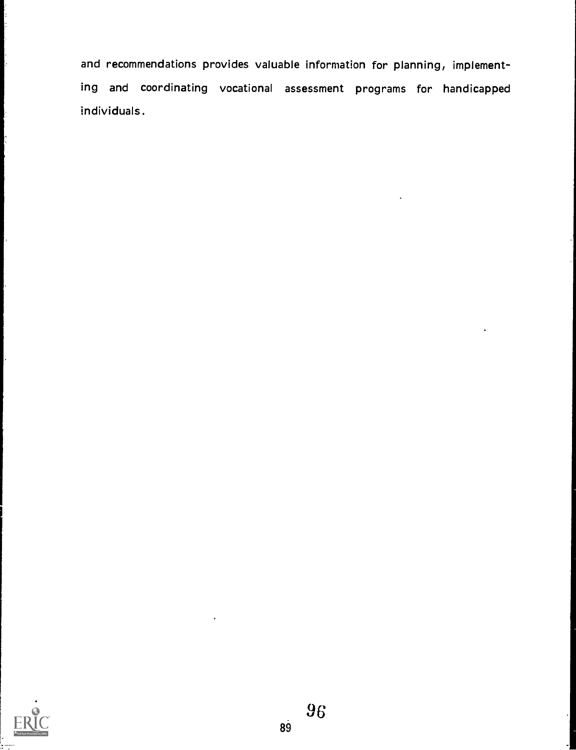and recommendations provides valuable information for planning, implementing and coordinating vocational assessment programs for handicapped individuals.